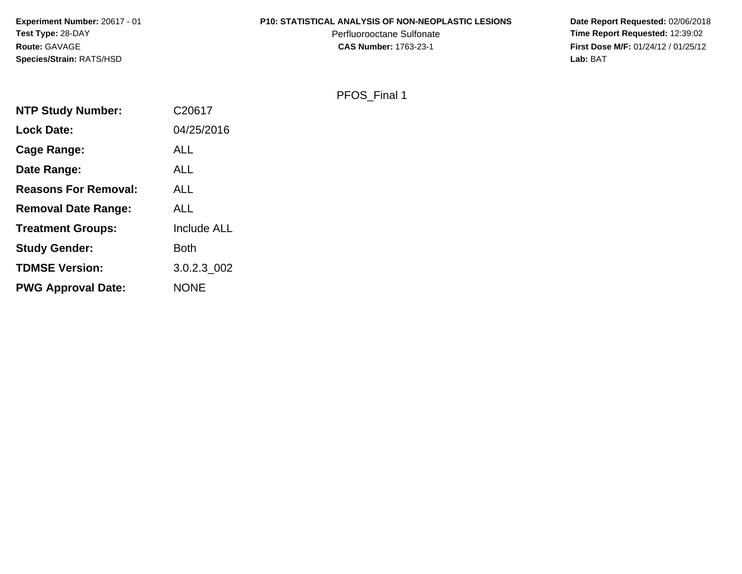**Experiment Number:** 20617 - 01
**Test Type:** 28-DAY
**Route:** GAVAGE
**Species/Strain:** RATS/HSD

**P10: STATISTICAL ANALYSIS OF NON-NEOPLASTIC LESIONS**
Perfluorooctane Sulfonate
**CAS Number:** 1763-23-1

**Date Report Requested:** 02/06/2018
**Time Report Requested:** 12:39:02
**First Dose M/F:** 01/24/12 / 01/25/12
**Lab:** BAT

PFOS_Final 1

| | |
|---|---|
| **NTP Study Number:** | C20617 |
| **Lock Date:** | 04/25/2016 |
| **Cage Range:** | ALL |
| **Date Range:** | ALL |
| **Reasons For Removal:** | ALL |
| **Removal Date Range:** | ALL |
| **Treatment Groups:** | Include ALL |
| **Study Gender:** | Both |
| **TDMSE Version:** | 3.0.2.3_002 |
| **PWG Approval Date:** | NONE |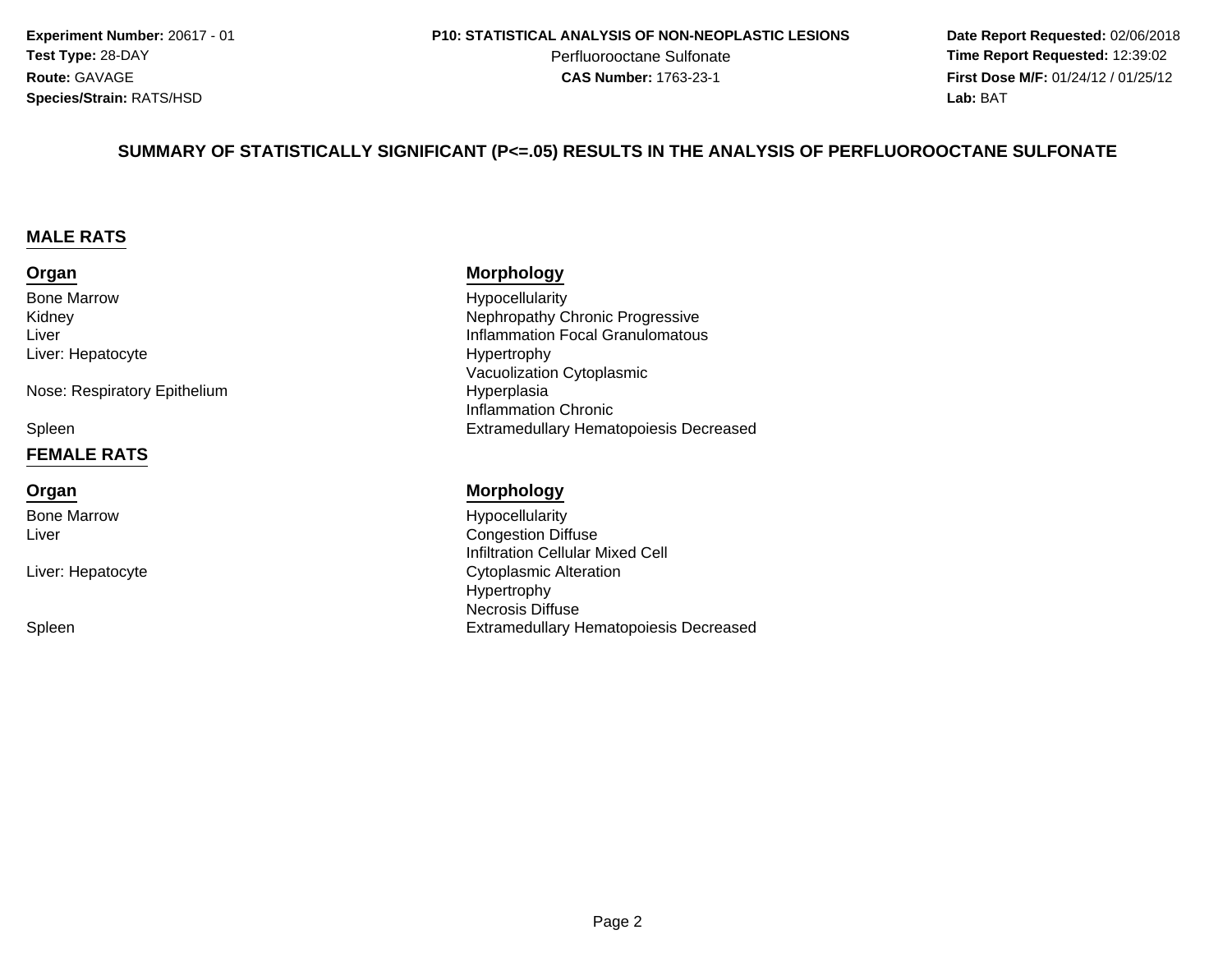**Experiment Number:** 20617 - 01
**Test Type:** 28-DAY
**Route:** GAVAGE
**Species/Strain:** RATS/HSD

**P10: STATISTICAL ANALYSIS OF NON-NEOPLASTIC LESIONS**
Perfluorooctane Sulfonate
**CAS Number:** 1763-23-1

**Date Report Requested:** 02/06/2018
**Time Report Requested:** 12:39:02
**First Dose M/F:** 01/24/12 / 01/25/12
**Lab:** BAT

## SUMMARY OF STATISTICALLY SIGNIFICANT (P<=.05) RESULTS IN THE ANALYSIS OF PERFLUOROOCTANE SULFONATE

### MALE RATS

| Organ | Morphology |
|---|---|
| Bone Marrow | Hypocellularity |
| Kidney | Nephropathy Chronic Progressive |
| Liver | Inflammation Focal Granulomatous |
| Liver: Hepatocyte | Hypertrophy |
| | Vacuolization Cytoplasmic |
| Nose: Respiratory Epithelium | Hyperplasia |
| | Inflammation Chronic |
| Spleen | Extramedullary Hematopoiesis Decreased |

### FEMALE RATS

| Organ | Morphology |
|---|---|
| Bone Marrow | Hypocellularity |
| Liver | Congestion Diffuse |
| | Infiltration Cellular Mixed Cell |
| Liver: Hepatocyte | Cytoplasmic Alteration |
| | Hypertrophy |
| | Necrosis Diffuse |
| Spleen | Extramedullary Hematopoiesis Decreased |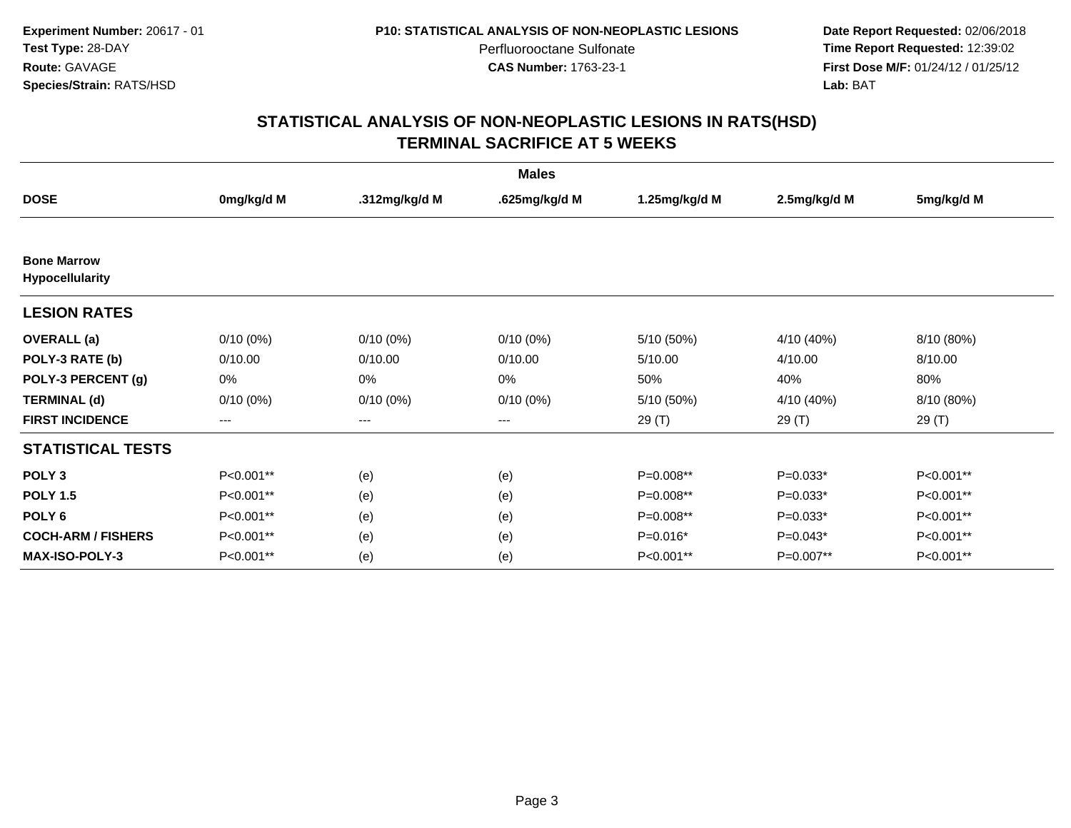**Experiment Number:** 20617 - 01
**Test Type:** 28-DAY
**Route:** GAVAGE
**Species/Strain:** RATS/HSD

**P10: STATISTICAL ANALYSIS OF NON-NEOPLASTIC LESIONS**
Perfluorooctane Sulfonate
**CAS Number:** 1763-23-1

**Date Report Requested:** 02/06/2018
**Time Report Requested:** 12:39:02
**First Dose M/F:** 01/24/12 / 01/25/12
**Lab:** BAT

## STATISTICAL ANALYSIS OF NON-NEOPLASTIC LESIONS IN RATS(HSD)
## TERMINAL SACRIFICE AT 5 WEEKS

| Males | | | | | | |
|---|---|---|---|---|---|---|
| **DOSE** | **0mg/kg/d M** | **.312mg/kg/d M** | **.625mg/kg/d M** | **1.25mg/kg/d M** | **2.5mg/kg/d M** | **5mg/kg/d M** |
| **Bone Marrow Hypocellularity** | | | | | | |
| **LESION RATES** | | | | | | |
| **OVERALL (a)** | 0/10 (0%) | 0/10 (0%) | 0/10 (0%) | 5/10 (50%) | 4/10 (40%) | 8/10 (80%) |
| **POLY-3 RATE (b)** | 0/10.00 | 0/10.00 | 0/10.00 | 5/10.00 | 4/10.00 | 8/10.00 |
| **POLY-3 PERCENT (g)** | 0% | 0% | 0% | 50% | 40% | 80% |
| **TERMINAL (d)** | 0/10 (0%) | 0/10 (0%) | 0/10 (0%) | 5/10 (50%) | 4/10 (40%) | 8/10 (80%) |
| **FIRST INCIDENCE** | --- | --- | --- | 29 (T) | 29 (T) | 29 (T) |
| **STATISTICAL TESTS** | | | | | | |
| **POLY 3** | P<0.001** | (e) | (e) | P=0.008** | P=0.033* | P<0.001** |
| **POLY 1.5** | P<0.001** | (e) | (e) | P=0.008** | P=0.033* | P<0.001** |
| **POLY 6** | P<0.001** | (e) | (e) | P=0.008** | P=0.033* | P<0.001** |
| **COCH-ARM / FISHERS** | P<0.001** | (e) | (e) | P=0.016* | P=0.043* | P<0.001** |
| **MAX-ISO-POLY-3** | P<0.001** | (e) | (e) | P<0.001** | P=0.007** | P<0.001** |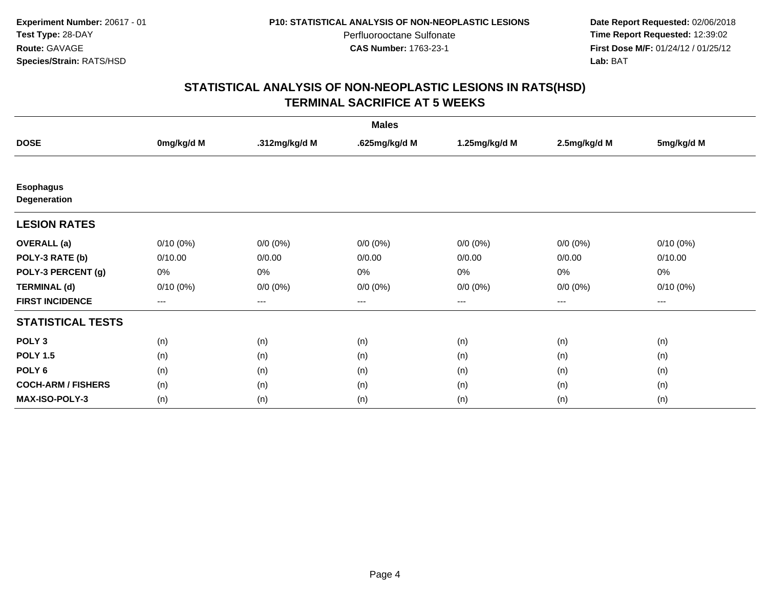**Experiment Number:** 20617 - 01
**Test Type:** 28-DAY
**Route:** GAVAGE
**Species/Strain:** RATS/HSD

**P10: STATISTICAL ANALYSIS OF NON-NEOPLASTIC LESIONS**
Perfluorooctane Sulfonate
**CAS Number:** 1763-23-1

**Date Report Requested:** 02/06/2018
**Time Report Requested:** 12:39:02
**First Dose M/F:** 01/24/12 / 01/25/12
**Lab:** BAT

## STATISTICAL ANALYSIS OF NON-NEOPLASTIC LESIONS IN RATS(HSD)
## TERMINAL SACRIFICE AT 5 WEEKS

| | Males | | | | | |
|---|---|---|---|---|---|---|
| **DOSE** | **0mg/kg/d M** | **.312mg/kg/d M** | **.625mg/kg/d M** | **1.25mg/kg/d M** | **2.5mg/kg/d M** | **5mg/kg/d M** |
| **Esophagus Degeneration** | | | | | | |
| **LESION RATES** | | | | | | |
| **OVERALL (a)** | 0/10 (0%) | 0/0 (0%) | 0/0 (0%) | 0/0 (0%) | 0/0 (0%) | 0/10 (0%) |
| **POLY-3 RATE (b)** | 0/10.00 | 0/0.00 | 0/0.00 | 0/0.00 | 0/0.00 | 0/10.00 |
| **POLY-3 PERCENT (g)** | 0% | 0% | 0% | 0% | 0% | 0% |
| **TERMINAL (d)** | 0/10 (0%) | 0/0 (0%) | 0/0 (0%) | 0/0 (0%) | 0/0 (0%) | 0/10 (0%) |
| **FIRST INCIDENCE** | --- | --- | --- | --- | --- | --- |
| **STATISTICAL TESTS** | | | | | | |
| **POLY 3** | (n) | (n) | (n) | (n) | (n) | (n) |
| **POLY 1.5** | (n) | (n) | (n) | (n) | (n) | (n) |
| **POLY 6** | (n) | (n) | (n) | (n) | (n) | (n) |
| **COCH-ARM / FISHERS** | (n) | (n) | (n) | (n) | (n) | (n) |
| **MAX-ISO-POLY-3** | (n) | (n) | (n) | (n) | (n) | (n) |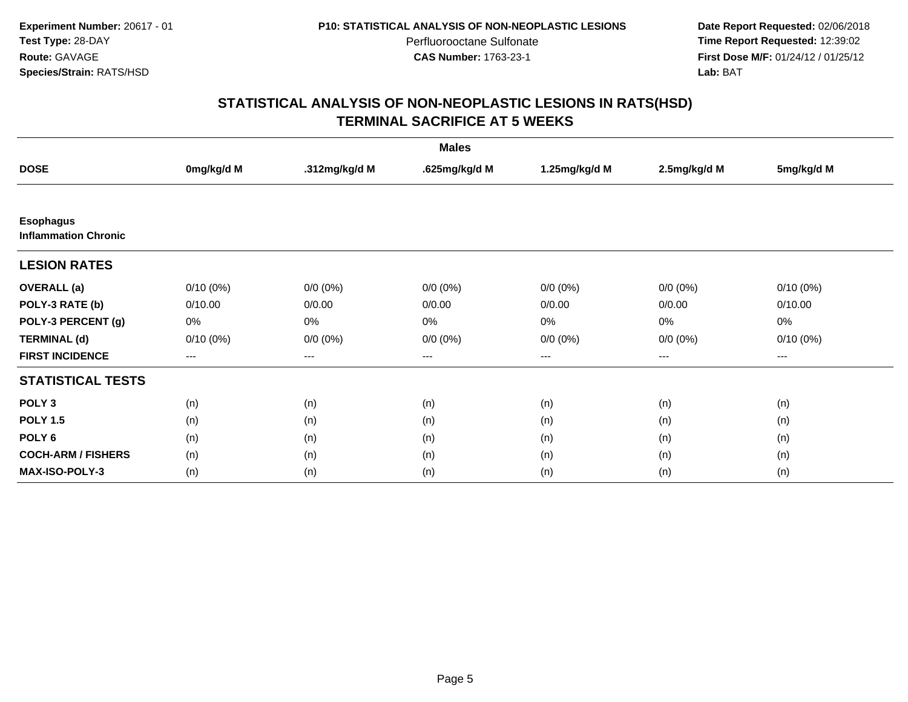**Experiment Number:** 20617 - 01
**Test Type:** 28-DAY
**Route:** GAVAGE
**Species/Strain:** RATS/HSD

**P10: STATISTICAL ANALYSIS OF NON-NEOPLASTIC LESIONS**
Perfluorooctane Sulfonate
**CAS Number:** 1763-23-1

**Date Report Requested:** 02/06/2018
**Time Report Requested:** 12:39:02
**First Dose M/F:** 01/24/12 / 01/25/12
**Lab:** BAT

## STATISTICAL ANALYSIS OF NON-NEOPLASTIC LESIONS IN RATS(HSD)
## TERMINAL SACRIFICE AT 5 WEEKS

| | Males | | | | | |
|---|---|---|---|---|---|---|
| **DOSE** | **0mg/kg/d M** | **.312mg/kg/d M** | **.625mg/kg/d M** | **1.25mg/kg/d M** | **2.5mg/kg/d M** | **5mg/kg/d M** |
| **Esophagus** | | | | | | |
| **Inflammation Chronic** | | | | | | |
| **LESION RATES** | | | | | | |
| **OVERALL (a)** | 0/10 (0%) | 0/0 (0%) | 0/0 (0%) | 0/0 (0%) | 0/0 (0%) | 0/10 (0%) |
| **POLY-3 RATE (b)** | 0/10.00 | 0/0.00 | 0/0.00 | 0/0.00 | 0/0.00 | 0/10.00 |
| **POLY-3 PERCENT (g)** | 0% | 0% | 0% | 0% | 0% | 0% |
| **TERMINAL (d)** | 0/10 (0%) | 0/0 (0%) | 0/0 (0%) | 0/0 (0%) | 0/0 (0%) | 0/10 (0%) |
| **FIRST INCIDENCE** | --- | --- | --- | --- | --- | --- |
| **STATISTICAL TESTS** | | | | | | |
| **POLY 3** | (n) | (n) | (n) | (n) | (n) | (n) |
| **POLY 1.5** | (n) | (n) | (n) | (n) | (n) | (n) |
| **POLY 6** | (n) | (n) | (n) | (n) | (n) | (n) |
| **COCH-ARM / FISHERS** | (n) | (n) | (n) | (n) | (n) | (n) |
| **MAX-ISO-POLY-3** | (n) | (n) | (n) | (n) | (n) | (n) |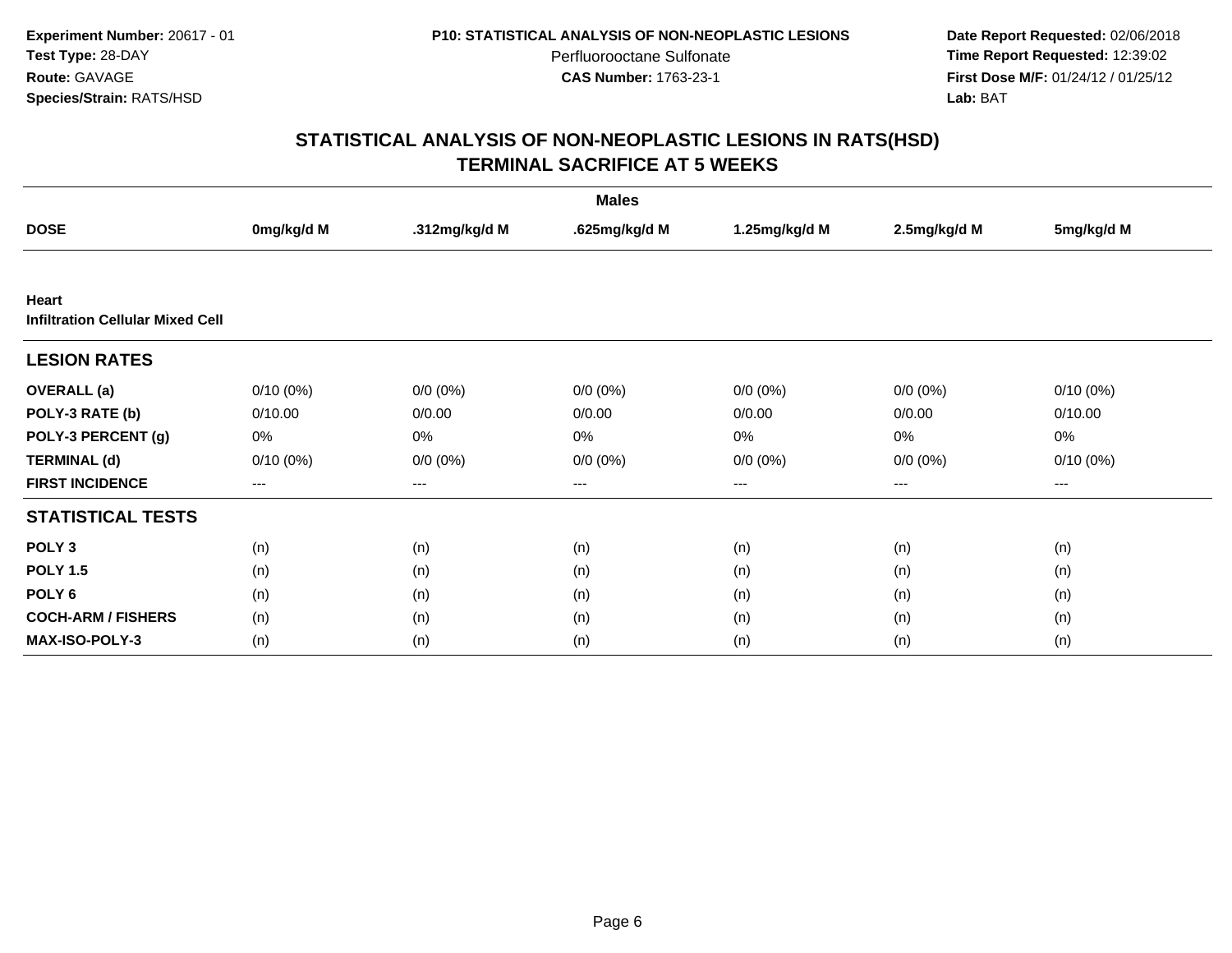**Experiment Number:** 20617 - 01
**Test Type:** 28-DAY
**Route:** GAVAGE
**Species/Strain:** RATS/HSD

**P10: STATISTICAL ANALYSIS OF NON-NEOPLASTIC LESIONS**
Perfluorooctane Sulfonate
**CAS Number:** 1763-23-1

**Date Report Requested:** 02/06/2018
**Time Report Requested:** 12:39:02
**First Dose M/F:** 01/24/12 / 01/25/12
**Lab:** BAT

# STATISTICAL ANALYSIS OF NON-NEOPLASTIC LESIONS IN RATS(HSD)
## TERMINAL SACRIFICE AT 5 WEEKS

| | Males | | | | | |
|---|---|---|---|---|---|---|
| **DOSE** | **0mg/kg/d M** | **.312mg/kg/d M** | **.625mg/kg/d M** | **1.25mg/kg/d M** | **2.5mg/kg/d M** | **5mg/kg/d M** |
| **Heart** | | | | | | |
| **Infiltration Cellular Mixed Cell** | | | | | | |
| **LESION RATES** | | | | | | |
| **OVERALL (a)** | 0/10 (0%) | 0/0 (0%) | 0/0 (0%) | 0/0 (0%) | 0/0 (0%) | 0/10 (0%) |
| **POLY-3 RATE (b)** | 0/10.00 | 0/0.00 | 0/0.00 | 0/0.00 | 0/0.00 | 0/10.00 |
| **POLY-3 PERCENT (g)** | 0% | 0% | 0% | 0% | 0% | 0% |
| **TERMINAL (d)** | 0/10 (0%) | 0/0 (0%) | 0/0 (0%) | 0/0 (0%) | 0/0 (0%) | 0/10 (0%) |
| **FIRST INCIDENCE** | --- | --- | --- | --- | --- | --- |
| **STATISTICAL TESTS** | | | | | | |
| **POLY 3** | (n) | (n) | (n) | (n) | (n) | (n) |
| **POLY 1.5** | (n) | (n) | (n) | (n) | (n) | (n) |
| **POLY 6** | (n) | (n) | (n) | (n) | (n) | (n) |
| **COCH-ARM / FISHERS** | (n) | (n) | (n) | (n) | (n) | (n) |
| **MAX-ISO-POLY-3** | (n) | (n) | (n) | (n) | (n) | (n) |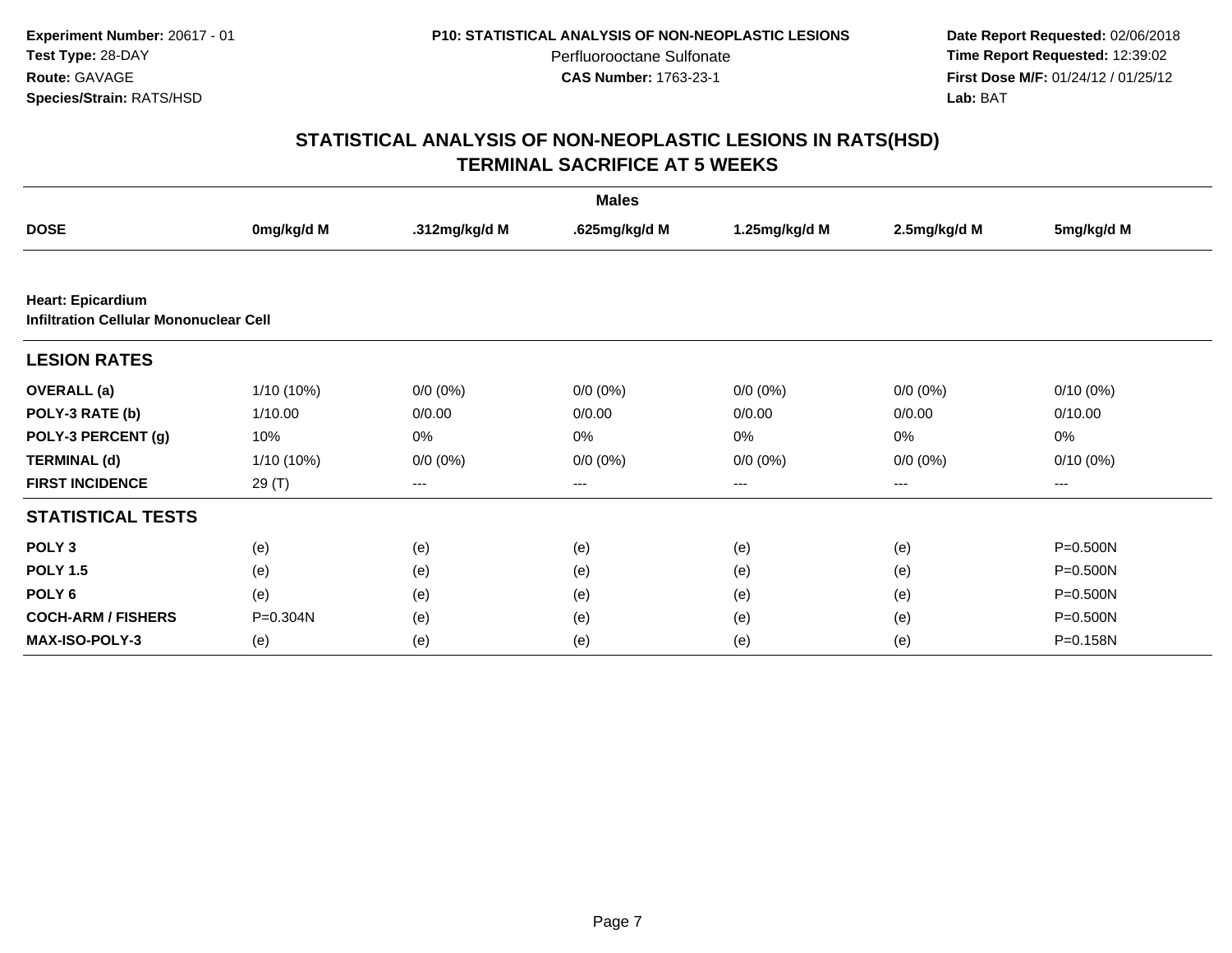**Experiment Number:** 20617 - 01
**Test Type:** 28-DAY
**Route:** GAVAGE
**Species/Strain:** RATS/HSD

**P10: STATISTICAL ANALYSIS OF NON-NEOPLASTIC LESIONS**
Perfluorooctane Sulfonate
**CAS Number:** 1763-23-1

**Date Report Requested:** 02/06/2018
**Time Report Requested:** 12:39:02
**First Dose M/F:** 01/24/12 / 01/25/12
**Lab:** BAT

## STATISTICAL ANALYSIS OF NON-NEOPLASTIC LESIONS IN RATS(HSD)
## TERMINAL SACRIFICE AT 5 WEEKS

| | Males | | | | | |
|---|---|---|---|---|---|---|
| **DOSE** | **0mg/kg/d M** | **.312mg/kg/d M** | **.625mg/kg/d M** | **1.25mg/kg/d M** | **2.5mg/kg/d M** | **5mg/kg/d M** |
| **Heart: Epicardium** | | | | | | |
| **Infiltration Cellular Mononuclear Cell** | | | | | | |
| **LESION RATES** | | | | | | |
| **OVERALL (a)** | 1/10 (10%) | 0/0 (0%) | 0/0 (0%) | 0/0 (0%) | 0/0 (0%) | 0/10 (0%) |
| **POLY-3 RATE (b)** | 1/10.00 | 0/0.00 | 0/0.00 | 0/0.00 | 0/0.00 | 0/10.00 |
| **POLY-3 PERCENT (g)** | 10% | 0% | 0% | 0% | 0% | 0% |
| **TERMINAL (d)** | 1/10 (10%) | 0/0 (0%) | 0/0 (0%) | 0/0 (0%) | 0/0 (0%) | 0/10 (0%) |
| **FIRST INCIDENCE** | 29 (T) | --- | --- | --- | --- | --- |
| **STATISTICAL TESTS** | | | | | | |
| **POLY 3** | (e) | (e) | (e) | (e) | (e) | P=0.500N |
| **POLY 1.5** | (e) | (e) | (e) | (e) | (e) | P=0.500N |
| **POLY 6** | (e) | (e) | (e) | (e) | (e) | P=0.500N |
| **COCH-ARM / FISHERS** | P=0.304N | (e) | (e) | (e) | (e) | P=0.500N |
| **MAX-ISO-POLY-3** | (e) | (e) | (e) | (e) | (e) | P=0.158N |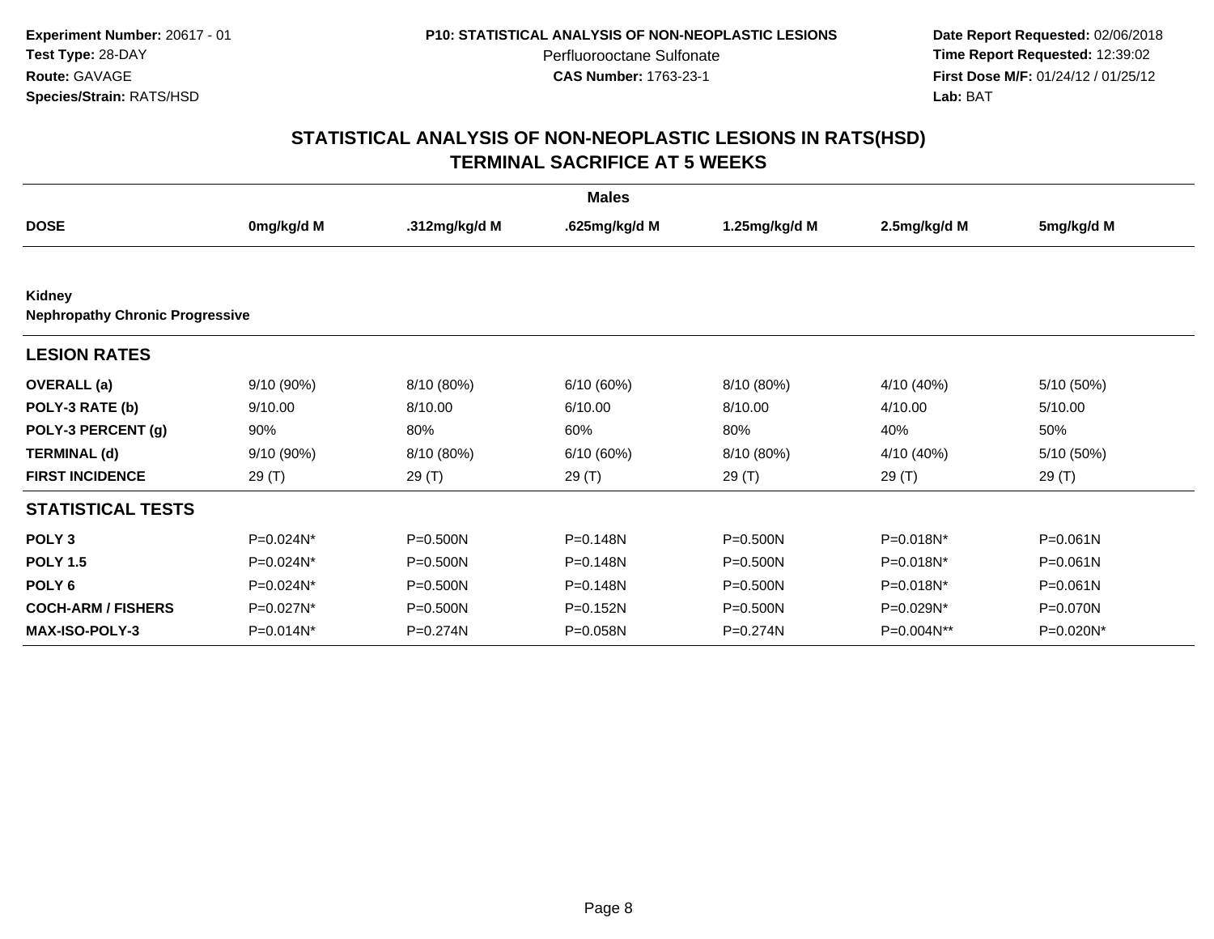Experiment Number: 20617 - 01
Test Type: 28-DAY
Route: GAVAGE
Species/Strain: RATS/HSD

P10: STATISTICAL ANALYSIS OF NON-NEOPLASTIC LESIONS
Perfluorooctane Sulfonate
CAS Number: 1763-23-1

Date Report Requested: 02/06/2018
Time Report Requested: 12:39:02
First Dose M/F: 01/24/12 / 01/25/12
Lab: BAT

# STATISTICAL ANALYSIS OF NON-NEOPLASTIC LESIONS IN RATS(HSD) TERMINAL SACRIFICE AT 5 WEEKS

| | Males | | | | | |
|---|---|---|---|---|---|---|
| **DOSE** | **0mg/kg/d M** | **.312mg/kg/d M** | **.625mg/kg/d M** | **1.25mg/kg/d M** | **2.5mg/kg/d M** | **5mg/kg/d M** |
| **Kidney** | | | | | | |
| **Nephropathy Chronic Progressive** | | | | | | |
| **LESION RATES** | | | | | | |
| **OVERALL (a)** | 9/10 (90%) | 8/10 (80%) | 6/10 (60%) | 8/10 (80%) | 4/10 (40%) | 5/10 (50%) |
| **POLY-3 RATE (b)** | 9/10.00 | 8/10.00 | 6/10.00 | 8/10.00 | 4/10.00 | 5/10.00 |
| **POLY-3 PERCENT (g)** | 90% | 80% | 60% | 80% | 40% | 50% |
| **TERMINAL (d)** | 9/10 (90%) | 8/10 (80%) | 6/10 (60%) | 8/10 (80%) | 4/10 (40%) | 5/10 (50%) |
| **FIRST INCIDENCE** | 29 (T) | 29 (T) | 29 (T) | 29 (T) | 29 (T) | 29 (T) |
| **STATISTICAL TESTS** | | | | | | |
| **POLY 3** | P=0.024N* | P=0.500N | P=0.148N | P=0.500N | P=0.018N* | P=0.061N |
| **POLY 1.5** | P=0.024N* | P=0.500N | P=0.148N | P=0.500N | P=0.018N* | P=0.061N |
| **POLY 6** | P=0.024N* | P=0.500N | P=0.148N | P=0.500N | P=0.018N* | P=0.061N |
| **COCH-ARM / FISHERS** | P=0.027N* | P=0.500N | P=0.152N | P=0.500N | P=0.029N* | P=0.070N |
| **MAX-ISO-POLY-3** | P=0.014N* | P=0.274N | P=0.058N | P=0.274N | P=0.004N** | P=0.020N* |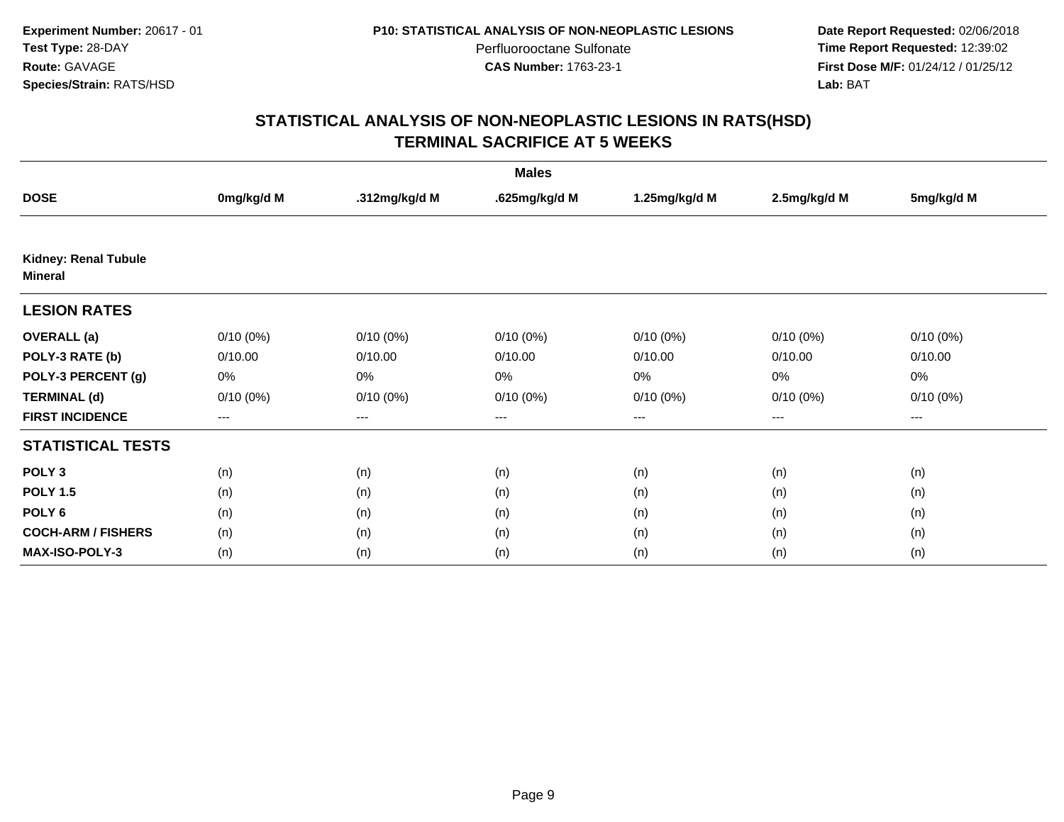**Experiment Number:** 20617 - 01
**Test Type:** 28-DAY
**Route:** GAVAGE
**Species/Strain:** RATS/HSD

**P10: STATISTICAL ANALYSIS OF NON-NEOPLASTIC LESIONS**
Perfluorooctane Sulfonate
**CAS Number:** 1763-23-1

**Date Report Requested:** 02/06/2018
**Time Report Requested:** 12:39:02
**First Dose M/F:** 01/24/12 / 01/25/12
**Lab:** BAT

# STATISTICAL ANALYSIS OF NON-NEOPLASTIC LESIONS IN RATS(HSD)
## TERMINAL SACRIFICE AT 5 WEEKS

| | Males | | | | | |
|---|---|---|---|---|---|---|
| **DOSE** | **0mg/kg/d M** | **.312mg/kg/d M** | **.625mg/kg/d M** | **1.25mg/kg/d M** | **2.5mg/kg/d M** | **5mg/kg/d M** |
| **Kidney: Renal Tubule Mineral** | | | | | | |
| **LESION RATES** | | | | | | |
| **OVERALL (a)** | 0/10 (0%) | 0/10 (0%) | 0/10 (0%) | 0/10 (0%) | 0/10 (0%) | 0/10 (0%) |
| **POLY-3 RATE (b)** | 0/10.00 | 0/10.00 | 0/10.00 | 0/10.00 | 0/10.00 | 0/10.00 |
| **POLY-3 PERCENT (g)** | 0% | 0% | 0% | 0% | 0% | 0% |
| **TERMINAL (d)** | 0/10 (0%) | 0/10 (0%) | 0/10 (0%) | 0/10 (0%) | 0/10 (0%) | 0/10 (0%) |
| **FIRST INCIDENCE** | --- | --- | --- | --- | --- | --- |
| **STATISTICAL TESTS** | | | | | | |
| **POLY 3** | (n) | (n) | (n) | (n) | (n) | (n) |
| **POLY 1.5** | (n) | (n) | (n) | (n) | (n) | (n) |
| **POLY 6** | (n) | (n) | (n) | (n) | (n) | (n) |
| **COCH-ARM / FISHERS** | (n) | (n) | (n) | (n) | (n) | (n) |
| **MAX-ISO-POLY-3** | (n) | (n) | (n) | (n) | (n) | (n) |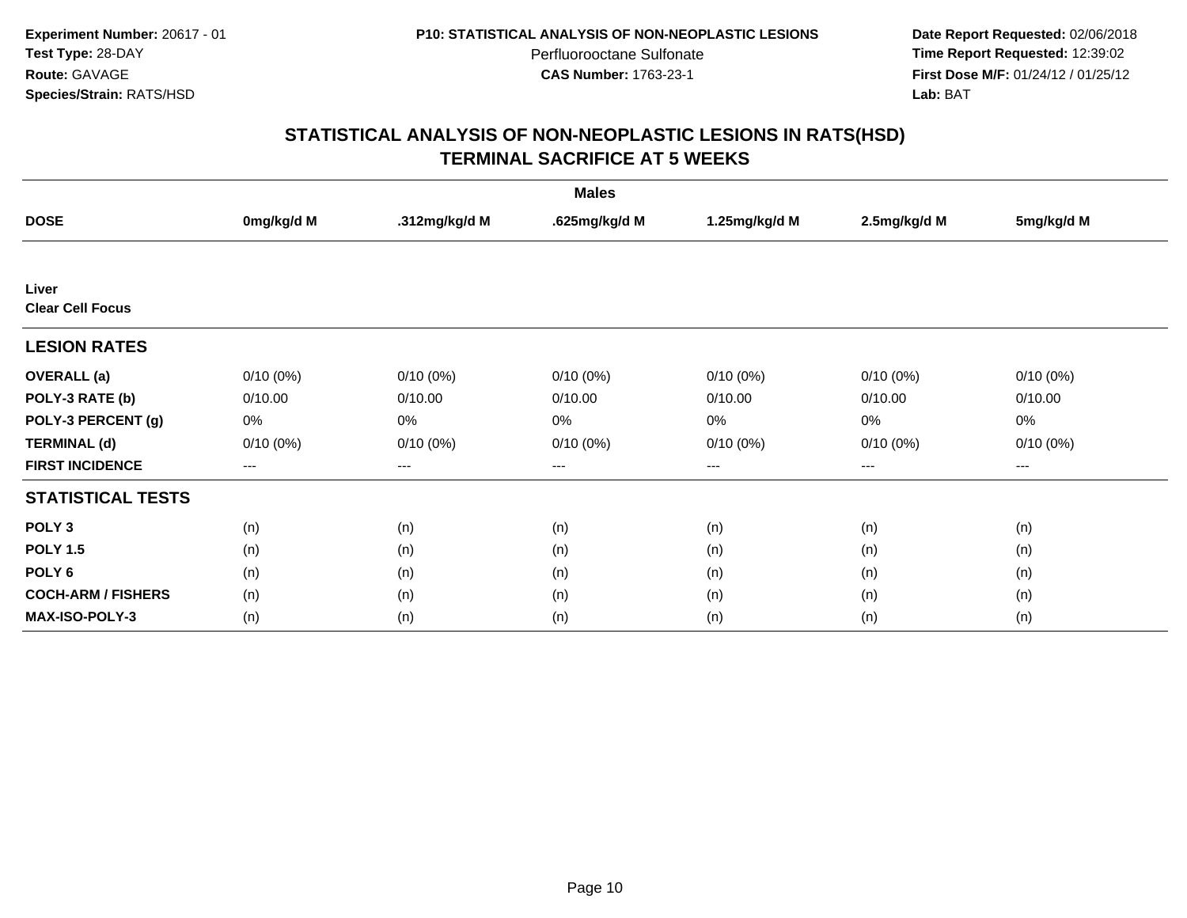**Experiment Number:** 20617 - 01
**Test Type:** 28-DAY
**Route:** GAVAGE
**Species/Strain:** RATS/HSD

**P10: STATISTICAL ANALYSIS OF NON-NEOPLASTIC LESIONS**
Perfluorooctane Sulfonate
**CAS Number:** 1763-23-1

**Date Report Requested:** 02/06/2018
**Time Report Requested:** 12:39:02
**First Dose M/F:** 01/24/12 / 01/25/12
**Lab:** BAT

## STATISTICAL ANALYSIS OF NON-NEOPLASTIC LESIONS IN RATS(HSD)
## TERMINAL SACRIFICE AT 5 WEEKS

| | Males | | | | | |
|---|---|---|---|---|---|---|
| **DOSE** | **0mg/kg/d M** | **.312mg/kg/d M** | **.625mg/kg/d M** | **1.25mg/kg/d M** | **2.5mg/kg/d M** | **5mg/kg/d M** |
| **Liver** | | | | | | |
| **Clear Cell Focus** | | | | | | |
| **LESION RATES** | | | | | | |
| **OVERALL (a)** | 0/10 (0%) | 0/10 (0%) | 0/10 (0%) | 0/10 (0%) | 0/10 (0%) | 0/10 (0%) |
| **POLY-3 RATE (b)** | 0/10.00 | 0/10.00 | 0/10.00 | 0/10.00 | 0/10.00 | 0/10.00 |
| **POLY-3 PERCENT (g)** | 0% | 0% | 0% | 0% | 0% | 0% |
| **TERMINAL (d)** | 0/10 (0%) | 0/10 (0%) | 0/10 (0%) | 0/10 (0%) | 0/10 (0%) | 0/10 (0%) |
| **FIRST INCIDENCE** | --- | --- | --- | --- | --- | --- |
| **STATISTICAL TESTS** | | | | | | |
| **POLY 3** | (n) | (n) | (n) | (n) | (n) | (n) |
| **POLY 1.5** | (n) | (n) | (n) | (n) | (n) | (n) |
| **POLY 6** | (n) | (n) | (n) | (n) | (n) | (n) |
| **COCH-ARM / FISHERS** | (n) | (n) | (n) | (n) | (n) | (n) |
| **MAX-ISO-POLY-3** | (n) | (n) | (n) | (n) | (n) | (n) |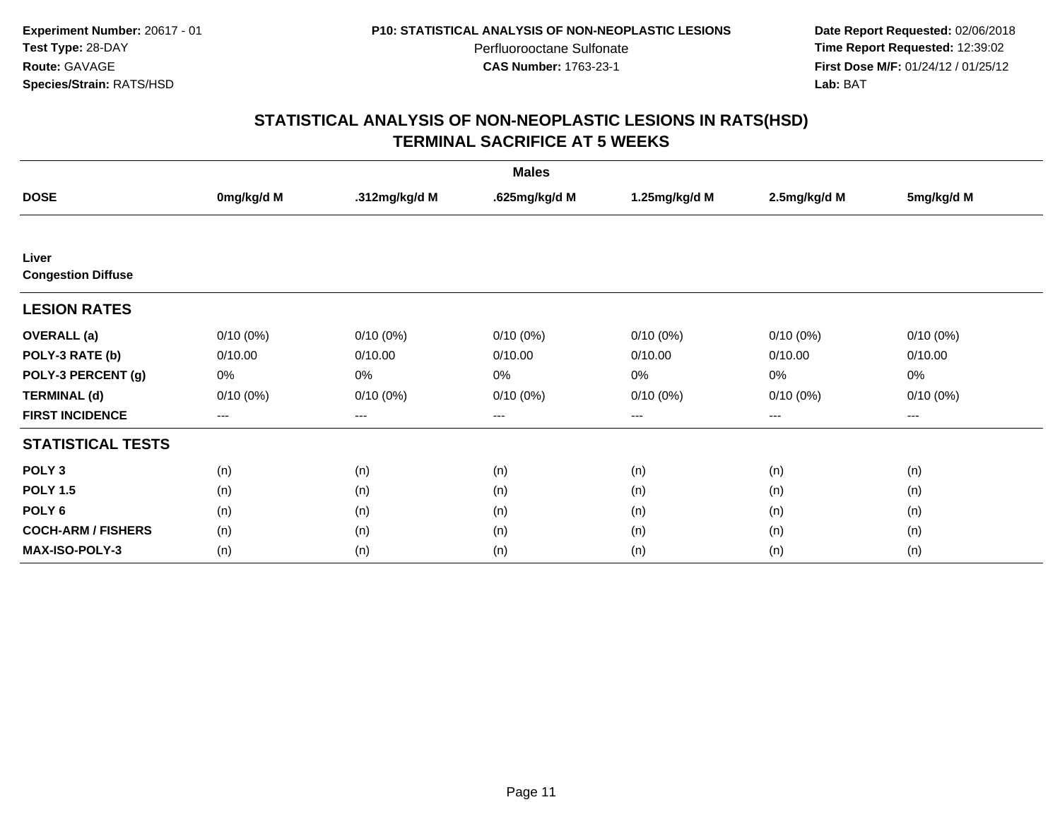**Experiment Number:** 20617 - 01
**Test Type:** 28-DAY
**Route:** GAVAGE
**Species/Strain:** RATS/HSD

**P10: STATISTICAL ANALYSIS OF NON-NEOPLASTIC LESIONS**
Perfluorooctane Sulfonate
**CAS Number:** 1763-23-1

**Date Report Requested:** 02/06/2018
**Time Report Requested:** 12:39:02
**First Dose M/F:** 01/24/12 / 01/25/12
**Lab:** BAT

## STATISTICAL ANALYSIS OF NON-NEOPLASTIC LESIONS IN RATS(HSD)
## TERMINAL SACRIFICE AT 5 WEEKS

| | Males | | | | | |
|---|---|---|---|---|---|---|
| **DOSE** | **0mg/kg/d M** | **.312mg/kg/d M** | **.625mg/kg/d M** | **1.25mg/kg/d M** | **2.5mg/kg/d M** | **5mg/kg/d M** |
| **Liver** | | | | | | |
| **Congestion Diffuse** | | | | | | |
| **LESION RATES** | | | | | | |
| **OVERALL (a)** | 0/10 (0%) | 0/10 (0%) | 0/10 (0%) | 0/10 (0%) | 0/10 (0%) | 0/10 (0%) |
| **POLY-3 RATE (b)** | 0/10.00 | 0/10.00 | 0/10.00 | 0/10.00 | 0/10.00 | 0/10.00 |
| **POLY-3 PERCENT (g)** | 0% | 0% | 0% | 0% | 0% | 0% |
| **TERMINAL (d)** | 0/10 (0%) | 0/10 (0%) | 0/10 (0%) | 0/10 (0%) | 0/10 (0%) | 0/10 (0%) |
| **FIRST INCIDENCE** | --- | --- | --- | --- | --- | --- |
| **STATISTICAL TESTS** | | | | | | |
| **POLY 3** | (n) | (n) | (n) | (n) | (n) | (n) |
| **POLY 1.5** | (n) | (n) | (n) | (n) | (n) | (n) |
| **POLY 6** | (n) | (n) | (n) | (n) | (n) | (n) |
| **COCH-ARM / FISHERS** | (n) | (n) | (n) | (n) | (n) | (n) |
| **MAX-ISO-POLY-3** | (n) | (n) | (n) | (n) | (n) | (n) |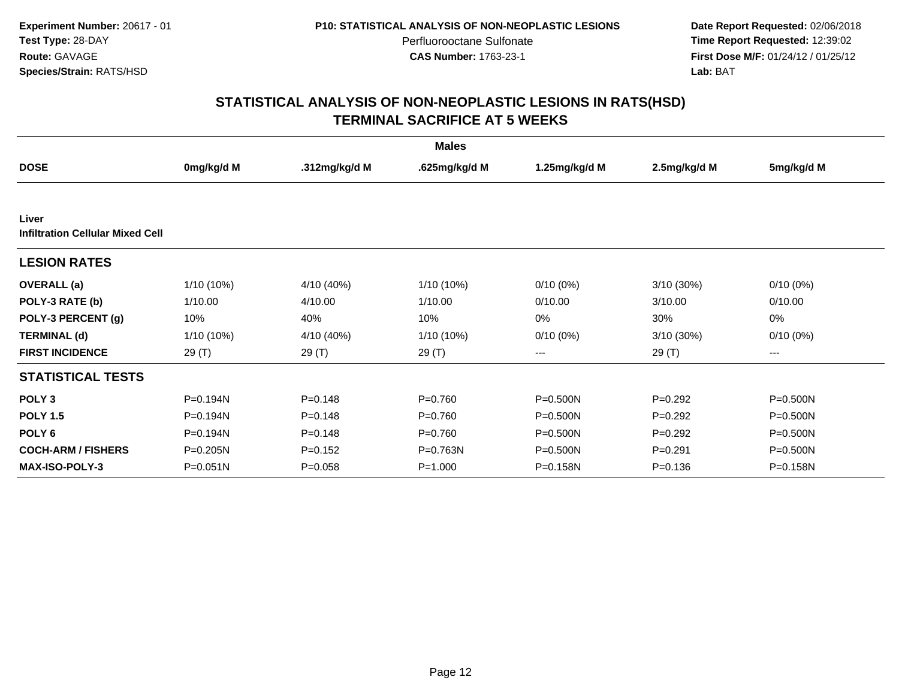**Experiment Number:** 20617 - 01
**Test Type:** 28-DAY
**Route:** GAVAGE
**Species/Strain:** RATS/HSD

**P10: STATISTICAL ANALYSIS OF NON-NEOPLASTIC LESIONS**
Perfluorooctane Sulfonate
**CAS Number:** 1763-23-1

**Date Report Requested:** 02/06/2018
**Time Report Requested:** 12:39:02
**First Dose M/F:** 01/24/12 / 01/25/12
**Lab:** BAT

## STATISTICAL ANALYSIS OF NON-NEOPLASTIC LESIONS IN RATS(HSD)
## TERMINAL SACRIFICE AT 5 WEEKS

| | Males | | | | | |
|---|---|---|---|---|---|---|
| **DOSE** | **0mg/kg/d M** | **.312mg/kg/d M** | **.625mg/kg/d M** | **1.25mg/kg/d M** | **2.5mg/kg/d M** | **5mg/kg/d M** |
| **Liver** | | | | | | |
| **Infiltration Cellular Mixed Cell** | | | | | | |
| **LESION RATES** | | | | | | |
| **OVERALL (a)** | 1/10 (10%) | 4/10 (40%) | 1/10 (10%) | 0/10 (0%) | 3/10 (30%) | 0/10 (0%) |
| **POLY-3 RATE (b)** | 1/10.00 | 4/10.00 | 1/10.00 | 0/10.00 | 3/10.00 | 0/10.00 |
| **POLY-3 PERCENT (g)** | 10% | 40% | 10% | 0% | 30% | 0% |
| **TERMINAL (d)** | 1/10 (10%) | 4/10 (40%) | 1/10 (10%) | 0/10 (0%) | 3/10 (30%) | 0/10 (0%) |
| **FIRST INCIDENCE** | 29 (T) | 29 (T) | 29 (T) | --- | 29 (T) | --- |
| **STATISTICAL TESTS** | | | | | | |
| **POLY 3** | P=0.194N | P=0.148 | P=0.760 | P=0.500N | P=0.292 | P=0.500N |
| **POLY 1.5** | P=0.194N | P=0.148 | P=0.760 | P=0.500N | P=0.292 | P=0.500N |
| **POLY 6** | P=0.194N | P=0.148 | P=0.760 | P=0.500N | P=0.292 | P=0.500N |
| **COCH-ARM / FISHERS** | P=0.205N | P=0.152 | P=0.763N | P=0.500N | P=0.291 | P=0.500N |
| **MAX-ISO-POLY-3** | P=0.051N | P=0.058 | P=1.000 | P=0.158N | P=0.136 | P=0.158N |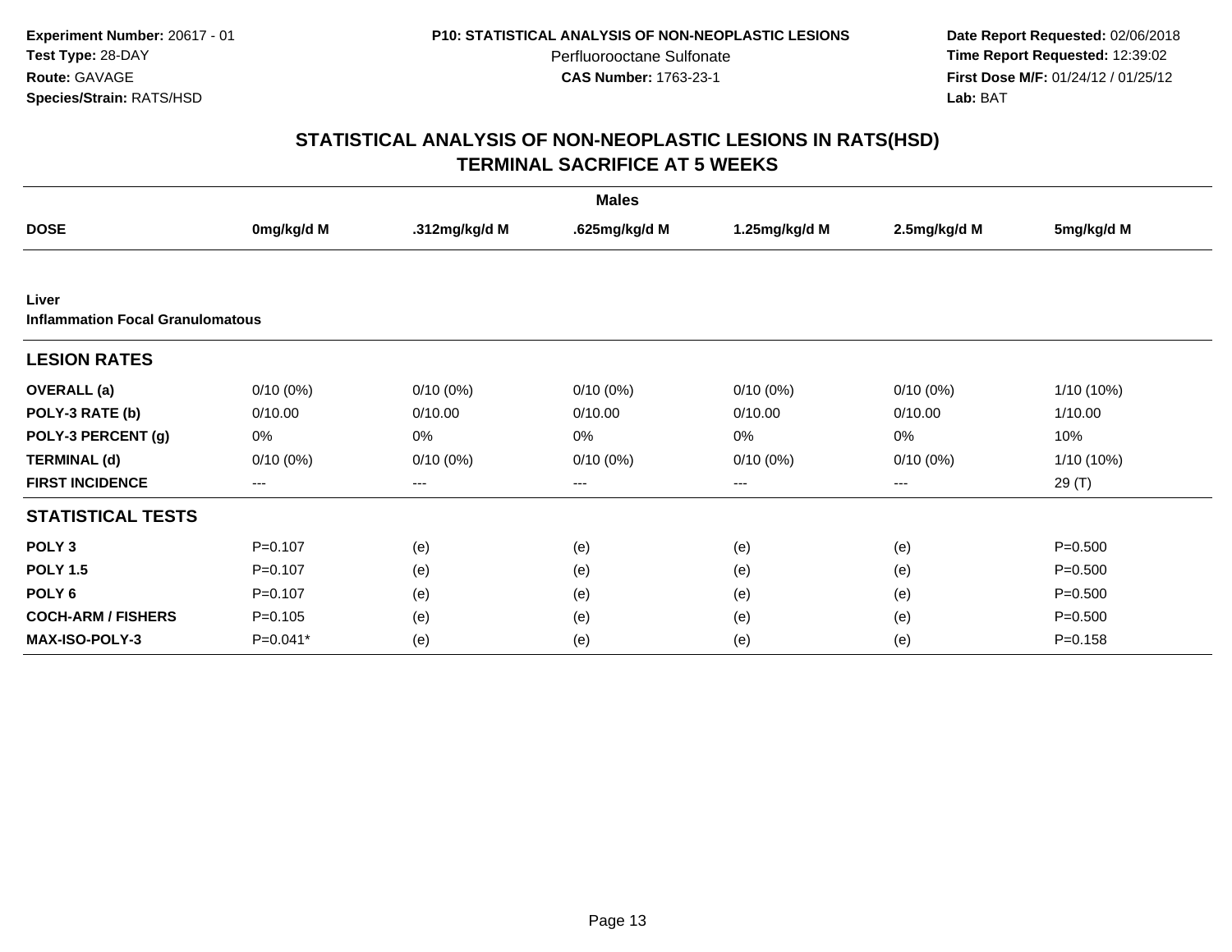**Experiment Number:** 20617 - 01
**Test Type:** 28-DAY
**Route:** GAVAGE
**Species/Strain:** RATS/HSD

**P10: STATISTICAL ANALYSIS OF NON-NEOPLASTIC LESIONS**
Perfluorooctane Sulfonate
**CAS Number:** 1763-23-1

**Date Report Requested:** 02/06/2018
**Time Report Requested:** 12:39:02
**First Dose M/F:** 01/24/12 / 01/25/12
**Lab:** BAT

## STATISTICAL ANALYSIS OF NON-NEOPLASTIC LESIONS IN RATS(HSD)
## TERMINAL SACRIFICE AT 5 WEEKS

| | Males | | | | | |
|---|---|---|---|---|---|---|
| **DOSE** | **0mg/kg/d M** | **.312mg/kg/d M** | **.625mg/kg/d M** | **1.25mg/kg/d M** | **2.5mg/kg/d M** | **5mg/kg/d M** |
| **Liver** | | | | | | |
| **Inflammation Focal Granulomatous** | | | | | | |
| **LESION RATES** | | | | | | |
| **OVERALL (a)** | 0/10 (0%) | 0/10 (0%) | 0/10 (0%) | 0/10 (0%) | 0/10 (0%) | 1/10 (10%) |
| **POLY-3 RATE (b)** | 0/10.00 | 0/10.00 | 0/10.00 | 0/10.00 | 0/10.00 | 1/10.00 |
| **POLY-3 PERCENT (g)** | 0% | 0% | 0% | 0% | 0% | 10% |
| **TERMINAL (d)** | 0/10 (0%) | 0/10 (0%) | 0/10 (0%) | 0/10 (0%) | 0/10 (0%) | 1/10 (10%) |
| **FIRST INCIDENCE** | --- | --- | --- | --- | --- | 29 (T) |
| **STATISTICAL TESTS** | | | | | | |
| **POLY 3** | P=0.107 | (e) | (e) | (e) | (e) | P=0.500 |
| **POLY 1.5** | P=0.107 | (e) | (e) | (e) | (e) | P=0.500 |
| **POLY 6** | P=0.107 | (e) | (e) | (e) | (e) | P=0.500 |
| **COCH-ARM / FISHERS** | P=0.105 | (e) | (e) | (e) | (e) | P=0.500 |
| **MAX-ISO-POLY-3** | P=0.041* | (e) | (e) | (e) | (e) | P=0.158 |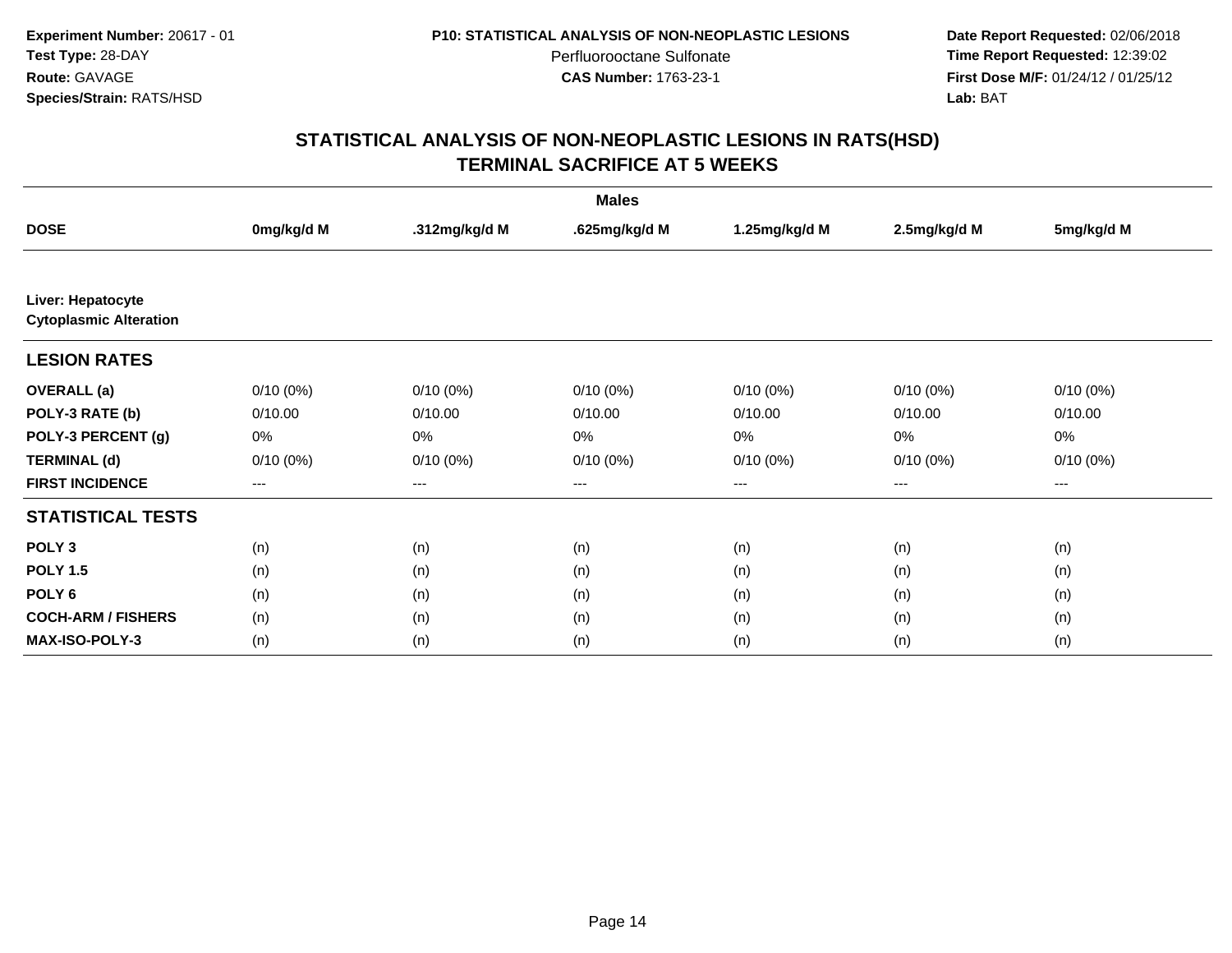**Experiment Number:** 20617 - 01
**Test Type:** 28-DAY
**Route:** GAVAGE
**Species/Strain:** RATS/HSD

**P10: STATISTICAL ANALYSIS OF NON-NEOPLASTIC LESIONS**
Perfluorooctane Sulfonate
**CAS Number:** 1763-23-1

**Date Report Requested:** 02/06/2018
**Time Report Requested:** 12:39:02
**First Dose M/F:** 01/24/12 / 01/25/12
**Lab:** BAT

## STATISTICAL ANALYSIS OF NON-NEOPLASTIC LESIONS IN RATS(HSD)
## TERMINAL SACRIFICE AT 5 WEEKS

| | Males | | | | | |
|---|---|---|---|---|---|---|
| **DOSE** | **0mg/kg/d M** | **.312mg/kg/d M** | **.625mg/kg/d M** | **1.25mg/kg/d M** | **2.5mg/kg/d M** | **5mg/kg/d M** |
| **Liver: Hepatocyte Cytoplasmic Alteration** | | | | | | |
| **LESION RATES** | | | | | | |
| **OVERALL (a)** | 0/10 (0%) | 0/10 (0%) | 0/10 (0%) | 0/10 (0%) | 0/10 (0%) | 0/10 (0%) |
| **POLY-3 RATE (b)** | 0/10.00 | 0/10.00 | 0/10.00 | 0/10.00 | 0/10.00 | 0/10.00 |
| **POLY-3 PERCENT (g)** | 0% | 0% | 0% | 0% | 0% | 0% |
| **TERMINAL (d)** | 0/10 (0%) | 0/10 (0%) | 0/10 (0%) | 0/10 (0%) | 0/10 (0%) | 0/10 (0%) |
| **FIRST INCIDENCE** | --- | --- | --- | --- | --- | --- |
| **STATISTICAL TESTS** | | | | | | |
| **POLY 3** | (n) | (n) | (n) | (n) | (n) | (n) |
| **POLY 1.5** | (n) | (n) | (n) | (n) | (n) | (n) |
| **POLY 6** | (n) | (n) | (n) | (n) | (n) | (n) |
| **COCH-ARM / FISHERS** | (n) | (n) | (n) | (n) | (n) | (n) |
| **MAX-ISO-POLY-3** | (n) | (n) | (n) | (n) | (n) | (n) |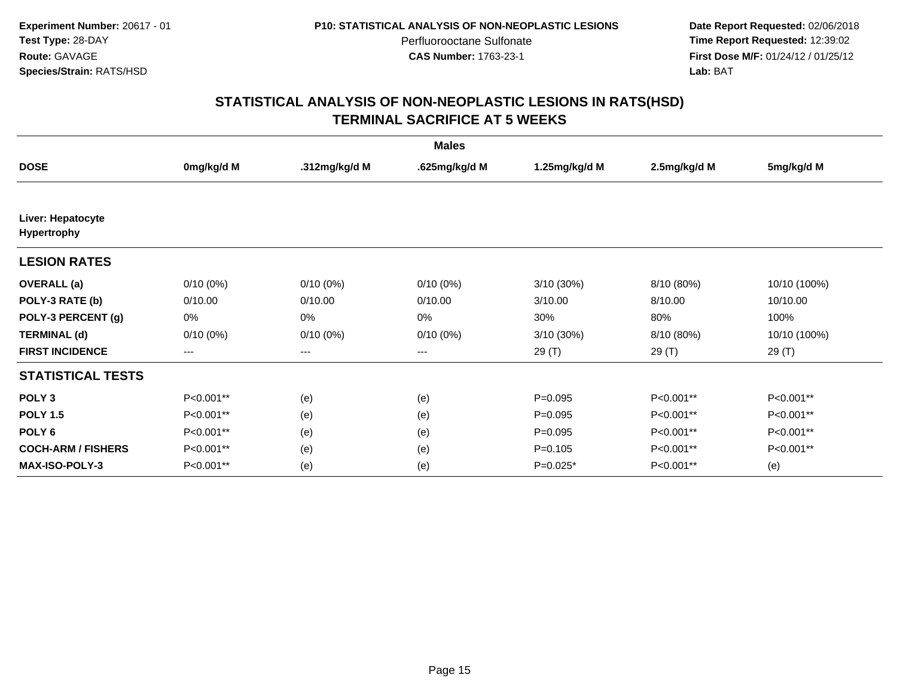Experiment Number: 20617 - 01
Test Type: 28-DAY
Route: GAVAGE
Species/Strain: RATS/HSD

P10: STATISTICAL ANALYSIS OF NON-NEOPLASTIC LESIONS
Perfluorooctane Sulfonate
CAS Number: 1763-23-1

Date Report Requested: 02/06/2018
Time Report Requested: 12:39:02
First Dose M/F: 01/24/12 / 01/25/12
Lab: BAT

# STATISTICAL ANALYSIS OF NON-NEOPLASTIC LESIONS IN RATS(HSD)
## TERMINAL SACRIFICE AT 5 WEEKS

| | Males | | | | | |
|---|---|---|---|---|---|---|
| **DOSE** | **0mg/kg/d M** | **.312mg/kg/d M** | **.625mg/kg/d M** | **1.25mg/kg/d M** | **2.5mg/kg/d M** | **5mg/kg/d M** |
| **Liver: Hepatocyte Hypertrophy** | | | | | | |
| **LESION RATES** | | | | | | |
| **OVERALL (a)** | 0/10 (0%) | 0/10 (0%) | 0/10 (0%) | 3/10 (30%) | 8/10 (80%) | 10/10 (100%) |
| **POLY-3 RATE (b)** | 0/10.00 | 0/10.00 | 0/10.00 | 3/10.00 | 8/10.00 | 10/10.00 |
| **POLY-3 PERCENT (g)** | 0% | 0% | 0% | 30% | 80% | 100% |
| **TERMINAL (d)** | 0/10 (0%) | 0/10 (0%) | 0/10 (0%) | 3/10 (30%) | 8/10 (80%) | 10/10 (100%) |
| **FIRST INCIDENCE** | --- | --- | --- | 29 (T) | 29 (T) | 29 (T) |
| **STATISTICAL TESTS** | | | | | | |
| **POLY 3** | P<0.001** | (e) | (e) | P=0.095 | P<0.001** | P<0.001** |
| **POLY 1.5** | P<0.001** | (e) | (e) | P=0.095 | P<0.001** | P<0.001** |
| **POLY 6** | P<0.001** | (e) | (e) | P=0.095 | P<0.001** | P<0.001** |
| **COCH-ARM / FISHERS** | P<0.001** | (e) | (e) | P=0.105 | P<0.001** | P<0.001** |
| **MAX-ISO-POLY-3** | P<0.001** | (e) | (e) | P=0.025* | P<0.001** | (e) |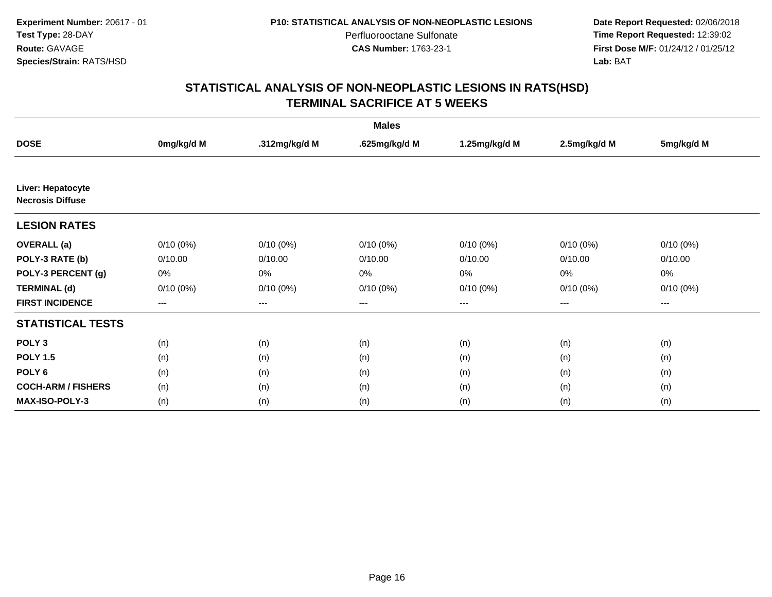**Experiment Number:** 20617 - 01
**Test Type:** 28-DAY
**Route:** GAVAGE
**Species/Strain:** RATS/HSD

**P10: STATISTICAL ANALYSIS OF NON-NEOPLASTIC LESIONS**
Perfluorooctane Sulfonate
**CAS Number:** 1763-23-1

**Date Report Requested:** 02/06/2018
**Time Report Requested:** 12:39:02
**First Dose M/F:** 01/24/12 / 01/25/12
**Lab:** BAT

## STATISTICAL ANALYSIS OF NON-NEOPLASTIC LESIONS IN RATS(HSD)
## TERMINAL SACRIFICE AT 5 WEEKS

| | Males | | | | | |
|---|---|---|---|---|---|---|
| **DOSE** | **0mg/kg/d M** | **.312mg/kg/d M** | **.625mg/kg/d M** | **1.25mg/kg/d M** | **2.5mg/kg/d M** | **5mg/kg/d M** |
| **Liver: Hepatocyte Necrosis Diffuse** | | | | | | |
| **LESION RATES** | | | | | | |
| **OVERALL (a)** | 0/10 (0%) | 0/10 (0%) | 0/10 (0%) | 0/10 (0%) | 0/10 (0%) | 0/10 (0%) |
| **POLY-3 RATE (b)** | 0/10.00 | 0/10.00 | 0/10.00 | 0/10.00 | 0/10.00 | 0/10.00 |
| **POLY-3 PERCENT (g)** | 0% | 0% | 0% | 0% | 0% | 0% |
| **TERMINAL (d)** | 0/10 (0%) | 0/10 (0%) | 0/10 (0%) | 0/10 (0%) | 0/10 (0%) | 0/10 (0%) |
| **FIRST INCIDENCE** | --- | --- | --- | --- | --- | --- |
| **STATISTICAL TESTS** | | | | | | |
| **POLY 3** | (n) | (n) | (n) | (n) | (n) | (n) |
| **POLY 1.5** | (n) | (n) | (n) | (n) | (n) | (n) |
| **POLY 6** | (n) | (n) | (n) | (n) | (n) | (n) |
| **COCH-ARM / FISHERS** | (n) | (n) | (n) | (n) | (n) | (n) |
| **MAX-ISO-POLY-3** | (n) | (n) | (n) | (n) | (n) | (n) |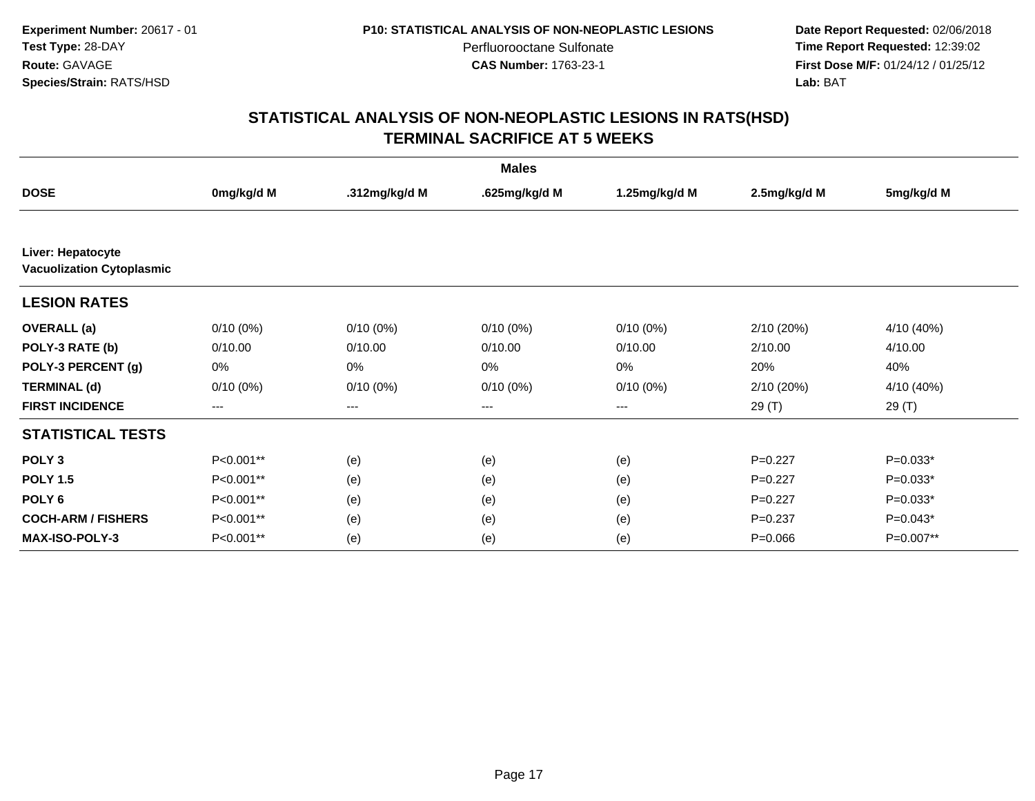**Experiment Number:** 20617 - 01
**Test Type:** 28-DAY
**Route:** GAVAGE
**Species/Strain:** RATS/HSD

**P10: STATISTICAL ANALYSIS OF NON-NEOPLASTIC LESIONS**
Perfluorooctane Sulfonate
**CAS Number:** 1763-23-1

**Date Report Requested:** 02/06/2018
**Time Report Requested:** 12:39:02
**First Dose M/F:** 01/24/12 / 01/25/12
**Lab:** BAT

# STATISTICAL ANALYSIS OF NON-NEOPLASTIC LESIONS IN RATS(HSD)
## TERMINAL SACRIFICE AT 5 WEEKS

| | Males | | | | | |
|---|---|---|---|---|---|---|
| **DOSE** | **0mg/kg/d M** | **.312mg/kg/d M** | **.625mg/kg/d M** | **1.25mg/kg/d M** | **2.5mg/kg/d M** | **5mg/kg/d M** |
| **Liver: Hepatocyte Vacuolization Cytoplasmic** | | | | | | |
| **LESION RATES** | | | | | | |
| **OVERALL (a)** | 0/10 (0%) | 0/10 (0%) | 0/10 (0%) | 0/10 (0%) | 2/10 (20%) | 4/10 (40%) |
| **POLY-3 RATE (b)** | 0/10.00 | 0/10.00 | 0/10.00 | 0/10.00 | 2/10.00 | 4/10.00 |
| **POLY-3 PERCENT (g)** | 0% | 0% | 0% | 0% | 20% | 40% |
| **TERMINAL (d)** | 0/10 (0%) | 0/10 (0%) | 0/10 (0%) | 0/10 (0%) | 2/10 (20%) | 4/10 (40%) |
| **FIRST INCIDENCE** | --- | --- | --- | --- | 29 (T) | 29 (T) |
| **STATISTICAL TESTS** | | | | | | |
| **POLY 3** | P<0.001** | (e) | (e) | (e) | P=0.227 | P=0.033* |
| **POLY 1.5** | P<0.001** | (e) | (e) | (e) | P=0.227 | P=0.033* |
| **POLY 6** | P<0.001** | (e) | (e) | (e) | P=0.227 | P=0.033* |
| **COCH-ARM / FISHERS** | P<0.001** | (e) | (e) | (e) | P=0.237 | P=0.043* |
| **MAX-ISO-POLY-3** | P<0.001** | (e) | (e) | (e) | P=0.066 | P=0.007** |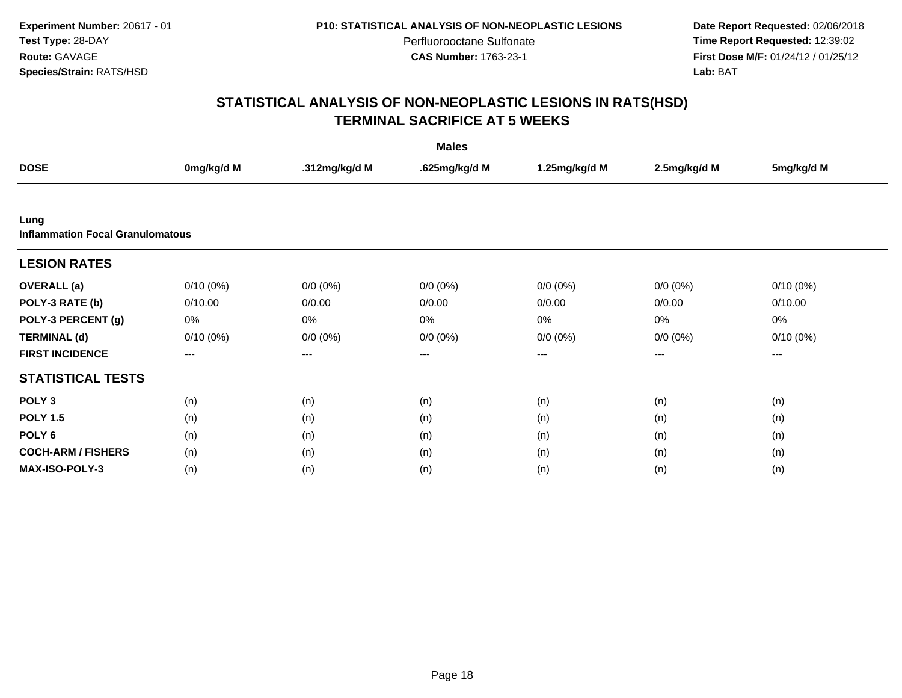**Experiment Number:** 20617 - 01
**Test Type:** 28-DAY
**Route:** GAVAGE
**Species/Strain:** RATS/HSD

**P10: STATISTICAL ANALYSIS OF NON-NEOPLASTIC LESIONS**
Perfluorooctane Sulfonate
**CAS Number:** 1763-23-1

**Date Report Requested:** 02/06/2018
**Time Report Requested:** 12:39:02
**First Dose M/F:** 01/24/12 / 01/25/12
**Lab:** BAT

# STATISTICAL ANALYSIS OF NON-NEOPLASTIC LESIONS IN RATS(HSD)
## TERMINAL SACRIFICE AT 5 WEEKS

| | Males | | | | | |
|---|---|---|---|---|---|---|
| **DOSE** | **0mg/kg/d M** | **.312mg/kg/d M** | **.625mg/kg/d M** | **1.25mg/kg/d M** | **2.5mg/kg/d M** | **5mg/kg/d M** |
| **Lung** | | | | | | |
| **Inflammation Focal Granulomatous** | | | | | | |
| **LESION RATES** | | | | | | |
| **OVERALL (a)** | 0/10 (0%) | 0/0 (0%) | 0/0 (0%) | 0/0 (0%) | 0/0 (0%) | 0/10 (0%) |
| **POLY-3 RATE (b)** | 0/10.00 | 0/0.00 | 0/0.00 | 0/0.00 | 0/0.00 | 0/10.00 |
| **POLY-3 PERCENT (g)** | 0% | 0% | 0% | 0% | 0% | 0% |
| **TERMINAL (d)** | 0/10 (0%) | 0/0 (0%) | 0/0 (0%) | 0/0 (0%) | 0/0 (0%) | 0/10 (0%) |
| **FIRST INCIDENCE** | --- | --- | --- | --- | --- | --- |
| **STATISTICAL TESTS** | | | | | | |
| **POLY 3** | (n) | (n) | (n) | (n) | (n) | (n) |
| **POLY 1.5** | (n) | (n) | (n) | (n) | (n) | (n) |
| **POLY 6** | (n) | (n) | (n) | (n) | (n) | (n) |
| **COCH-ARM / FISHERS** | (n) | (n) | (n) | (n) | (n) | (n) |
| **MAX-ISO-POLY-3** | (n) | (n) | (n) | (n) | (n) | (n) |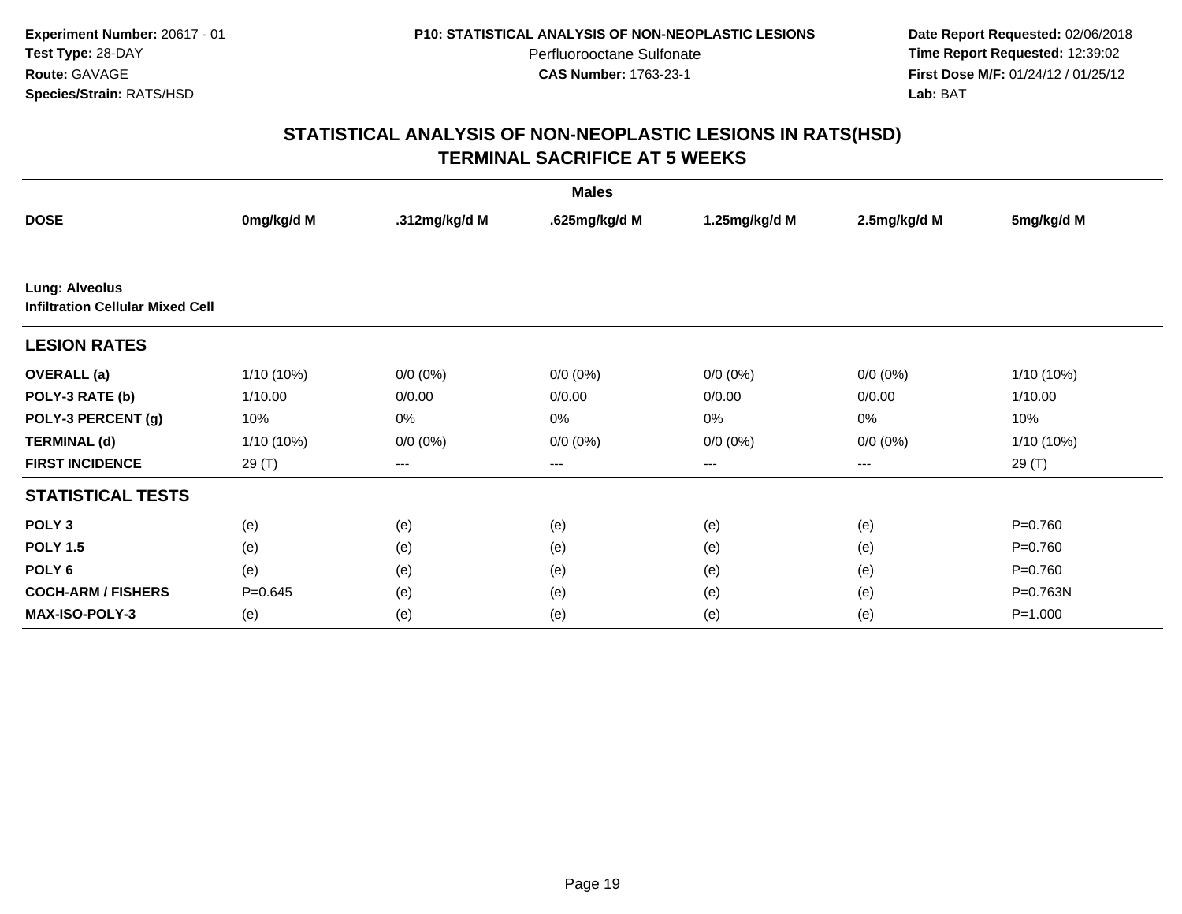Experiment Number: 20617 - 01
Test Type: 28-DAY
Route: GAVAGE
Species/Strain: RATS/HSD

P10: STATISTICAL ANALYSIS OF NON-NEOPLASTIC LESIONS
Perfluorooctane Sulfonate
CAS Number: 1763-23-1

Date Report Requested: 02/06/2018
Time Report Requested: 12:39:02
First Dose M/F: 01/24/12 / 01/25/12
Lab: BAT

# STATISTICAL ANALYSIS OF NON-NEOPLASTIC LESIONS IN RATS(HSD)
## TERMINAL SACRIFICE AT 5 WEEKS

| Males | | | | | | |
|---|---|---|---|---|---|---|
| **DOSE** | **0mg/kg/d M** | **.312mg/kg/d M** | **.625mg/kg/d M** | **1.25mg/kg/d M** | **2.5mg/kg/d M** | **5mg/kg/d M** |
| **Lung: Alveolus** | | | | | | |
| **Infiltration Cellular Mixed Cell** | | | | | | |
| **LESION RATES** | | | | | | |
| **OVERALL (a)** | 1/10 (10%) | 0/0 (0%) | 0/0 (0%) | 0/0 (0%) | 0/0 (0%) | 1/10 (10%) |
| **POLY-3 RATE (b)** | 1/10.00 | 0/0.00 | 0/0.00 | 0/0.00 | 0/0.00 | 1/10.00 |
| **POLY-3 PERCENT (g)** | 10% | 0% | 0% | 0% | 0% | 10% |
| **TERMINAL (d)** | 1/10 (10%) | 0/0 (0%) | 0/0 (0%) | 0/0 (0%) | 0/0 (0%) | 1/10 (10%) |
| **FIRST INCIDENCE** | 29 (T) | --- | --- | --- | --- | 29 (T) |
| **STATISTICAL TESTS** | | | | | | |
| **POLY 3** | (e) | (e) | (e) | (e) | (e) | P=0.760 |
| **POLY 1.5** | (e) | (e) | (e) | (e) | (e) | P=0.760 |
| **POLY 6** | (e) | (e) | (e) | (e) | (e) | P=0.760 |
| **COCH-ARM / FISHERS** | P=0.645 | (e) | (e) | (e) | (e) | P=0.763N |
| **MAX-ISO-POLY-3** | (e) | (e) | (e) | (e) | (e) | P=1.000 |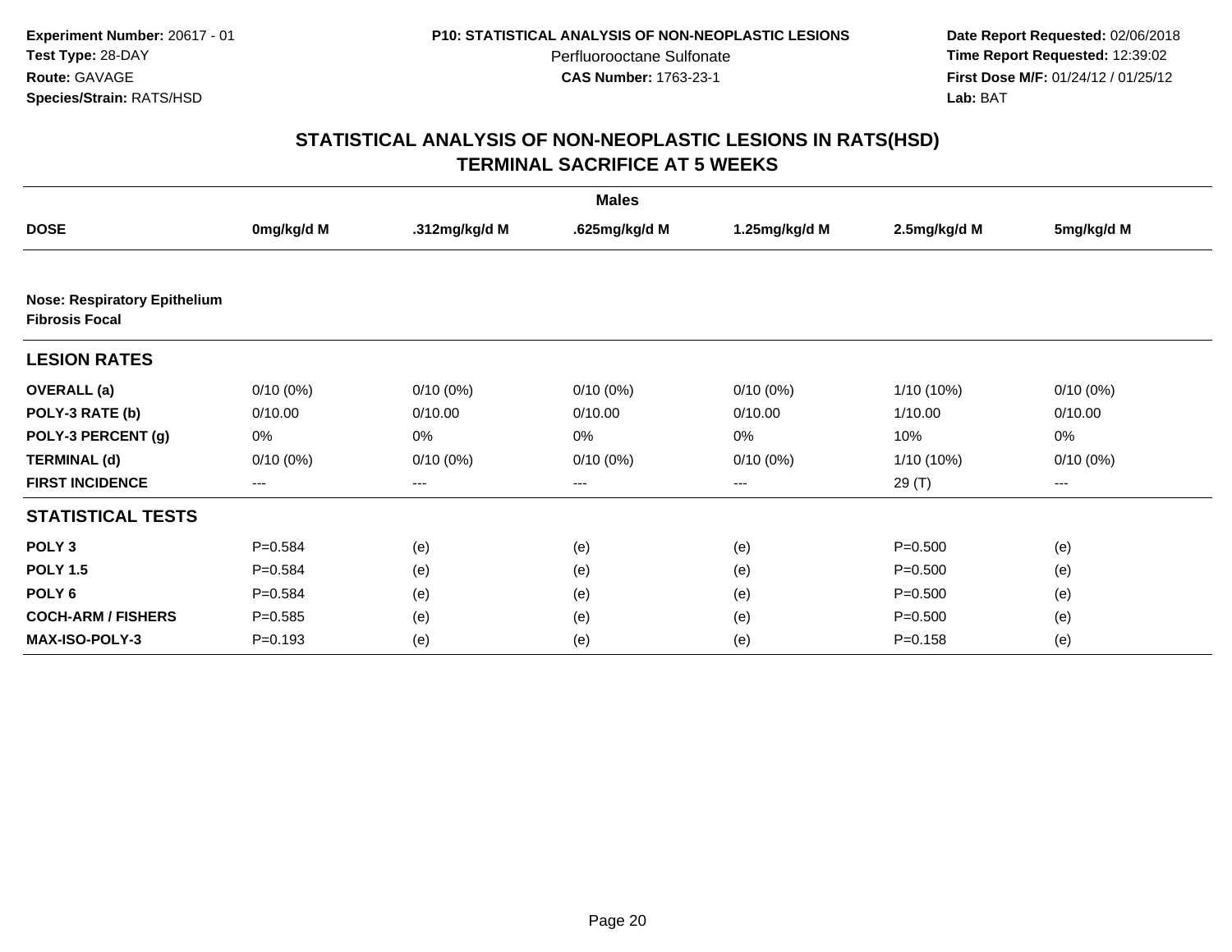**Experiment Number:** 20617 - 01
**Test Type:** 28-DAY
**Route:** GAVAGE
**Species/Strain:** RATS/HSD

**P10: STATISTICAL ANALYSIS OF NON-NEOPLASTIC LESIONS**
Perfluorooctane Sulfonate
**CAS Number:** 1763-23-1

**Date Report Requested:** 02/06/2018
**Time Report Requested:** 12:39:02
**First Dose M/F:** 01/24/12 / 01/25/12
**Lab:** BAT

## STATISTICAL ANALYSIS OF NON-NEOPLASTIC LESIONS IN RATS(HSD)
## TERMINAL SACRIFICE AT 5 WEEKS

| | Males | | | | | |
|---|---|---|---|---|---|---|
| **DOSE** | **0mg/kg/d M** | **.312mg/kg/d M** | **.625mg/kg/d M** | **1.25mg/kg/d M** | **2.5mg/kg/d M** | **5mg/kg/d M** |
| **Nose: Respiratory Epithelium Fibrosis Focal** | | | | | | |
| **LESION RATES** | | | | | | |
| **OVERALL (a)** | 0/10 (0%) | 0/10 (0%) | 0/10 (0%) | 0/10 (0%) | 1/10 (10%) | 0/10 (0%) |
| **POLY-3 RATE (b)** | 0/10.00 | 0/10.00 | 0/10.00 | 0/10.00 | 1/10.00 | 0/10.00 |
| **POLY-3 PERCENT (g)** | 0% | 0% | 0% | 0% | 10% | 0% |
| **TERMINAL (d)** | 0/10 (0%) | 0/10 (0%) | 0/10 (0%) | 0/10 (0%) | 1/10 (10%) | 0/10 (0%) |
| **FIRST INCIDENCE** | --- | --- | --- | --- | 29 (T) | --- |
| **STATISTICAL TESTS** | | | | | | |
| **POLY 3** | P=0.584 | (e) | (e) | (e) | P=0.500 | (e) |
| **POLY 1.5** | P=0.584 | (e) | (e) | (e) | P=0.500 | (e) |
| **POLY 6** | P=0.584 | (e) | (e) | (e) | P=0.500 | (e) |
| **COCH-ARM / FISHERS** | P=0.585 | (e) | (e) | (e) | P=0.500 | (e) |
| **MAX-ISO-POLY-3** | P=0.193 | (e) | (e) | (e) | P=0.158 | (e) |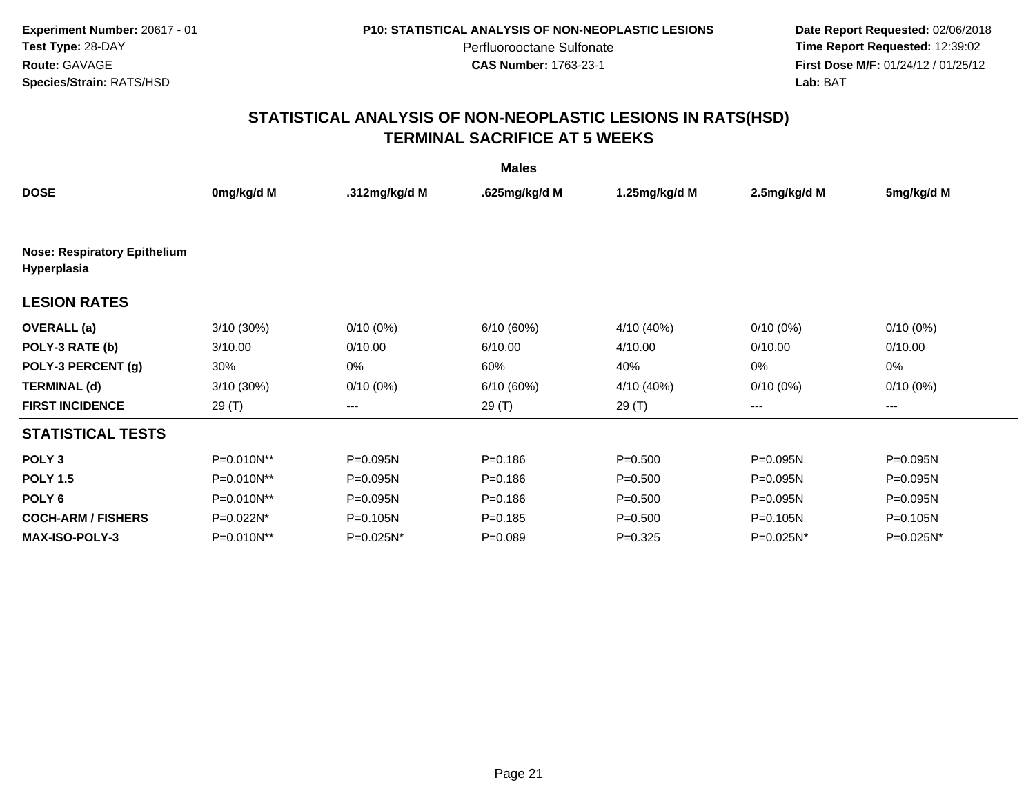**Experiment Number:** 20617 - 01
**Test Type:** 28-DAY
**Route:** GAVAGE
**Species/Strain:** RATS/HSD

**P10: STATISTICAL ANALYSIS OF NON-NEOPLASTIC LESIONS**
Perfluorooctane Sulfonate
**CAS Number:** 1763-23-1

**Date Report Requested:** 02/06/2018
**Time Report Requested:** 12:39:02
**First Dose M/F:** 01/24/12 / 01/25/12
**Lab:** BAT

## STATISTICAL ANALYSIS OF NON-NEOPLASTIC LESIONS IN RATS(HSD)
## TERMINAL SACRIFICE AT 5 WEEKS

| | Males | | | | | |
|---|---|---|---|---|---|---|
| **DOSE** | **0mg/kg/d M** | **.312mg/kg/d M** | **.625mg/kg/d M** | **1.25mg/kg/d M** | **2.5mg/kg/d M** | **5mg/kg/d M** |
| **Nose: Respiratory Epithelium Hyperplasia** | | | | | | |
| **LESION RATES** | | | | | | |
| **OVERALL (a)** | 3/10 (30%) | 0/10 (0%) | 6/10 (60%) | 4/10 (40%) | 0/10 (0%) | 0/10 (0%) |
| **POLY-3 RATE (b)** | 3/10.00 | 0/10.00 | 6/10.00 | 4/10.00 | 0/10.00 | 0/10.00 |
| **POLY-3 PERCENT (g)** | 30% | 0% | 60% | 40% | 0% | 0% |
| **TERMINAL (d)** | 3/10 (30%) | 0/10 (0%) | 6/10 (60%) | 4/10 (40%) | 0/10 (0%) | 0/10 (0%) |
| **FIRST INCIDENCE** | 29 (T) | --- | 29 (T) | 29 (T) | --- | --- |
| **STATISTICAL TESTS** | | | | | | |
| **POLY 3** | P=0.010N** | P=0.095N | P=0.186 | P=0.500 | P=0.095N | P=0.095N |
| **POLY 1.5** | P=0.010N** | P=0.095N | P=0.186 | P=0.500 | P=0.095N | P=0.095N |
| **POLY 6** | P=0.010N** | P=0.095N | P=0.186 | P=0.500 | P=0.095N | P=0.095N |
| **COCH-ARM / FISHERS** | P=0.022N* | P=0.105N | P=0.185 | P=0.500 | P=0.105N | P=0.105N |
| **MAX-ISO-POLY-3** | P=0.010N** | P=0.025N* | P=0.089 | P=0.325 | P=0.025N* | P=0.025N* |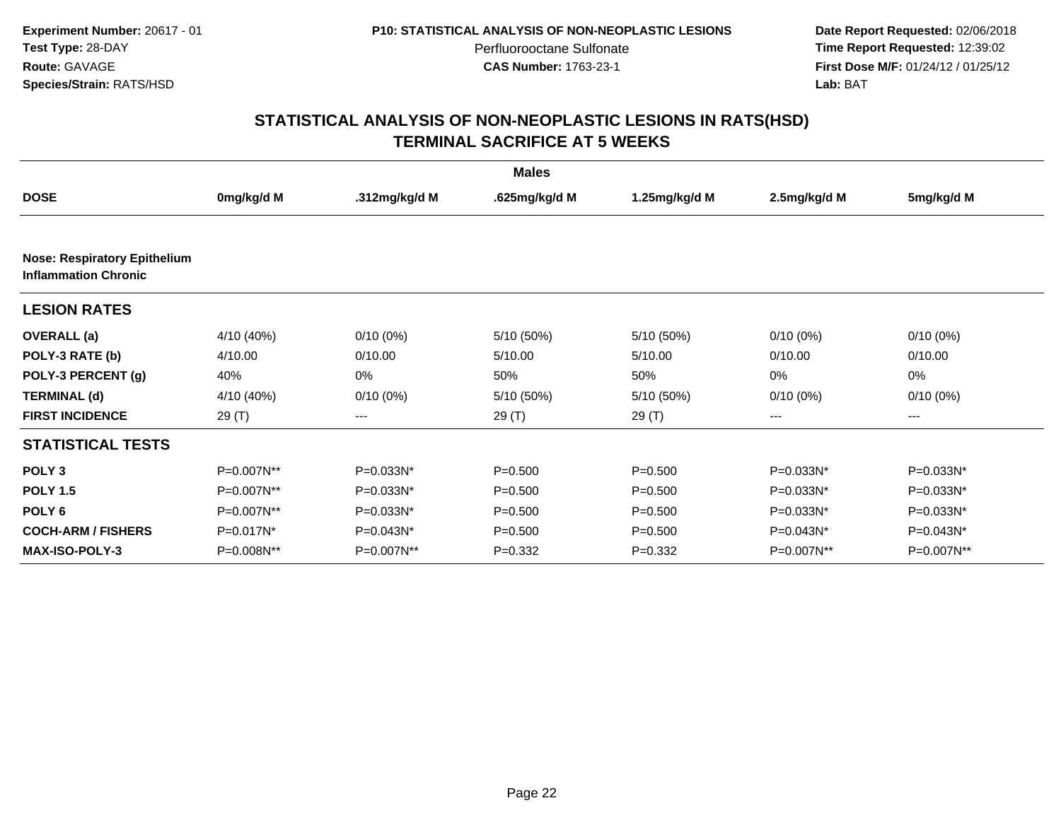**Experiment Number:** 20617 - 01
**Test Type:** 28-DAY
**Route:** GAVAGE
**Species/Strain:** RATS/HSD

**P10: STATISTICAL ANALYSIS OF NON-NEOPLASTIC LESIONS**
Perfluorooctane Sulfonate
**CAS Number:** 1763-23-1

**Date Report Requested:** 02/06/2018
**Time Report Requested:** 12:39:02
**First Dose M/F:** 01/24/12 / 01/25/12
**Lab:** BAT

## STATISTICAL ANALYSIS OF NON-NEOPLASTIC LESIONS IN RATS(HSD)
## TERMINAL SACRIFICE AT 5 WEEKS

| | Males | | | | | |
|---|---|---|---|---|---|---|
| **DOSE** | **0mg/kg/d M** | **.312mg/kg/d M** | **.625mg/kg/d M** | **1.25mg/kg/d M** | **2.5mg/kg/d M** | **5mg/kg/d M** |
| **Nose: Respiratory Epithelium Inflammation Chronic** | | | | | | |
| **LESION RATES** | | | | | | |
| **OVERALL (a)** | 4/10 (40%) | 0/10 (0%) | 5/10 (50%) | 5/10 (50%) | 0/10 (0%) | 0/10 (0%) |
| **POLY-3 RATE (b)** | 4/10.00 | 0/10.00 | 5/10.00 | 5/10.00 | 0/10.00 | 0/10.00 |
| **POLY-3 PERCENT (g)** | 40% | 0% | 50% | 50% | 0% | 0% |
| **TERMINAL (d)** | 4/10 (40%) | 0/10 (0%) | 5/10 (50%) | 5/10 (50%) | 0/10 (0%) | 0/10 (0%) |
| **FIRST INCIDENCE** | 29 (T) | --- | 29 (T) | 29 (T) | --- | --- |
| **STATISTICAL TESTS** | | | | | | |
| **POLY 3** | P=0.007N** | P=0.033N* | P=0.500 | P=0.500 | P=0.033N* | P=0.033N* |
| **POLY 1.5** | P=0.007N** | P=0.033N* | P=0.500 | P=0.500 | P=0.033N* | P=0.033N* |
| **POLY 6** | P=0.007N** | P=0.033N* | P=0.500 | P=0.500 | P=0.033N* | P=0.033N* |
| **COCH-ARM / FISHERS** | P=0.017N* | P=0.043N* | P=0.500 | P=0.500 | P=0.043N* | P=0.043N* |
| **MAX-ISO-POLY-3** | P=0.008N** | P=0.007N** | P=0.332 | P=0.332 | P=0.007N** | P=0.007N** |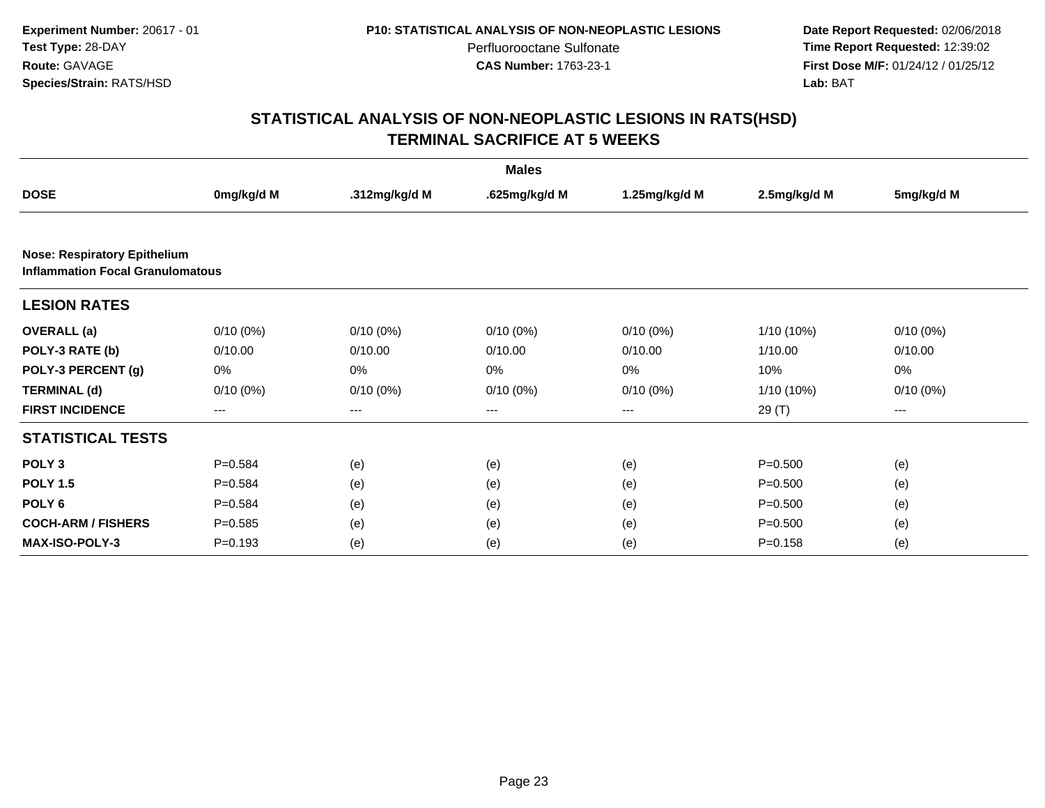Experiment Number: 20617 - 01
Test Type: 28-DAY
Route: GAVAGE
Species/Strain: RATS/HSD

P10: STATISTICAL ANALYSIS OF NON-NEOPLASTIC LESIONS
Perfluorooctane Sulfonate
CAS Number: 1763-23-1

Date Report Requested: 02/06/2018
Time Report Requested: 12:39:02
First Dose M/F: 01/24/12 / 01/25/12
Lab: BAT

# STATISTICAL ANALYSIS OF NON-NEOPLASTIC LESIONS IN RATS(HSD) TERMINAL SACRIFICE AT 5 WEEKS

| | Males | | | | | |
|---|---|---|---|---|---|---|
| **DOSE** | **0mg/kg/d M** | **.312mg/kg/d M** | **.625mg/kg/d M** | **1.25mg/kg/d M** | **2.5mg/kg/d M** | **5mg/kg/d M** |
| **Nose: Respiratory Epithelium Inflammation Focal Granulomatous** | | | | | | |
| **LESION RATES** | | | | | | |
| **OVERALL (a)** | 0/10 (0%) | 0/10 (0%) | 0/10 (0%) | 0/10 (0%) | 1/10 (10%) | 0/10 (0%) |
| **POLY-3 RATE (b)** | 0/10.00 | 0/10.00 | 0/10.00 | 0/10.00 | 1/10.00 | 0/10.00 |
| **POLY-3 PERCENT (g)** | 0% | 0% | 0% | 0% | 10% | 0% |
| **TERMINAL (d)** | 0/10 (0%) | 0/10 (0%) | 0/10 (0%) | 0/10 (0%) | 1/10 (10%) | 0/10 (0%) |
| **FIRST INCIDENCE** | --- | --- | --- | --- | 29 (T) | --- |
| **STATISTICAL TESTS** | | | | | | |
| **POLY 3** | P=0.584 | (e) | (e) | (e) | P=0.500 | (e) |
| **POLY 1.5** | P=0.584 | (e) | (e) | (e) | P=0.500 | (e) |
| **POLY 6** | P=0.584 | (e) | (e) | (e) | P=0.500 | (e) |
| **COCH-ARM / FISHERS** | P=0.585 | (e) | (e) | (e) | P=0.500 | (e) |
| **MAX-ISO-POLY-3** | P=0.193 | (e) | (e) | (e) | P=0.158 | (e) |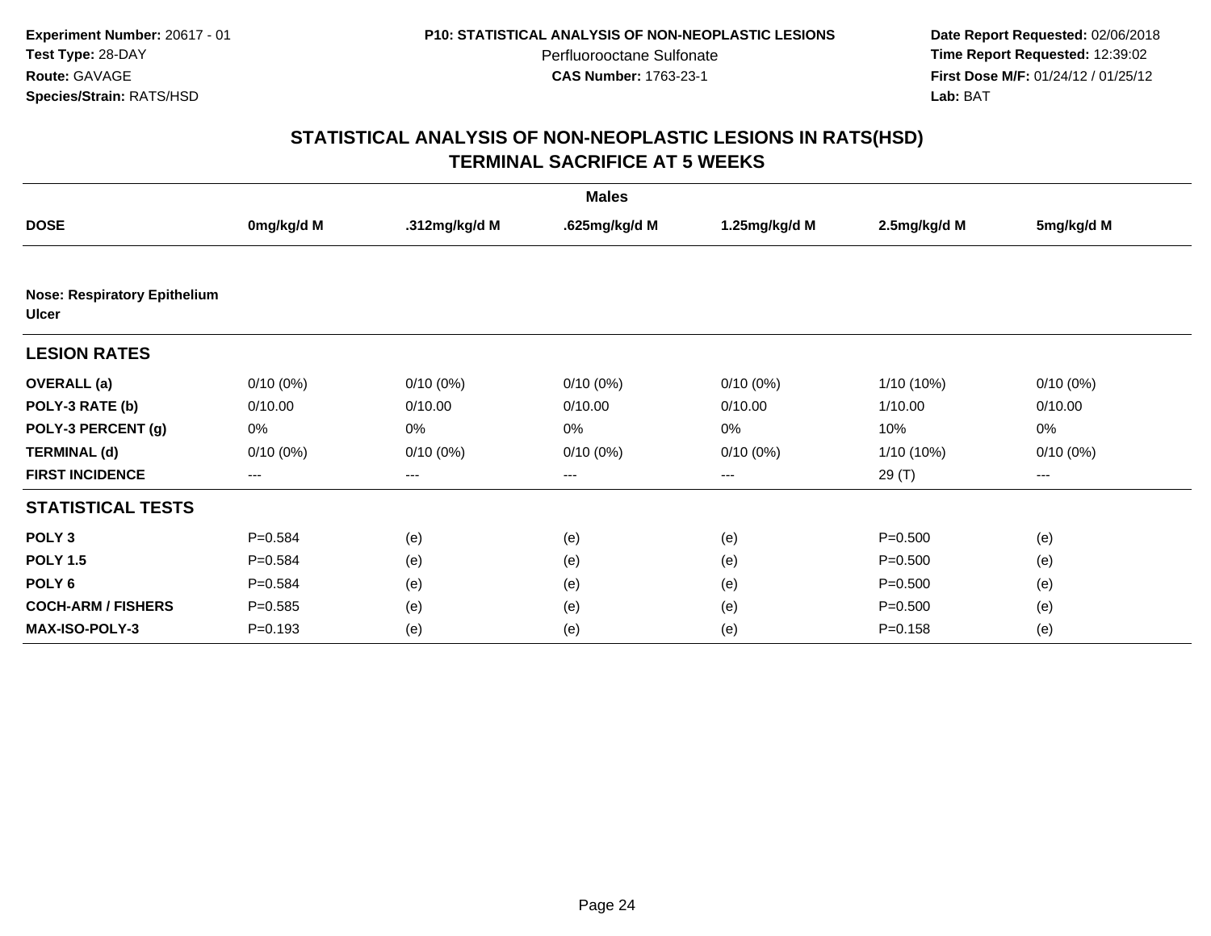**Experiment Number:** 20617 - 01
**Test Type:** 28-DAY
**Route:** GAVAGE
**Species/Strain:** RATS/HSD

**P10: STATISTICAL ANALYSIS OF NON-NEOPLASTIC LESIONS**
Perfluorooctane Sulfonate
**CAS Number:** 1763-23-1

**Date Report Requested:** 02/06/2018
**Time Report Requested:** 12:39:02
**First Dose M/F:** 01/24/12 / 01/25/12
**Lab:** BAT

## STATISTICAL ANALYSIS OF NON-NEOPLASTIC LESIONS IN RATS(HSD)
## TERMINAL SACRIFICE AT 5 WEEKS

| | Males | | | | | |
|---|---|---|---|---|---|---|
| **DOSE** | **0mg/kg/d M** | **.312mg/kg/d M** | **.625mg/kg/d M** | **1.25mg/kg/d M** | **2.5mg/kg/d M** | **5mg/kg/d M** |
| **Nose: Respiratory Epithelium Ulcer** | | | | | | |
| **LESION RATES** | | | | | | |
| **OVERALL (a)** | 0/10 (0%) | 0/10 (0%) | 0/10 (0%) | 0/10 (0%) | 1/10 (10%) | 0/10 (0%) |
| **POLY-3 RATE (b)** | 0/10.00 | 0/10.00 | 0/10.00 | 0/10.00 | 1/10.00 | 0/10.00 |
| **POLY-3 PERCENT (g)** | 0% | 0% | 0% | 0% | 10% | 0% |
| **TERMINAL (d)** | 0/10 (0%) | 0/10 (0%) | 0/10 (0%) | 0/10 (0%) | 1/10 (10%) | 0/10 (0%) |
| **FIRST INCIDENCE** | --- | --- | --- | --- | 29 (T) | --- |
| **STATISTICAL TESTS** | | | | | | |
| **POLY 3** | P=0.584 | (e) | (e) | (e) | P=0.500 | (e) |
| **POLY 1.5** | P=0.584 | (e) | (e) | (e) | P=0.500 | (e) |
| **POLY 6** | P=0.584 | (e) | (e) | (e) | P=0.500 | (e) |
| **COCH-ARM / FISHERS** | P=0.585 | (e) | (e) | (e) | P=0.500 | (e) |
| **MAX-ISO-POLY-3** | P=0.193 | (e) | (e) | (e) | P=0.158 | (e) |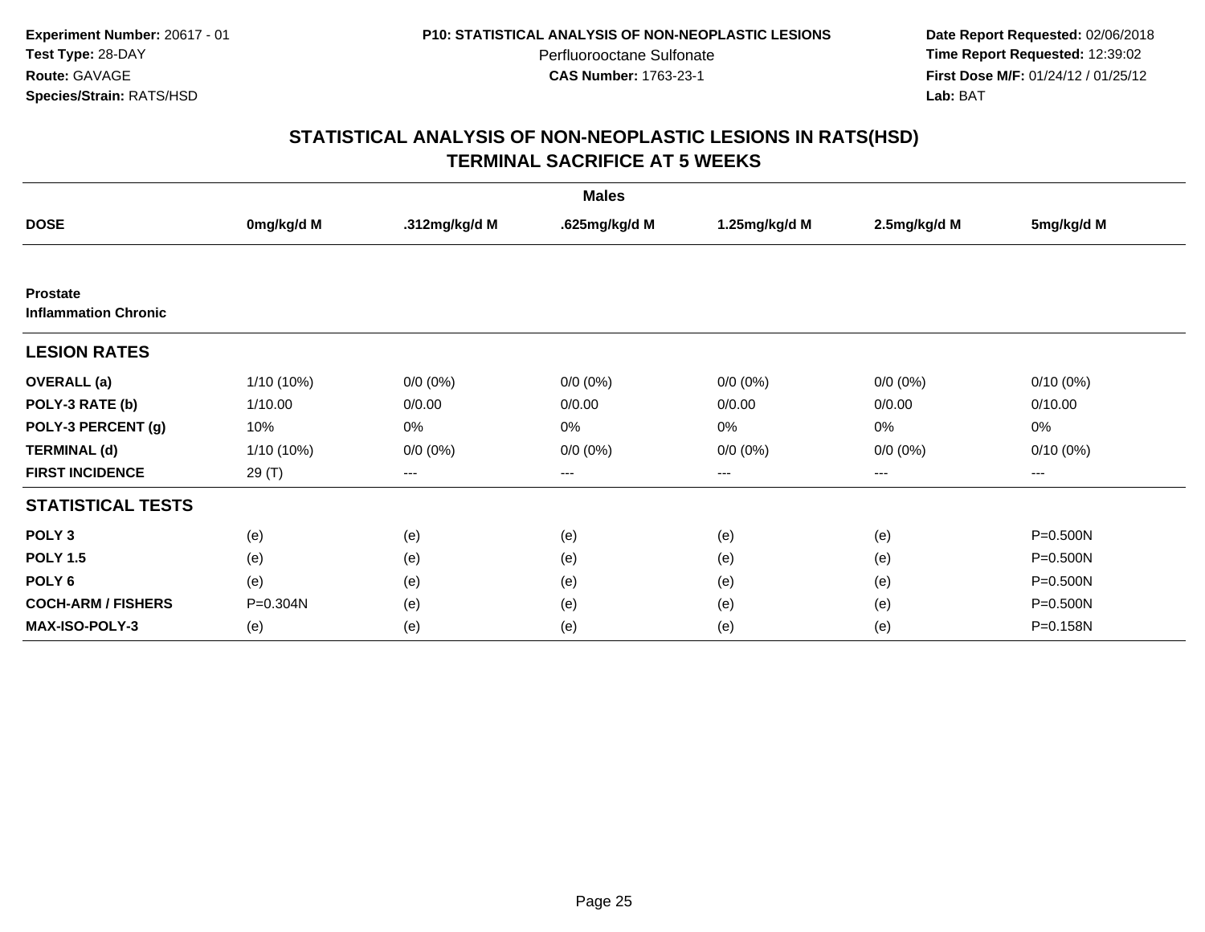**Experiment Number:** 20617 - 01
**Test Type:** 28-DAY
**Route:** GAVAGE
**Species/Strain:** RATS/HSD

**P10: STATISTICAL ANALYSIS OF NON-NEOPLASTIC LESIONS**
Perfluorooctane Sulfonate
**CAS Number:** 1763-23-1

**Date Report Requested:** 02/06/2018
**Time Report Requested:** 12:39:02
**First Dose M/F:** 01/24/12 / 01/25/12
**Lab:** BAT

## STATISTICAL ANALYSIS OF NON-NEOPLASTIC LESIONS IN RATS(HSD)
## TERMINAL SACRIFICE AT 5 WEEKS

| | Males | | | | | |
|---|---|---|---|---|---|---|
| **DOSE** | **0mg/kg/d M** | **.312mg/kg/d M** | **.625mg/kg/d M** | **1.25mg/kg/d M** | **2.5mg/kg/d M** | **5mg/kg/d M** |
| **Prostate** | | | | | | |
| **Inflammation Chronic** | | | | | | |
| **LESION RATES** | | | | | | |
| **OVERALL (a)** | 1/10 (10%) | 0/0 (0%) | 0/0 (0%) | 0/0 (0%) | 0/0 (0%) | 0/10 (0%) |
| **POLY-3 RATE (b)** | 1/10.00 | 0/0.00 | 0/0.00 | 0/0.00 | 0/0.00 | 0/10.00 |
| **POLY-3 PERCENT (g)** | 10% | 0% | 0% | 0% | 0% | 0% |
| **TERMINAL (d)** | 1/10 (10%) | 0/0 (0%) | 0/0 (0%) | 0/0 (0%) | 0/0 (0%) | 0/10 (0%) |
| **FIRST INCIDENCE** | 29 (T) | --- | --- | --- | --- | --- |
| **STATISTICAL TESTS** | | | | | | |
| **POLY 3** | (e) | (e) | (e) | (e) | (e) | P=0.500N |
| **POLY 1.5** | (e) | (e) | (e) | (e) | (e) | P=0.500N |
| **POLY 6** | (e) | (e) | (e) | (e) | (e) | P=0.500N |
| **COCH-ARM / FISHERS** | P=0.304N | (e) | (e) | (e) | (e) | P=0.500N |
| **MAX-ISO-POLY-3** | (e) | (e) | (e) | (e) | (e) | P=0.158N |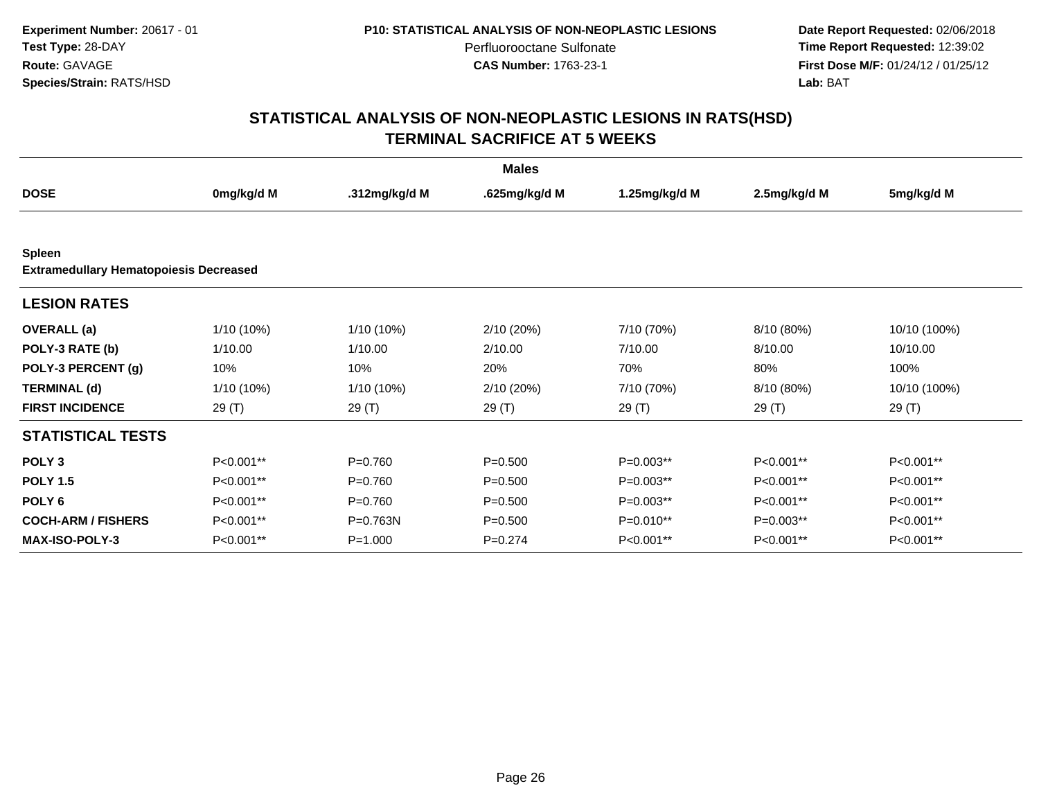**Experiment Number:** 20617 - 01
**Test Type:** 28-DAY
**Route:** GAVAGE
**Species/Strain:** RATS/HSD

**P10: STATISTICAL ANALYSIS OF NON-NEOPLASTIC LESIONS**
Perfluorooctane Sulfonate
**CAS Number:** 1763-23-1

**Date Report Requested:** 02/06/2018
**Time Report Requested:** 12:39:02
**First Dose M/F:** 01/24/12 / 01/25/12
**Lab:** BAT

## STATISTICAL ANALYSIS OF NON-NEOPLASTIC LESIONS IN RATS(HSD) TERMINAL SACRIFICE AT 5 WEEKS

**Males**

| DOSE | 0mg/kg/d M | .312mg/kg/d M | .625mg/kg/d M | 1.25mg/kg/d M | 2.5mg/kg/d M | 5mg/kg/d M |
|---|---|---|---|---|---|---|
| **Spleen** | | | | | | |
| **Extramedullary Hematopoiesis Decreased** | | | | | | |
| **LESION RATES** | | | | | | |
| **OVERALL (a)** | 1/10 (10%) | 1/10 (10%) | 2/10 (20%) | 7/10 (70%) | 8/10 (80%) | 10/10 (100%) |
| **POLY-3 RATE (b)** | 1/10.00 | 1/10.00 | 2/10.00 | 7/10.00 | 8/10.00 | 10/10.00 |
| **POLY-3 PERCENT (g)** | 10% | 10% | 20% | 70% | 80% | 100% |
| **TERMINAL (d)** | 1/10 (10%) | 1/10 (10%) | 2/10 (20%) | 7/10 (70%) | 8/10 (80%) | 10/10 (100%) |
| **FIRST INCIDENCE** | 29 (T) | 29 (T) | 29 (T) | 29 (T) | 29 (T) | 29 (T) |
| **STATISTICAL TESTS** | | | | | | |
| **POLY 3** | P<0.001** | P=0.760 | P=0.500 | P=0.003** | P<0.001** | P<0.001** |
| **POLY 1.5** | P<0.001** | P=0.760 | P=0.500 | P=0.003** | P<0.001** | P<0.001** |
| **POLY 6** | P<0.001** | P=0.760 | P=0.500 | P=0.003** | P<0.001** | P<0.001** |
| **COCH-ARM / FISHERS** | P<0.001** | P=0.763N | P=0.500 | P=0.010** | P=0.003** | P<0.001** |
| **MAX-ISO-POLY-3** | P<0.001** | P=1.000 | P=0.274 | P<0.001** | P<0.001** | P<0.001** |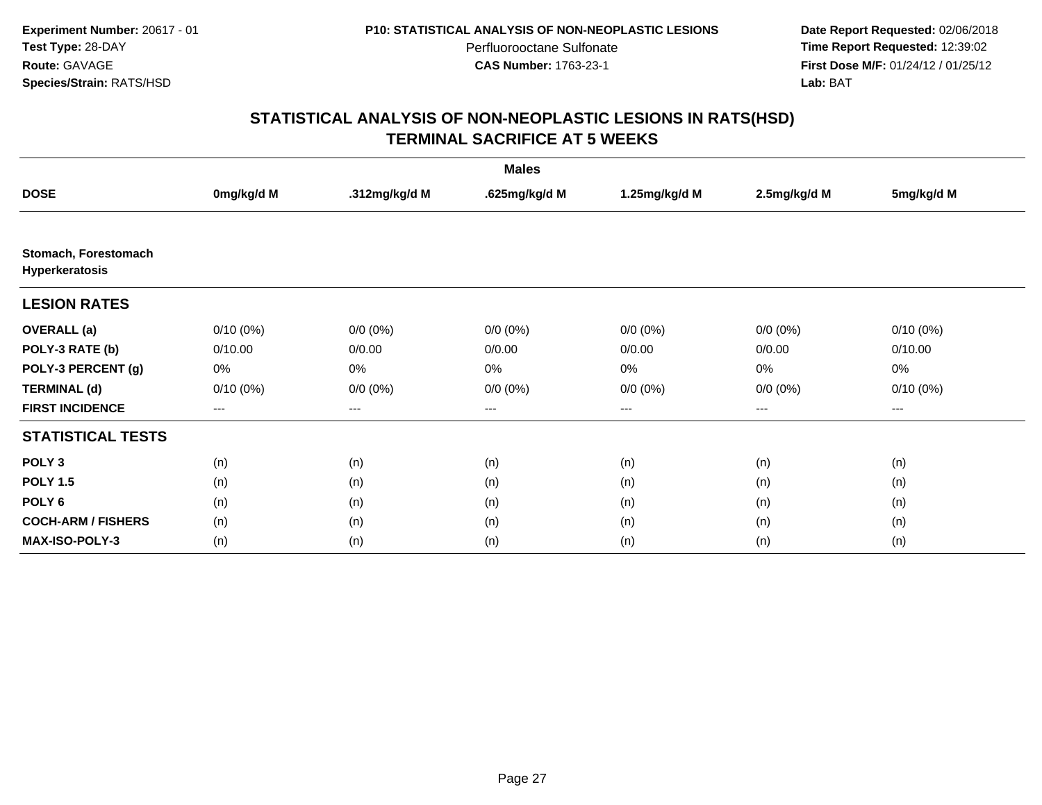**Experiment Number:** 20617 - 01
**Test Type:** 28-DAY
**Route:** GAVAGE
**Species/Strain:** RATS/HSD

**P10: STATISTICAL ANALYSIS OF NON-NEOPLASTIC LESIONS**
Perfluorooctane Sulfonate
**CAS Number:** 1763-23-1

**Date Report Requested:** 02/06/2018
**Time Report Requested:** 12:39:02
**First Dose M/F:** 01/24/12 / 01/25/12
**Lab:** BAT

## STATISTICAL ANALYSIS OF NON-NEOPLASTIC LESIONS IN RATS(HSD)
## TERMINAL SACRIFICE AT 5 WEEKS

| | Males | | | | | |
|---|---|---|---|---|---|---|
| **DOSE** | **0mg/kg/d M** | **.312mg/kg/d M** | **.625mg/kg/d M** | **1.25mg/kg/d M** | **2.5mg/kg/d M** | **5mg/kg/d M** |
| **Stomach, Forestomach Hyperkeratosis** | | | | | | |
| **LESION RATES** | | | | | | |
| **OVERALL (a)** | 0/10 (0%) | 0/0 (0%) | 0/0 (0%) | 0/0 (0%) | 0/0 (0%) | 0/10 (0%) |
| **POLY-3 RATE (b)** | 0/10.00 | 0/0.00 | 0/0.00 | 0/0.00 | 0/0.00 | 0/10.00 |
| **POLY-3 PERCENT (g)** | 0% | 0% | 0% | 0% | 0% | 0% |
| **TERMINAL (d)** | 0/10 (0%) | 0/0 (0%) | 0/0 (0%) | 0/0 (0%) | 0/0 (0%) | 0/10 (0%) |
| **FIRST INCIDENCE** | --- | --- | --- | --- | --- | --- |
| **STATISTICAL TESTS** | | | | | | |
| **POLY 3** | (n) | (n) | (n) | (n) | (n) | (n) |
| **POLY 1.5** | (n) | (n) | (n) | (n) | (n) | (n) |
| **POLY 6** | (n) | (n) | (n) | (n) | (n) | (n) |
| **COCH-ARM / FISHERS** | (n) | (n) | (n) | (n) | (n) | (n) |
| **MAX-ISO-POLY-3** | (n) | (n) | (n) | (n) | (n) | (n) |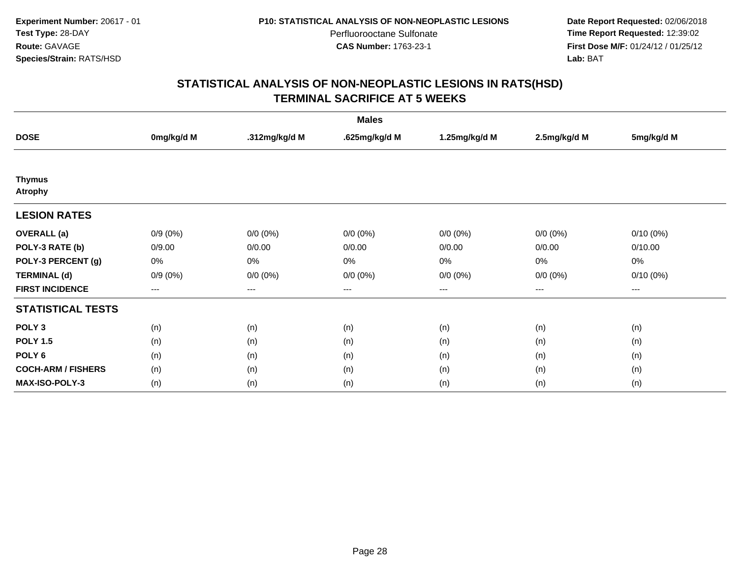**Experiment Number:** 20617 - 01
**Test Type:** 28-DAY
**Route:** GAVAGE
**Species/Strain:** RATS/HSD

**P10: STATISTICAL ANALYSIS OF NON-NEOPLASTIC LESIONS**
Perfluorooctane Sulfonate
**CAS Number:** 1763-23-1

**Date Report Requested:** 02/06/2018
**Time Report Requested:** 12:39:02
**First Dose M/F:** 01/24/12 / 01/25/12
**Lab:** BAT

## STATISTICAL ANALYSIS OF NON-NEOPLASTIC LESIONS IN RATS(HSD)
## TERMINAL SACRIFICE AT 5 WEEKS

| | Males | | | | | |
|---|---|---|---|---|---|---|
| **DOSE** | **0mg/kg/d M** | **.312mg/kg/d M** | **.625mg/kg/d M** | **1.25mg/kg/d M** | **2.5mg/kg/d M** | **5mg/kg/d M** |
| **Thymus** | | | | | | |
| **Atrophy** | | | | | | |
| **LESION RATES** | | | | | | |
| **OVERALL (a)** | 0/9 (0%) | 0/0 (0%) | 0/0 (0%) | 0/0 (0%) | 0/0 (0%) | 0/10 (0%) |
| **POLY-3 RATE (b)** | 0/9.00 | 0/0.00 | 0/0.00 | 0/0.00 | 0/0.00 | 0/10.00 |
| **POLY-3 PERCENT (g)** | 0% | 0% | 0% | 0% | 0% | 0% |
| **TERMINAL (d)** | 0/9 (0%) | 0/0 (0%) | 0/0 (0%) | 0/0 (0%) | 0/0 (0%) | 0/10 (0%) |
| **FIRST INCIDENCE** | --- | --- | --- | --- | --- | --- |
| **STATISTICAL TESTS** | | | | | | |
| **POLY 3** | (n) | (n) | (n) | (n) | (n) | (n) |
| **POLY 1.5** | (n) | (n) | (n) | (n) | (n) | (n) |
| **POLY 6** | (n) | (n) | (n) | (n) | (n) | (n) |
| **COCH-ARM / FISHERS** | (n) | (n) | (n) | (n) | (n) | (n) |
| **MAX-ISO-POLY-3** | (n) | (n) | (n) | (n) | (n) | (n) |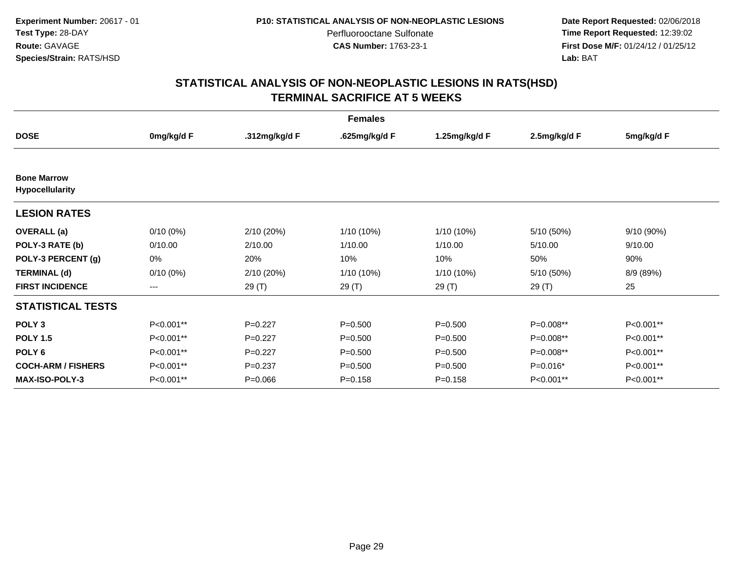**Experiment Number:** 20617 - 01
**Test Type:** 28-DAY
**Route:** GAVAGE
**Species/Strain:** RATS/HSD

**P10: STATISTICAL ANALYSIS OF NON-NEOPLASTIC LESIONS**
Perfluorooctane Sulfonate
**CAS Number:** 1763-23-1

**Date Report Requested:** 02/06/2018
**Time Report Requested:** 12:39:02
**First Dose M/F:** 01/24/12 / 01/25/12
**Lab:** BAT

## STATISTICAL ANALYSIS OF NON-NEOPLASTIC LESIONS IN RATS(HSD)
## TERMINAL SACRIFICE AT 5 WEEKS

| Females | | | | | | |
|---|---|---|---|---|---|---|
| **DOSE** | **0mg/kg/d F** | **.312mg/kg/d F** | **.625mg/kg/d F** | **1.25mg/kg/d F** | **2.5mg/kg/d F** | **5mg/kg/d F** |
| **Bone Marrow Hypocellularity** | | | | | | |
| **LESION RATES** | | | | | | |
| **OVERALL (a)** | 0/10 (0%) | 2/10 (20%) | 1/10 (10%) | 1/10 (10%) | 5/10 (50%) | 9/10 (90%) |
| **POLY-3 RATE (b)** | 0/10.00 | 2/10.00 | 1/10.00 | 1/10.00 | 5/10.00 | 9/10.00 |
| **POLY-3 PERCENT (g)** | 0% | 20% | 10% | 10% | 50% | 90% |
| **TERMINAL (d)** | 0/10 (0%) | 2/10 (20%) | 1/10 (10%) | 1/10 (10%) | 5/10 (50%) | 8/9 (89%) |
| **FIRST INCIDENCE** | --- | 29 (T) | 29 (T) | 29 (T) | 29 (T) | 25 |
| **STATISTICAL TESTS** | | | | | | |
| **POLY 3** | P<0.001** | P=0.227 | P=0.500 | P=0.500 | P=0.008** | P<0.001** |
| **POLY 1.5** | P<0.001** | P=0.227 | P=0.500 | P=0.500 | P=0.008** | P<0.001** |
| **POLY 6** | P<0.001** | P=0.227 | P=0.500 | P=0.500 | P=0.008** | P<0.001** |
| **COCH-ARM / FISHERS** | P<0.001** | P=0.237 | P=0.500 | P=0.500 | P=0.016* | P<0.001** |
| **MAX-ISO-POLY-3** | P<0.001** | P=0.066 | P=0.158 | P=0.158 | P<0.001** | P<0.001** |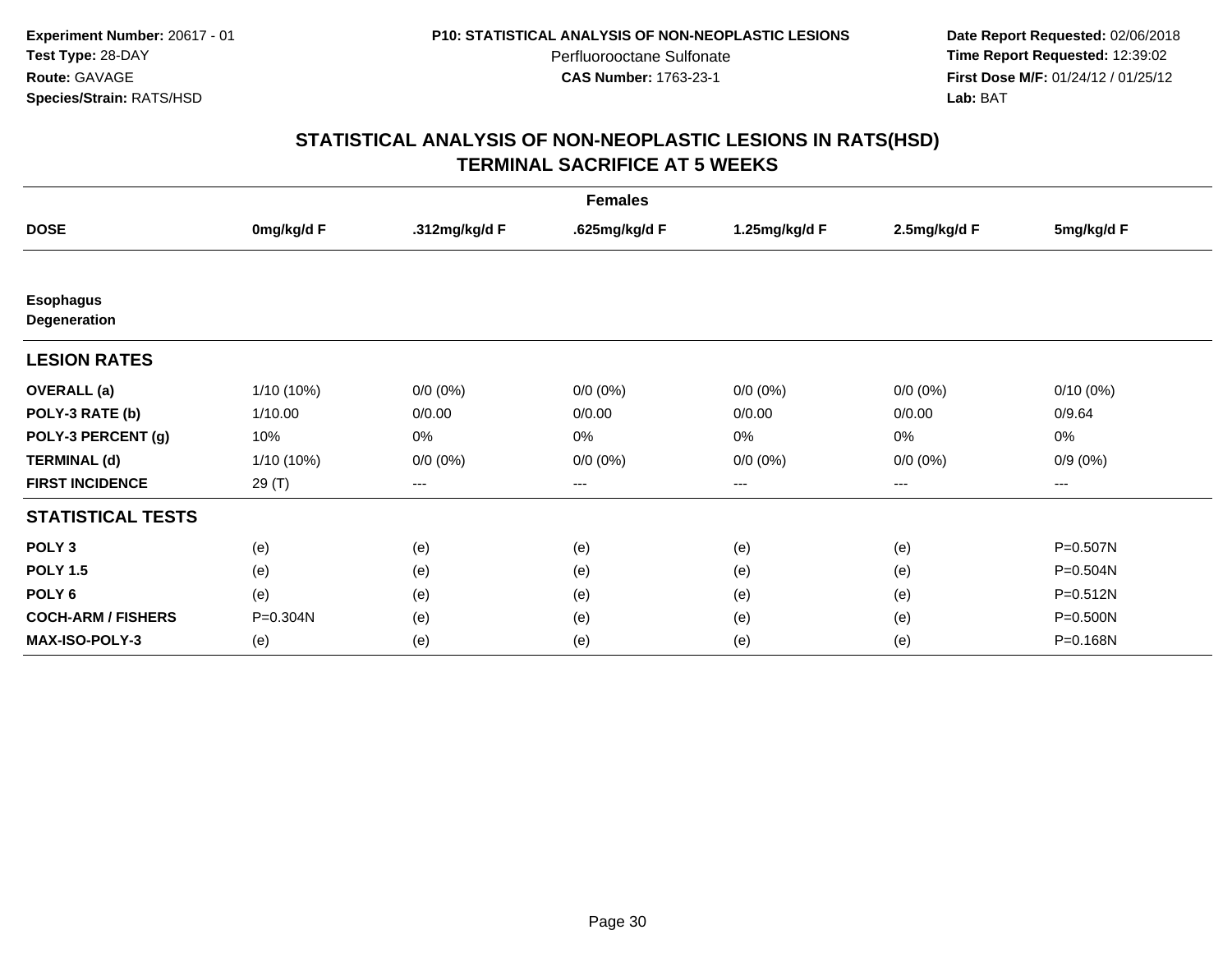Experiment Number: 20617 - 01
Test Type: 28-DAY
Route: GAVAGE
Species/Strain: RATS/HSD

P10: STATISTICAL ANALYSIS OF NON-NEOPLASTIC LESIONS
Perfluorooctane Sulfonate
CAS Number: 1763-23-1

Date Report Requested: 02/06/2018
Time Report Requested: 12:39:02
First Dose M/F: 01/24/12 / 01/25/12
Lab: BAT

# STATISTICAL ANALYSIS OF NON-NEOPLASTIC LESIONS IN RATS(HSD)
# TERMINAL SACRIFICE AT 5 WEEKS

| | Females | | | | | |
|---|---|---|---|---|---|---|
| **DOSE** | **0mg/kg/d F** | **.312mg/kg/d F** | **.625mg/kg/d F** | **1.25mg/kg/d F** | **2.5mg/kg/d F** | **5mg/kg/d F** |
| **Esophagus** **Degeneration** | | | | | | |
| **LESION RATES** | | | | | | |
| **OVERALL (a)** | 1/10 (10%) | 0/0 (0%) | 0/0 (0%) | 0/0 (0%) | 0/0 (0%) | 0/10 (0%) |
| **POLY-3 RATE (b)** | 1/10.00 | 0/0.00 | 0/0.00 | 0/0.00 | 0/0.00 | 0/9.64 |
| **POLY-3 PERCENT (g)** | 10% | 0% | 0% | 0% | 0% | 0% |
| **TERMINAL (d)** | 1/10 (10%) | 0/0 (0%) | 0/0 (0%) | 0/0 (0%) | 0/0 (0%) | 0/9 (0%) |
| **FIRST INCIDENCE** | 29 (T) | --- | --- | --- | --- | --- |
| **STATISTICAL TESTS** | | | | | | |
| **POLY 3** | (e) | (e) | (e) | (e) | (e) | P=0.507N |
| **POLY 1.5** | (e) | (e) | (e) | (e) | (e) | P=0.504N |
| **POLY 6** | (e) | (e) | (e) | (e) | (e) | P=0.512N |
| **COCH-ARM / FISHERS** | P=0.304N | (e) | (e) | (e) | (e) | P=0.500N |
| **MAX-ISO-POLY-3** | (e) | (e) | (e) | (e) | (e) | P=0.168N |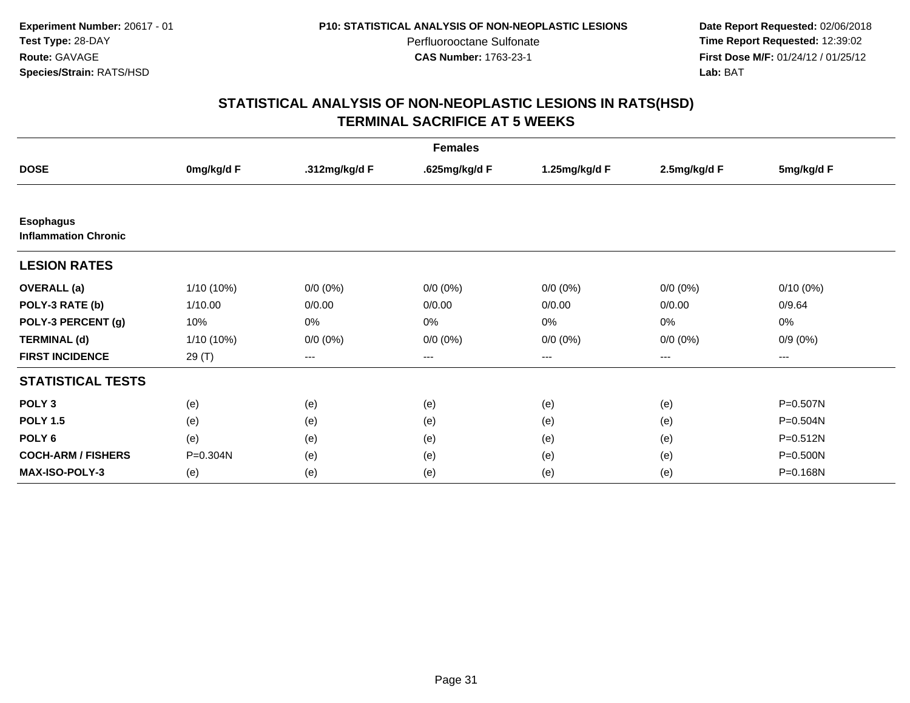**Experiment Number:** 20617 - 01
**Test Type:** 28-DAY
**Route:** GAVAGE
**Species/Strain:** RATS/HSD

**P10: STATISTICAL ANALYSIS OF NON-NEOPLASTIC LESIONS**
Perfluorooctane Sulfonate
**CAS Number:** 1763-23-1

**Date Report Requested:** 02/06/2018
**Time Report Requested:** 12:39:02
**First Dose M/F:** 01/24/12 / 01/25/12
**Lab:** BAT

## STATISTICAL ANALYSIS OF NON-NEOPLASTIC LESIONS IN RATS(HSD)
## TERMINAL SACRIFICE AT 5 WEEKS

| | Females | | | | | |
|---|---|---|---|---|---|---|
| **DOSE** | **0mg/kg/d F** | **.312mg/kg/d F** | **.625mg/kg/d F** | **1.25mg/kg/d F** | **2.5mg/kg/d F** | **5mg/kg/d F** |
| **Esophagus** | | | | | | |
| **Inflammation Chronic** | | | | | | |
| **LESION RATES** | | | | | | |
| **OVERALL (a)** | 1/10 (10%) | 0/0 (0%) | 0/0 (0%) | 0/0 (0%) | 0/0 (0%) | 0/10 (0%) |
| **POLY-3 RATE (b)** | 1/10.00 | 0/0.00 | 0/0.00 | 0/0.00 | 0/0.00 | 0/9.64 |
| **POLY-3 PERCENT (g)** | 10% | 0% | 0% | 0% | 0% | 0% |
| **TERMINAL (d)** | 1/10 (10%) | 0/0 (0%) | 0/0 (0%) | 0/0 (0%) | 0/0 (0%) | 0/9 (0%) |
| **FIRST INCIDENCE** | 29 (T) | --- | --- | --- | --- | --- |
| **STATISTICAL TESTS** | | | | | | |
| **POLY 3** | (e) | (e) | (e) | (e) | (e) | P=0.507N |
| **POLY 1.5** | (e) | (e) | (e) | (e) | (e) | P=0.504N |
| **POLY 6** | (e) | (e) | (e) | (e) | (e) | P=0.512N |
| **COCH-ARM / FISHERS** | P=0.304N | (e) | (e) | (e) | (e) | P=0.500N |
| **MAX-ISO-POLY-3** | (e) | (e) | (e) | (e) | (e) | P=0.168N |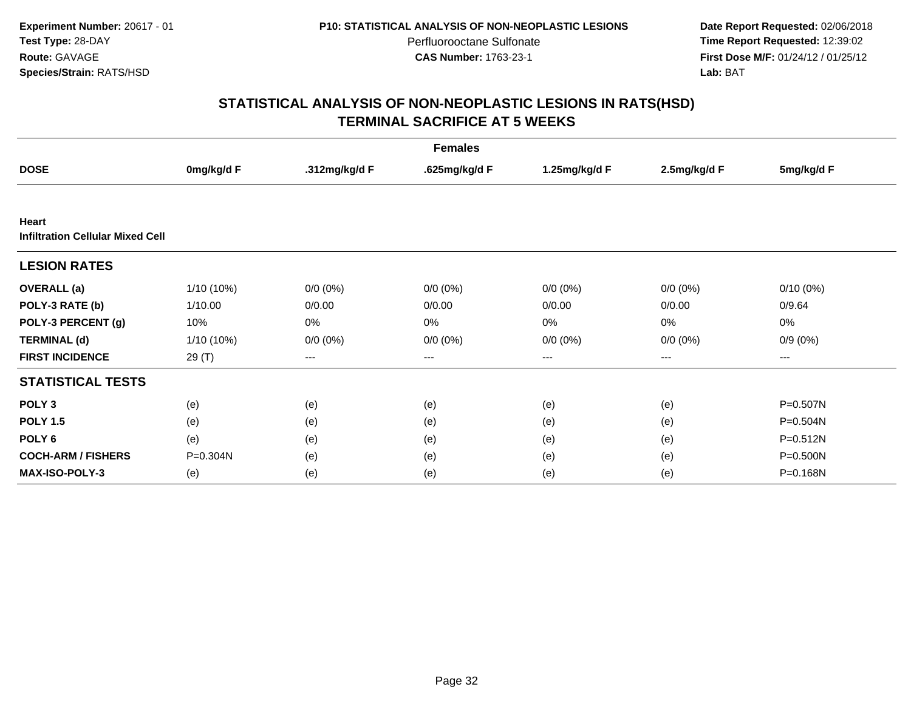Experiment Number: 20617 - 01
Test Type: 28-DAY
Route: GAVAGE
Species/Strain: RATS/HSD

P10: STATISTICAL ANALYSIS OF NON-NEOPLASTIC LESIONS
Perfluorooctane Sulfonate
CAS Number: 1763-23-1

Date Report Requested: 02/06/2018
Time Report Requested: 12:39:02
First Dose M/F: 01/24/12 / 01/25/12
Lab: BAT

## STATISTICAL ANALYSIS OF NON-NEOPLASTIC LESIONS IN RATS(HSD)
## TERMINAL SACRIFICE AT 5 WEEKS

| | Females | | | | | |
|---|---|---|---|---|---|---|
| **DOSE** | **0mg/kg/d F** | **.312mg/kg/d F** | **.625mg/kg/d F** | **1.25mg/kg/d F** | **2.5mg/kg/d F** | **5mg/kg/d F** |
| **Heart** | | | | | | |
| **Infiltration Cellular Mixed Cell** | | | | | | |
| **LESION RATES** | | | | | | |
| **OVERALL (a)** | 1/10 (10%) | 0/0 (0%) | 0/0 (0%) | 0/0 (0%) | 0/0 (0%) | 0/10 (0%) |
| **POLY-3 RATE (b)** | 1/10.00 | 0/0.00 | 0/0.00 | 0/0.00 | 0/0.00 | 0/9.64 |
| **POLY-3 PERCENT (g)** | 10% | 0% | 0% | 0% | 0% | 0% |
| **TERMINAL (d)** | 1/10 (10%) | 0/0 (0%) | 0/0 (0%) | 0/0 (0%) | 0/0 (0%) | 0/9 (0%) |
| **FIRST INCIDENCE** | 29 (T) | --- | --- | --- | --- | --- |
| **STATISTICAL TESTS** | | | | | | |
| **POLY 3** | (e) | (e) | (e) | (e) | (e) | P=0.507N |
| **POLY 1.5** | (e) | (e) | (e) | (e) | (e) | P=0.504N |
| **POLY 6** | (e) | (e) | (e) | (e) | (e) | P=0.512N |
| **COCH-ARM / FISHERS** | P=0.304N | (e) | (e) | (e) | (e) | P=0.500N |
| **MAX-ISO-POLY-3** | (e) | (e) | (e) | (e) | (e) | P=0.168N |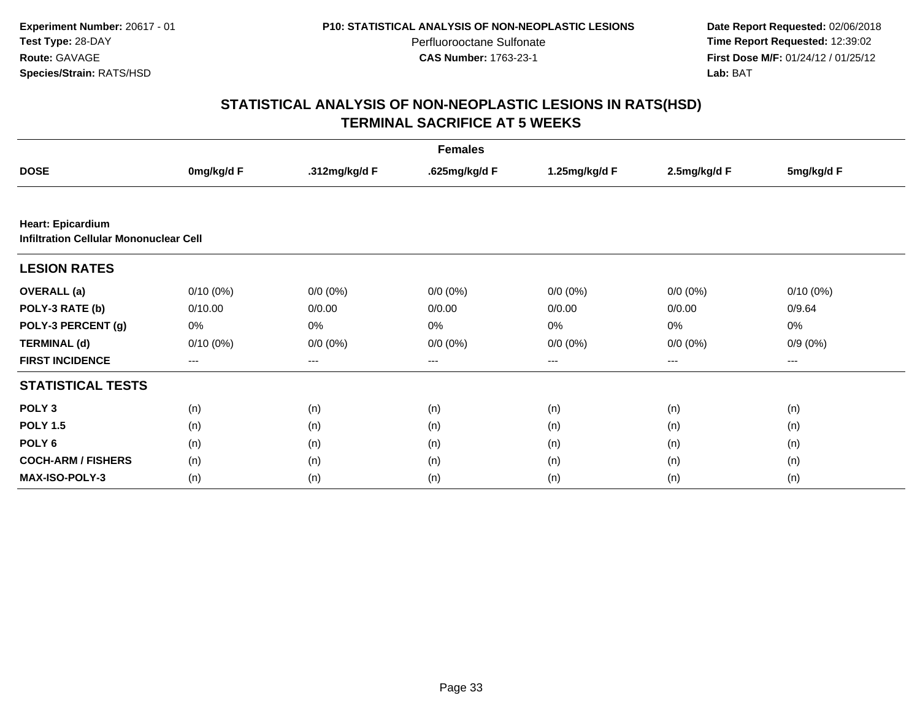Experiment Number: 20617 - 01
Test Type: 28-DAY
Route: GAVAGE
Species/Strain: RATS/HSD

P10: STATISTICAL ANALYSIS OF NON-NEOPLASTIC LESIONS
Perfluorooctane Sulfonate
CAS Number: 1763-23-1

Date Report Requested: 02/06/2018
Time Report Requested: 12:39:02
First Dose M/F: 01/24/12 / 01/25/12
Lab: BAT

# STATISTICAL ANALYSIS OF NON-NEOPLASTIC LESIONS IN RATS(HSD)
## TERMINAL SACRIFICE AT 5 WEEKS

| | Females | | | | | |
|---|---|---|---|---|---|---|
| **DOSE** | **0mg/kg/d F** | **.312mg/kg/d F** | **.625mg/kg/d F** | **1.25mg/kg/d F** | **2.5mg/kg/d F** | **5mg/kg/d F** |
| **Heart: Epicardium** | | | | | | |
| **Infiltration Cellular Mononuclear Cell** | | | | | | |
| **LESION RATES** | | | | | | |
| **OVERALL (a)** | 0/10 (0%) | 0/0 (0%) | 0/0 (0%) | 0/0 (0%) | 0/0 (0%) | 0/10 (0%) |
| **POLY-3 RATE (b)** | 0/10.00 | 0/0.00 | 0/0.00 | 0/0.00 | 0/0.00 | 0/9.64 |
| **POLY-3 PERCENT (g)** | 0% | 0% | 0% | 0% | 0% | 0% |
| **TERMINAL (d)** | 0/10 (0%) | 0/0 (0%) | 0/0 (0%) | 0/0 (0%) | 0/0 (0%) | 0/9 (0%) |
| **FIRST INCIDENCE** | --- | --- | --- | --- | --- | --- |
| **STATISTICAL TESTS** | | | | | | |
| **POLY 3** | (n) | (n) | (n) | (n) | (n) | (n) |
| **POLY 1.5** | (n) | (n) | (n) | (n) | (n) | (n) |
| **POLY 6** | (n) | (n) | (n) | (n) | (n) | (n) |
| **COCH-ARM / FISHERS** | (n) | (n) | (n) | (n) | (n) | (n) |
| **MAX-ISO-POLY-3** | (n) | (n) | (n) | (n) | (n) | (n) |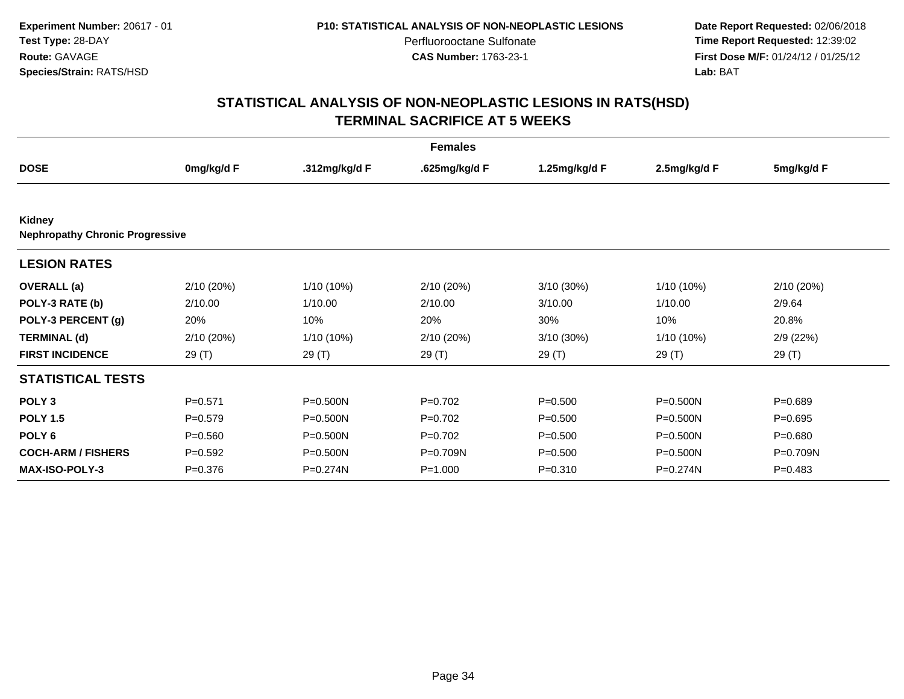Experiment Number: 20617 - 01
Test Type: 28-DAY
Route: GAVAGE
Species/Strain: RATS/HSD

P10: STATISTICAL ANALYSIS OF NON-NEOPLASTIC LESIONS
Perfluorooctane Sulfonate
CAS Number: 1763-23-1

Date Report Requested: 02/06/2018
Time Report Requested: 12:39:02
First Dose M/F: 01/24/12 / 01/25/12
Lab: BAT

# STATISTICAL ANALYSIS OF NON-NEOPLASTIC LESIONS IN RATS(HSD)
# TERMINAL SACRIFICE AT 5 WEEKS

| | Females | | | | | |
|---|---|---|---|---|---|---|
| **DOSE** | **0mg/kg/d F** | **.312mg/kg/d F** | **.625mg/kg/d F** | **1.25mg/kg/d F** | **2.5mg/kg/d F** | **5mg/kg/d F** |
| **Kidney** | | | | | | |
| **Nephropathy Chronic Progressive** | | | | | | |
| **LESION RATES** | | | | | | |
| **OVERALL (a)** | 2/10 (20%) | 1/10 (10%) | 2/10 (20%) | 3/10 (30%) | 1/10 (10%) | 2/10 (20%) |
| **POLY-3 RATE (b)** | 2/10.00 | 1/10.00 | 2/10.00 | 3/10.00 | 1/10.00 | 2/9.64 |
| **POLY-3 PERCENT (g)** | 20% | 10% | 20% | 30% | 10% | 20.8% |
| **TERMINAL (d)** | 2/10 (20%) | 1/10 (10%) | 2/10 (20%) | 3/10 (30%) | 1/10 (10%) | 2/9 (22%) |
| **FIRST INCIDENCE** | 29 (T) | 29 (T) | 29 (T) | 29 (T) | 29 (T) | 29 (T) |
| **STATISTICAL TESTS** | | | | | | |
| **POLY 3** | P=0.571 | P=0.500N | P=0.702 | P=0.500 | P=0.500N | P=0.689 |
| **POLY 1.5** | P=0.579 | P=0.500N | P=0.702 | P=0.500 | P=0.500N | P=0.695 |
| **POLY 6** | P=0.560 | P=0.500N | P=0.702 | P=0.500 | P=0.500N | P=0.680 |
| **COCH-ARM / FISHERS** | P=0.592 | P=0.500N | P=0.709N | P=0.500 | P=0.500N | P=0.709N |
| **MAX-ISO-POLY-3** | P=0.376 | P=0.274N | P=1.000 | P=0.310 | P=0.274N | P=0.483 |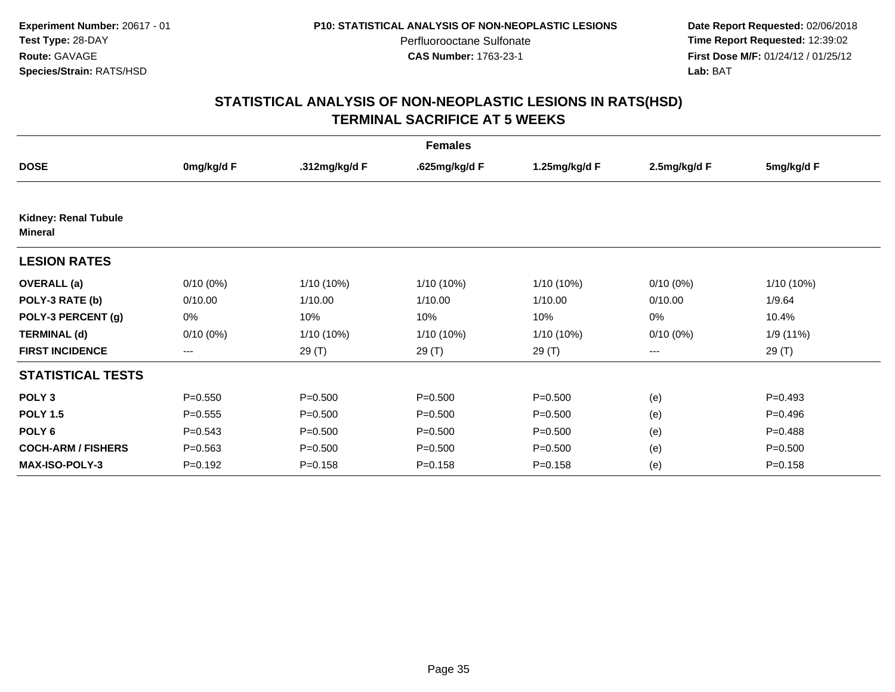**Experiment Number:** 20617 - 01
**Test Type:** 28-DAY
**Route:** GAVAGE
**Species/Strain:** RATS/HSD

**P10: STATISTICAL ANALYSIS OF NON-NEOPLASTIC LESIONS**
Perfluorooctane Sulfonate
**CAS Number:** 1763-23-1

**Date Report Requested:** 02/06/2018
**Time Report Requested:** 12:39:02
**First Dose M/F:** 01/24/12 / 01/25/12
**Lab:** BAT

# STATISTICAL ANALYSIS OF NON-NEOPLASTIC LESIONS IN RATS(HSD) TERMINAL SACRIFICE AT 5 WEEKS

| | Females | | | | | |
|---|---|---|---|---|---|---|
| **DOSE** | **0mg/kg/d F** | **.312mg/kg/d F** | **.625mg/kg/d F** | **1.25mg/kg/d F** | **2.5mg/kg/d F** | **5mg/kg/d F** |
| **Kidney: Renal Tubule Mineral** | | | | | | |
| **LESION RATES** | | | | | | |
| **OVERALL (a)** | 0/10 (0%) | 1/10 (10%) | 1/10 (10%) | 1/10 (10%) | 0/10 (0%) | 1/10 (10%) |
| **POLY-3 RATE (b)** | 0/10.00 | 1/10.00 | 1/10.00 | 1/10.00 | 0/10.00 | 1/9.64 |
| **POLY-3 PERCENT (g)** | 0% | 10% | 10% | 10% | 0% | 10.4% |
| **TERMINAL (d)** | 0/10 (0%) | 1/10 (10%) | 1/10 (10%) | 1/10 (10%) | 0/10 (0%) | 1/9 (11%) |
| **FIRST INCIDENCE** | --- | 29 (T) | 29 (T) | 29 (T) | --- | 29 (T) |
| **STATISTICAL TESTS** | | | | | | |
| **POLY 3** | P=0.550 | P=0.500 | P=0.500 | P=0.500 | (e) | P=0.493 |
| **POLY 1.5** | P=0.555 | P=0.500 | P=0.500 | P=0.500 | (e) | P=0.496 |
| **POLY 6** | P=0.543 | P=0.500 | P=0.500 | P=0.500 | (e) | P=0.488 |
| **COCH-ARM / FISHERS** | P=0.563 | P=0.500 | P=0.500 | P=0.500 | (e) | P=0.500 |
| **MAX-ISO-POLY-3** | P=0.192 | P=0.158 | P=0.158 | P=0.158 | (e) | P=0.158 |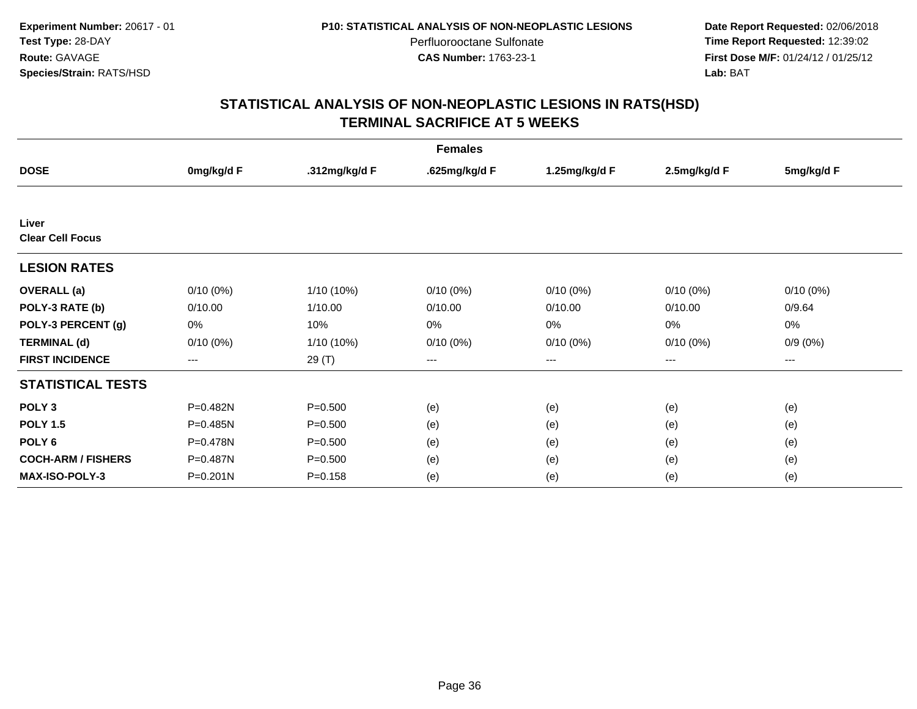**Experiment Number:** 20617 - 01
**Test Type:** 28-DAY
**Route:** GAVAGE
**Species/Strain:** RATS/HSD

**P10: STATISTICAL ANALYSIS OF NON-NEOPLASTIC LESIONS**
Perfluorooctane Sulfonate
**CAS Number:** 1763-23-1

**Date Report Requested:** 02/06/2018
**Time Report Requested:** 12:39:02
**First Dose M/F:** 01/24/12 / 01/25/12
**Lab:** BAT

## STATISTICAL ANALYSIS OF NON-NEOPLASTIC LESIONS IN RATS(HSD) TERMINAL SACRIFICE AT 5 WEEKS

| | Females | | | | | |
|---|---|---|---|---|---|---|
| **DOSE** | **0mg/kg/d F** | **.312mg/kg/d F** | **.625mg/kg/d F** | **1.25mg/kg/d F** | **2.5mg/kg/d F** | **5mg/kg/d F** |
| **Liver** | | | | | | |
| **Clear Cell Focus** | | | | | | |
| **LESION RATES** | | | | | | |
| **OVERALL (a)** | 0/10 (0%) | 1/10 (10%) | 0/10 (0%) | 0/10 (0%) | 0/10 (0%) | 0/10 (0%) |
| **POLY-3 RATE (b)** | 0/10.00 | 1/10.00 | 0/10.00 | 0/10.00 | 0/10.00 | 0/9.64 |
| **POLY-3 PERCENT (g)** | 0% | 10% | 0% | 0% | 0% | 0% |
| **TERMINAL (d)** | 0/10 (0%) | 1/10 (10%) | 0/10 (0%) | 0/10 (0%) | 0/10 (0%) | 0/9 (0%) |
| **FIRST INCIDENCE** | --- | 29 (T) | --- | --- | --- | --- |
| **STATISTICAL TESTS** | | | | | | |
| **POLY 3** | P=0.482N | P=0.500 | (e) | (e) | (e) | (e) |
| **POLY 1.5** | P=0.485N | P=0.500 | (e) | (e) | (e) | (e) |
| **POLY 6** | P=0.478N | P=0.500 | (e) | (e) | (e) | (e) |
| **COCH-ARM / FISHERS** | P=0.487N | P=0.500 | (e) | (e) | (e) | (e) |
| **MAX-ISO-POLY-3** | P=0.201N | P=0.158 | (e) | (e) | (e) | (e) |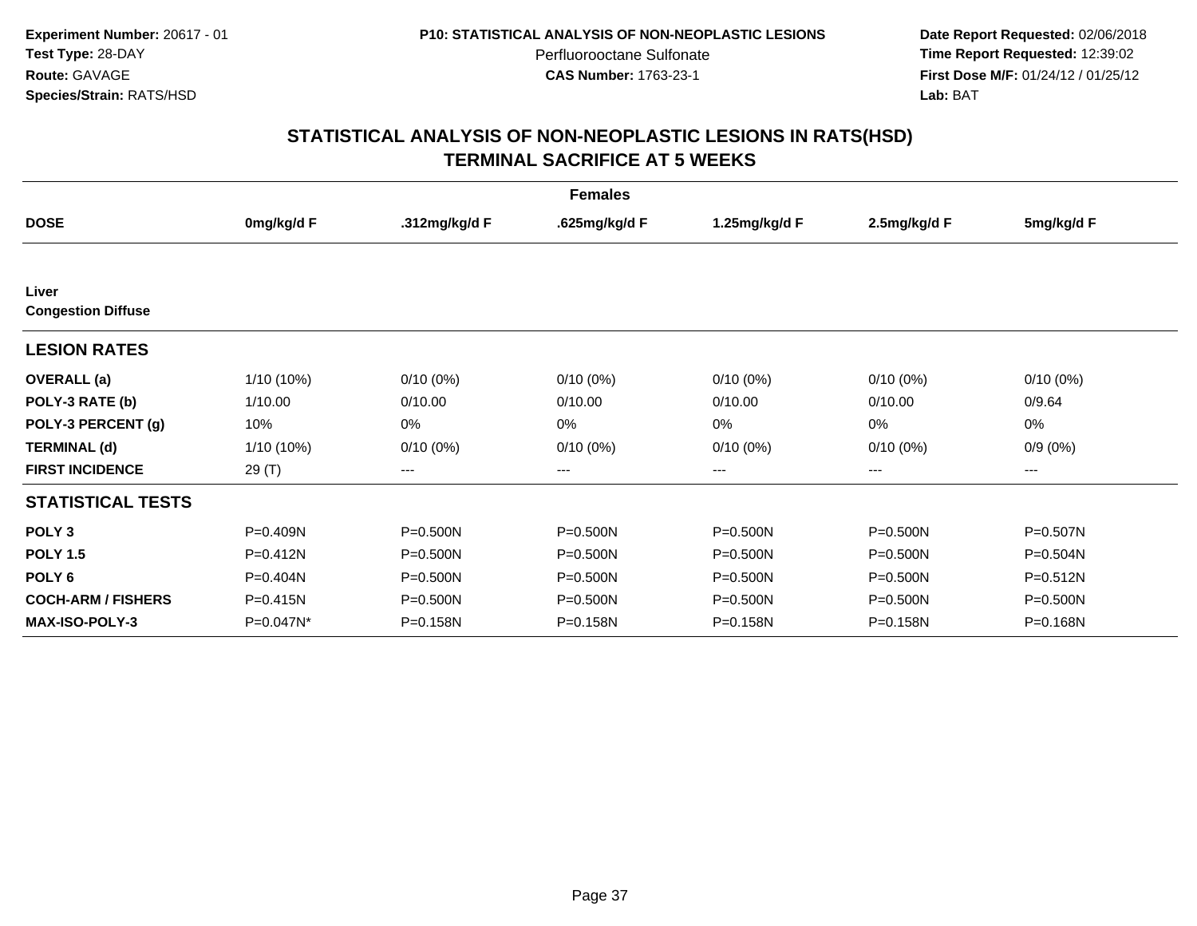Experiment Number: 20617 - 01
Test Type: 28-DAY
Route: GAVAGE
Species/Strain: RATS/HSD

P10: STATISTICAL ANALYSIS OF NON-NEOPLASTIC LESIONS
Perfluorooctane Sulfonate
CAS Number: 1763-23-1

Date Report Requested: 02/06/2018
Time Report Requested: 12:39:02
First Dose M/F: 01/24/12 / 01/25/12
Lab: BAT

## STATISTICAL ANALYSIS OF NON-NEOPLASTIC LESIONS IN RATS(HSD)
## TERMINAL SACRIFICE AT 5 WEEKS

| | Females | | | | | |
|---|---|---|---|---|---|---|
| **DOSE** | **0mg/kg/d F** | **.312mg/kg/d F** | **.625mg/kg/d F** | **1.25mg/kg/d F** | **2.5mg/kg/d F** | **5mg/kg/d F** |
| **Liver** | | | | | | |
| **Congestion Diffuse** | | | | | | |
| **LESION RATES** | | | | | | |
| **OVERALL (a)** | 1/10 (10%) | 0/10 (0%) | 0/10 (0%) | 0/10 (0%) | 0/10 (0%) | 0/10 (0%) |
| **POLY-3 RATE (b)** | 1/10.00 | 0/10.00 | 0/10.00 | 0/10.00 | 0/10.00 | 0/9.64 |
| **POLY-3 PERCENT (g)** | 10% | 0% | 0% | 0% | 0% | 0% |
| **TERMINAL (d)** | 1/10 (10%) | 0/10 (0%) | 0/10 (0%) | 0/10 (0%) | 0/10 (0%) | 0/9 (0%) |
| **FIRST INCIDENCE** | 29 (T) | --- | --- | --- | --- | --- |
| **STATISTICAL TESTS** | | | | | | |
| **POLY 3** | P=0.409N | P=0.500N | P=0.500N | P=0.500N | P=0.500N | P=0.507N |
| **POLY 1.5** | P=0.412N | P=0.500N | P=0.500N | P=0.500N | P=0.500N | P=0.504N |
| **POLY 6** | P=0.404N | P=0.500N | P=0.500N | P=0.500N | P=0.500N | P=0.512N |
| **COCH-ARM / FISHERS** | P=0.415N | P=0.500N | P=0.500N | P=0.500N | P=0.500N | P=0.500N |
| **MAX-ISO-POLY-3** | P=0.047N* | P=0.158N | P=0.158N | P=0.158N | P=0.158N | P=0.168N |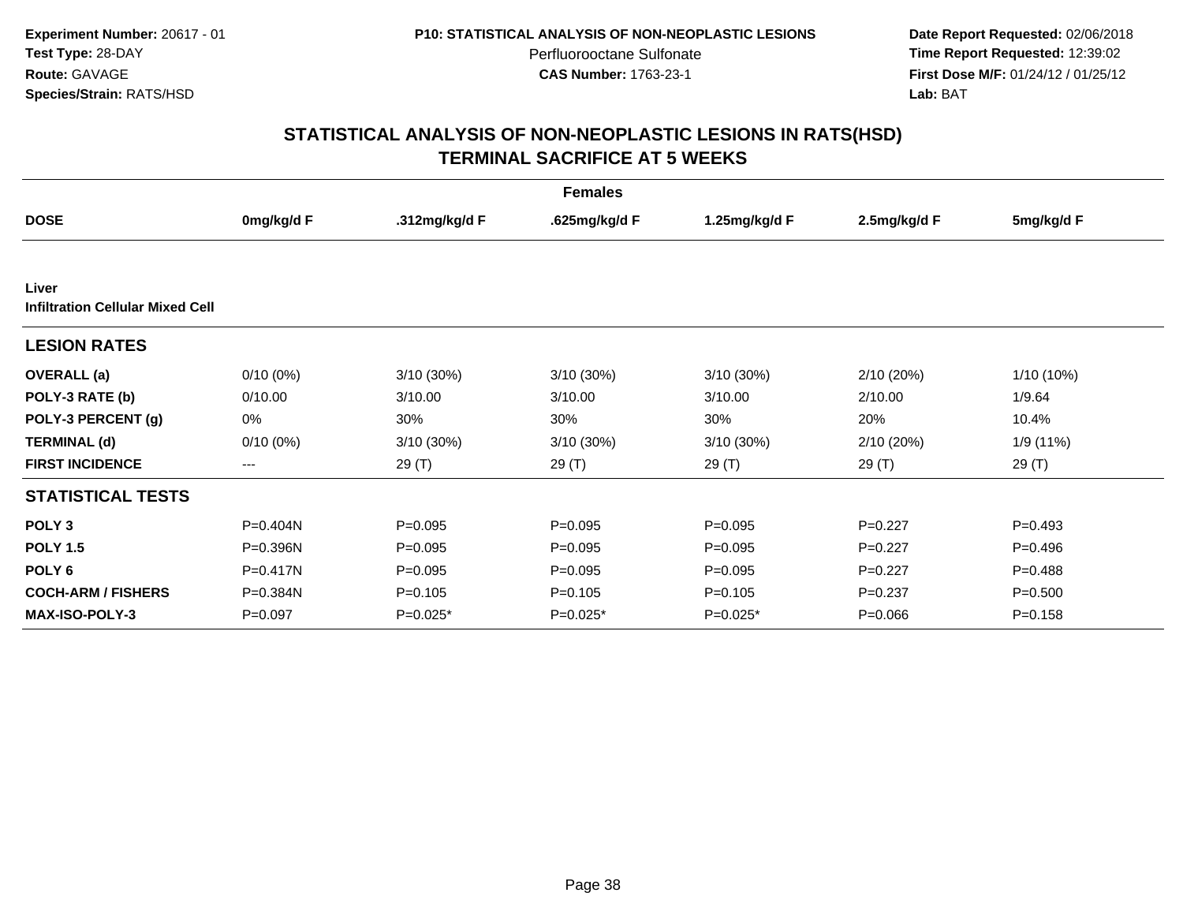Experiment Number: 20617 - 01
Test Type: 28-DAY
Route: GAVAGE
Species/Strain: RATS/HSD

P10: STATISTICAL ANALYSIS OF NON-NEOPLASTIC LESIONS
Perfluorooctane Sulfonate
CAS Number: 1763-23-1

Date Report Requested: 02/06/2018
Time Report Requested: 12:39:02
First Dose M/F: 01/24/12 / 01/25/12
Lab: BAT

## STATISTICAL ANALYSIS OF NON-NEOPLASTIC LESIONS IN RATS(HSD)
## TERMINAL SACRIFICE AT 5 WEEKS

| | Females | | | | | |
|---|---|---|---|---|---|---|
| **DOSE** | **0mg/kg/d F** | **.312mg/kg/d F** | **.625mg/kg/d F** | **1.25mg/kg/d F** | **2.5mg/kg/d F** | **5mg/kg/d F** |
| **Liver** | | | | | | |
| **Infiltration Cellular Mixed Cell** | | | | | | |
| **LESION RATES** | | | | | | |
| **OVERALL (a)** | 0/10 (0%) | 3/10 (30%) | 3/10 (30%) | 3/10 (30%) | 2/10 (20%) | 1/10 (10%) |
| **POLY-3 RATE (b)** | 0/10.00 | 3/10.00 | 3/10.00 | 3/10.00 | 2/10.00 | 1/9.64 |
| **POLY-3 PERCENT (g)** | 0% | 30% | 30% | 30% | 20% | 10.4% |
| **TERMINAL (d)** | 0/10 (0%) | 3/10 (30%) | 3/10 (30%) | 3/10 (30%) | 2/10 (20%) | 1/9 (11%) |
| **FIRST INCIDENCE** | --- | 29 (T) | 29 (T) | 29 (T) | 29 (T) | 29 (T) |
| **STATISTICAL TESTS** | | | | | | |
| **POLY 3** | P=0.404N | P=0.095 | P=0.095 | P=0.095 | P=0.227 | P=0.493 |
| **POLY 1.5** | P=0.396N | P=0.095 | P=0.095 | P=0.095 | P=0.227 | P=0.496 |
| **POLY 6** | P=0.417N | P=0.095 | P=0.095 | P=0.095 | P=0.227 | P=0.488 |
| **COCH-ARM / FISHERS** | P=0.384N | P=0.105 | P=0.105 | P=0.105 | P=0.237 | P=0.500 |
| **MAX-ISO-POLY-3** | P=0.097 | P=0.025* | P=0.025* | P=0.025* | P=0.066 | P=0.158 |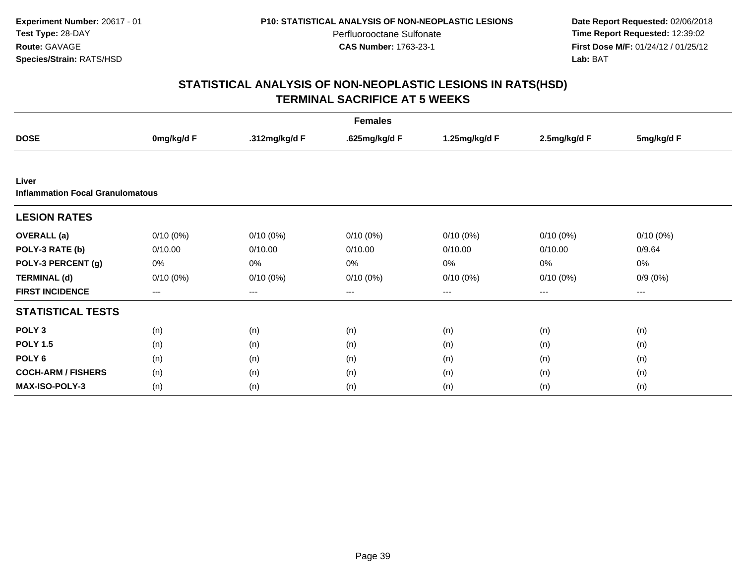Experiment Number: 20617 - 01
Test Type: 28-DAY
Route: GAVAGE
Species/Strain: RATS/HSD

P10: STATISTICAL ANALYSIS OF NON-NEOPLASTIC LESIONS
Perfluorooctane Sulfonate
CAS Number: 1763-23-1

Date Report Requested: 02/06/2018
Time Report Requested: 12:39:02
First Dose M/F: 01/24/12 / 01/25/12
Lab: BAT

## STATISTICAL ANALYSIS OF NON-NEOPLASTIC LESIONS IN RATS(HSD)
## TERMINAL SACRIFICE AT 5 WEEKS

| | Females | | | | | |
|---|---|---|---|---|---|---|
| **DOSE** | **0mg/kg/d F** | **.312mg/kg/d F** | **.625mg/kg/d F** | **1.25mg/kg/d F** | **2.5mg/kg/d F** | **5mg/kg/d F** |
| **Liver** | | | | | | |
| **Inflammation Focal Granulomatous** | | | | | | |
| **LESION RATES** | | | | | | |
| **OVERALL (a)** | 0/10 (0%) | 0/10 (0%) | 0/10 (0%) | 0/10 (0%) | 0/10 (0%) | 0/10 (0%) |
| **POLY-3 RATE (b)** | 0/10.00 | 0/10.00 | 0/10.00 | 0/10.00 | 0/10.00 | 0/9.64 |
| **POLY-3 PERCENT (g)** | 0% | 0% | 0% | 0% | 0% | 0% |
| **TERMINAL (d)** | 0/10 (0%) | 0/10 (0%) | 0/10 (0%) | 0/10 (0%) | 0/10 (0%) | 0/9 (0%) |
| **FIRST INCIDENCE** | --- | --- | --- | --- | --- | --- |
| **STATISTICAL TESTS** | | | | | | |
| **POLY 3** | (n) | (n) | (n) | (n) | (n) | (n) |
| **POLY 1.5** | (n) | (n) | (n) | (n) | (n) | (n) |
| **POLY 6** | (n) | (n) | (n) | (n) | (n) | (n) |
| **COCH-ARM / FISHERS** | (n) | (n) | (n) | (n) | (n) | (n) |
| **MAX-ISO-POLY-3** | (n) | (n) | (n) | (n) | (n) | (n) |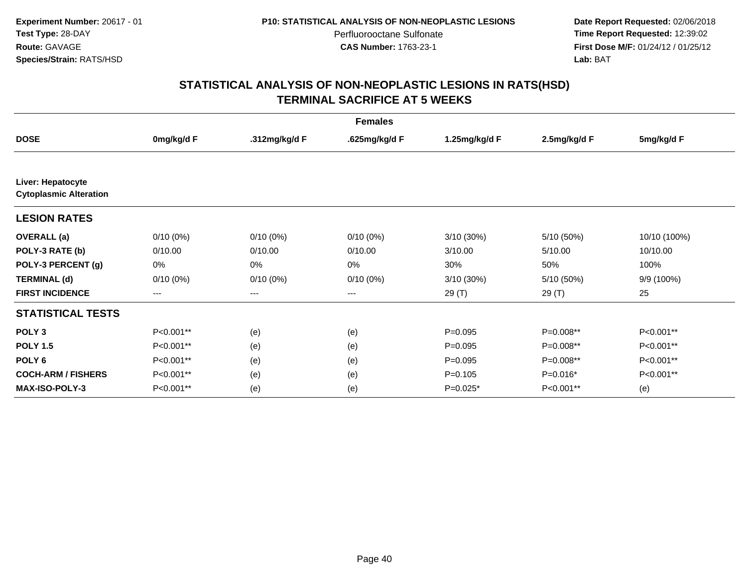**Experiment Number:** 20617 - 01
**Test Type:** 28-DAY
**Route:** GAVAGE
**Species/Strain:** RATS/HSD

**P10: STATISTICAL ANALYSIS OF NON-NEOPLASTIC LESIONS**
Perfluorooctane Sulfonate
**CAS Number:** 1763-23-1

**Date Report Requested:** 02/06/2018
**Time Report Requested:** 12:39:02
**First Dose M/F:** 01/24/12 / 01/25/12
**Lab:** BAT

## STATISTICAL ANALYSIS OF NON-NEOPLASTIC LESIONS IN RATS(HSD) TERMINAL SACRIFICE AT 5 WEEKS

| | Females | | | | | |
|---|---|---|---|---|---|---|
| **DOSE** | **0mg/kg/d F** | **.312mg/kg/d F** | **.625mg/kg/d F** | **1.25mg/kg/d F** | **2.5mg/kg/d F** | **5mg/kg/d F** |
| **Liver: Hepatocyte Cytoplasmic Alteration** | | | | | | |
| **LESION RATES** | | | | | | |
| **OVERALL (a)** | 0/10 (0%) | 0/10 (0%) | 0/10 (0%) | 3/10 (30%) | 5/10 (50%) | 10/10 (100%) |
| **POLY-3 RATE (b)** | 0/10.00 | 0/10.00 | 0/10.00 | 3/10.00 | 5/10.00 | 10/10.00 |
| **POLY-3 PERCENT (g)** | 0% | 0% | 0% | 30% | 50% | 100% |
| **TERMINAL (d)** | 0/10 (0%) | 0/10 (0%) | 0/10 (0%) | 3/10 (30%) | 5/10 (50%) | 9/9 (100%) |
| **FIRST INCIDENCE** | --- | --- | --- | 29 (T) | 29 (T) | 25 |
| **STATISTICAL TESTS** | | | | | | |
| **POLY 3** | P<0.001** | (e) | (e) | P=0.095 | P=0.008** | P<0.001** |
| **POLY 1.5** | P<0.001** | (e) | (e) | P=0.095 | P=0.008** | P<0.001** |
| **POLY 6** | P<0.001** | (e) | (e) | P=0.095 | P=0.008** | P<0.001** |
| **COCH-ARM / FISHERS** | P<0.001** | (e) | (e) | P=0.105 | P=0.016* | P<0.001** |
| **MAX-ISO-POLY-3** | P<0.001** | (e) | (e) | P=0.025* | P<0.001** | (e) |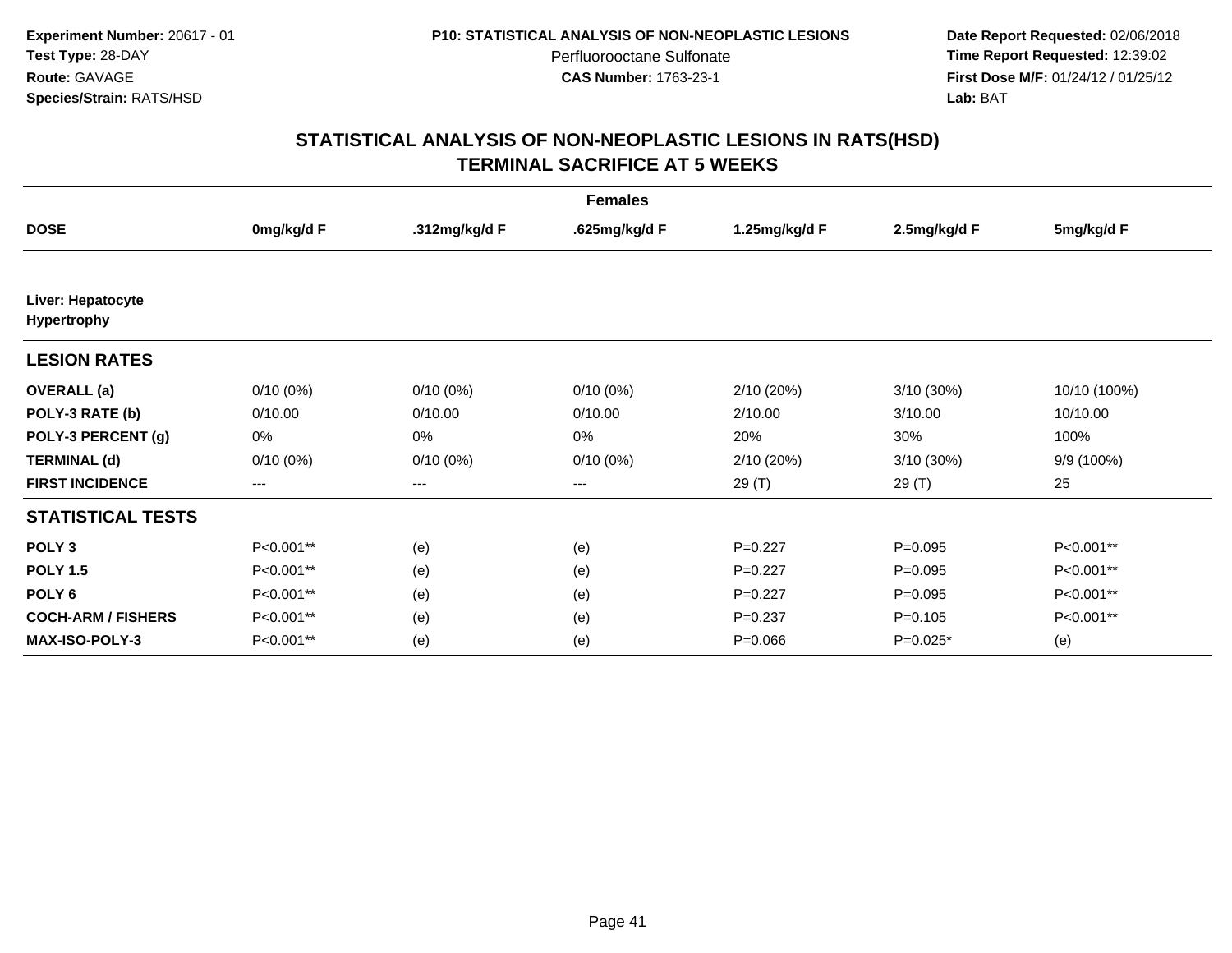**Experiment Number:** 20617 - 01
**Test Type:** 28-DAY
**Route:** GAVAGE
**Species/Strain:** RATS/HSD

**P10: STATISTICAL ANALYSIS OF NON-NEOPLASTIC LESIONS**
Perfluorooctane Sulfonate
**CAS Number:** 1763-23-1

**Date Report Requested:** 02/06/2018
**Time Report Requested:** 12:39:02
**First Dose M/F:** 01/24/12 / 01/25/12
**Lab:** BAT

## STATISTICAL ANALYSIS OF NON-NEOPLASTIC LESIONS IN RATS(HSD) TERMINAL SACRIFICE AT 5 WEEKS

| | Females | | | | | |
|---|---|---|---|---|---|---|
| **DOSE** | **0mg/kg/d F** | **.312mg/kg/d F** | **.625mg/kg/d F** | **1.25mg/kg/d F** | **2.5mg/kg/d F** | **5mg/kg/d F** |
| **Liver: Hepatocyte Hypertrophy** | | | | | | |
| **LESION RATES** | | | | | | |
| **OVERALL (a)** | 0/10 (0%) | 0/10 (0%) | 0/10 (0%) | 2/10 (20%) | 3/10 (30%) | 10/10 (100%) |
| **POLY-3 RATE (b)** | 0/10.00 | 0/10.00 | 0/10.00 | 2/10.00 | 3/10.00 | 10/10.00 |
| **POLY-3 PERCENT (g)** | 0% | 0% | 0% | 20% | 30% | 100% |
| **TERMINAL (d)** | 0/10 (0%) | 0/10 (0%) | 0/10 (0%) | 2/10 (20%) | 3/10 (30%) | 9/9 (100%) |
| **FIRST INCIDENCE** | --- | --- | --- | 29 (T) | 29 (T) | 25 |
| **STATISTICAL TESTS** | | | | | | |
| **POLY 3** | P<0.001** | (e) | (e) | P=0.227 | P=0.095 | P<0.001** |
| **POLY 1.5** | P<0.001** | (e) | (e) | P=0.227 | P=0.095 | P<0.001** |
| **POLY 6** | P<0.001** | (e) | (e) | P=0.227 | P=0.095 | P<0.001** |
| **COCH-ARM / FISHERS** | P<0.001** | (e) | (e) | P=0.237 | P=0.105 | P<0.001** |
| **MAX-ISO-POLY-3** | P<0.001** | (e) | (e) | P=0.066 | P=0.025* | (e) |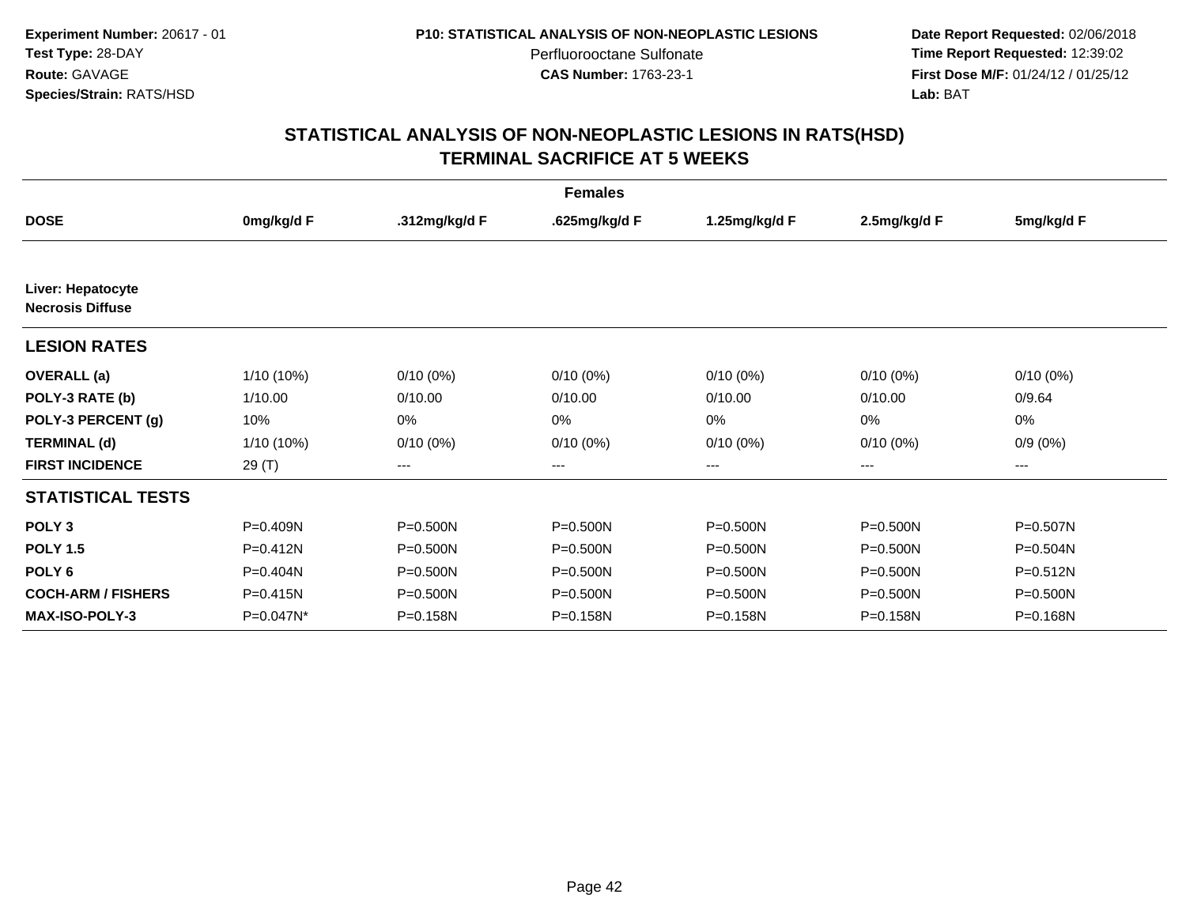**Experiment Number:** 20617 - 01
**Test Type:** 28-DAY
**Route:** GAVAGE
**Species/Strain:** RATS/HSD

**P10: STATISTICAL ANALYSIS OF NON-NEOPLASTIC LESIONS**
Perfluorooctane Sulfonate
**CAS Number:** 1763-23-1

**Date Report Requested:** 02/06/2018
**Time Report Requested:** 12:39:02
**First Dose M/F:** 01/24/12 / 01/25/12
**Lab:** BAT

## STATISTICAL ANALYSIS OF NON-NEOPLASTIC LESIONS IN RATS(HSD)
## TERMINAL SACRIFICE AT 5 WEEKS

| | Females | | | | | |
|---|---|---|---|---|---|---|
| **DOSE** | **0mg/kg/d F** | **.312mg/kg/d F** | **.625mg/kg/d F** | **1.25mg/kg/d F** | **2.5mg/kg/d F** | **5mg/kg/d F** |
| **Liver: Hepatocyte Necrosis Diffuse** | | | | | | |
| **LESION RATES** | | | | | | |
| **OVERALL (a)** | 1/10 (10%) | 0/10 (0%) | 0/10 (0%) | 0/10 (0%) | 0/10 (0%) | 0/10 (0%) |
| **POLY-3 RATE (b)** | 1/10.00 | 0/10.00 | 0/10.00 | 0/10.00 | 0/10.00 | 0/9.64 |
| **POLY-3 PERCENT (g)** | 10% | 0% | 0% | 0% | 0% | 0% |
| **TERMINAL (d)** | 1/10 (10%) | 0/10 (0%) | 0/10 (0%) | 0/10 (0%) | 0/10 (0%) | 0/9 (0%) |
| **FIRST INCIDENCE** | 29 (T) | --- | --- | --- | --- | --- |
| **STATISTICAL TESTS** | | | | | | |
| **POLY 3** | P=0.409N | P=0.500N | P=0.500N | P=0.500N | P=0.500N | P=0.507N |
| **POLY 1.5** | P=0.412N | P=0.500N | P=0.500N | P=0.500N | P=0.500N | P=0.504N |
| **POLY 6** | P=0.404N | P=0.500N | P=0.500N | P=0.500N | P=0.500N | P=0.512N |
| **COCH-ARM / FISHERS** | P=0.415N | P=0.500N | P=0.500N | P=0.500N | P=0.500N | P=0.500N |
| **MAX-ISO-POLY-3** | P=0.047N* | P=0.158N | P=0.158N | P=0.158N | P=0.158N | P=0.168N |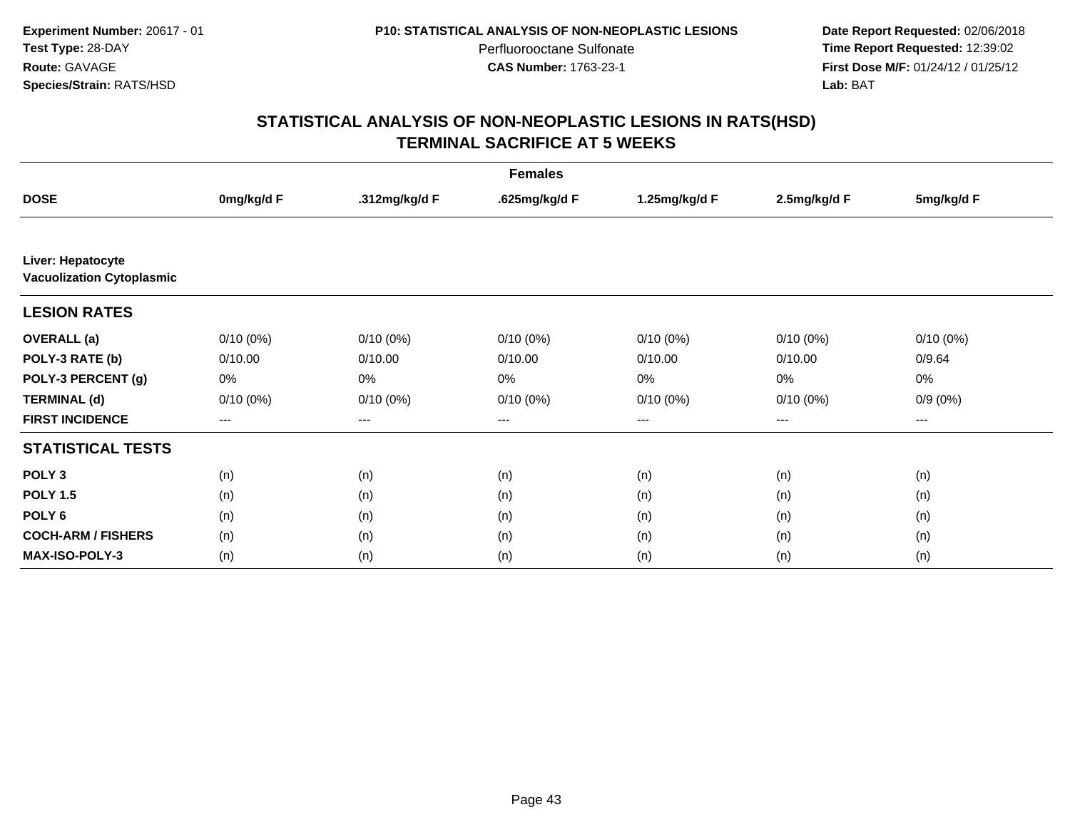**Experiment Number:** 20617 - 01
**Test Type:** 28-DAY
**Route:** GAVAGE
**Species/Strain:** RATS/HSD

**P10: STATISTICAL ANALYSIS OF NON-NEOPLASTIC LESIONS**
Perfluorooctane Sulfonate
**CAS Number:** 1763-23-1

**Date Report Requested:** 02/06/2018
**Time Report Requested:** 12:39:02
**First Dose M/F:** 01/24/12 / 01/25/12
**Lab:** BAT

## STATISTICAL ANALYSIS OF NON-NEOPLASTIC LESIONS IN RATS(HSD)
## TERMINAL SACRIFICE AT 5 WEEKS

| | Females | | | | | |
|---|---|---|---|---|---|---|
| **DOSE** | **0mg/kg/d F** | **.312mg/kg/d F** | **.625mg/kg/d F** | **1.25mg/kg/d F** | **2.5mg/kg/d F** | **5mg/kg/d F** |
| **Liver: Hepatocyte Vacuolization Cytoplasmic** | | | | | | |
| **LESION RATES** | | | | | | |
| **OVERALL (a)** | 0/10 (0%) | 0/10 (0%) | 0/10 (0%) | 0/10 (0%) | 0/10 (0%) | 0/10 (0%) |
| **POLY-3 RATE (b)** | 0/10.00 | 0/10.00 | 0/10.00 | 0/10.00 | 0/10.00 | 0/9.64 |
| **POLY-3 PERCENT (g)** | 0% | 0% | 0% | 0% | 0% | 0% |
| **TERMINAL (d)** | 0/10 (0%) | 0/10 (0%) | 0/10 (0%) | 0/10 (0%) | 0/10 (0%) | 0/9 (0%) |
| **FIRST INCIDENCE** | --- | --- | --- | --- | --- | --- |
| **STATISTICAL TESTS** | | | | | | |
| **POLY 3** | (n) | (n) | (n) | (n) | (n) | (n) |
| **POLY 1.5** | (n) | (n) | (n) | (n) | (n) | (n) |
| **POLY 6** | (n) | (n) | (n) | (n) | (n) | (n) |
| **COCH-ARM / FISHERS** | (n) | (n) | (n) | (n) | (n) | (n) |
| **MAX-ISO-POLY-3** | (n) | (n) | (n) | (n) | (n) | (n) |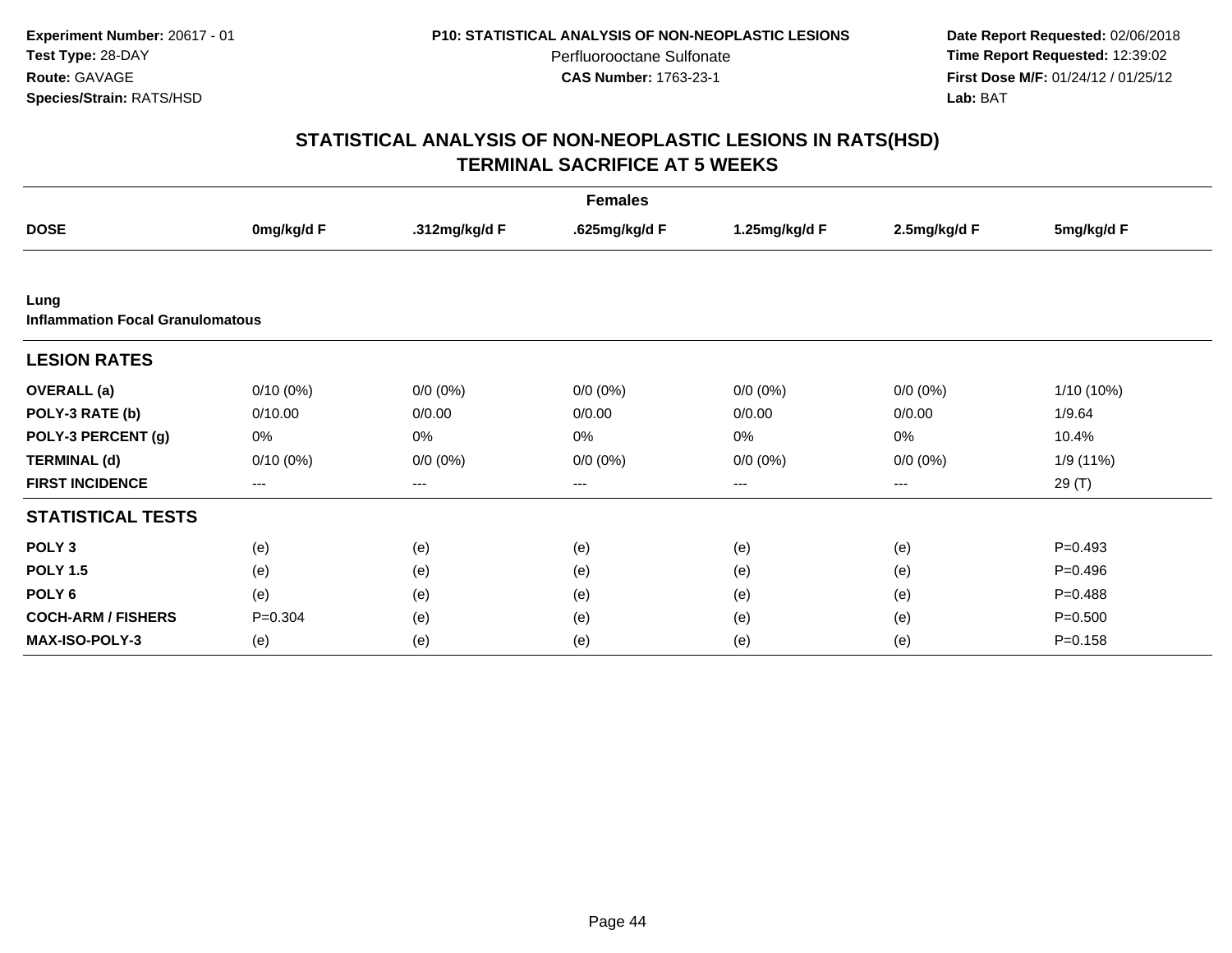**Experiment Number:** 20617 - 01
**Test Type:** 28-DAY
**Route:** GAVAGE
**Species/Strain:** RATS/HSD

**P10: STATISTICAL ANALYSIS OF NON-NEOPLASTIC LESIONS**
Perfluorooctane Sulfonate
**CAS Number:** 1763-23-1

**Date Report Requested:** 02/06/2018
**Time Report Requested:** 12:39:02
**First Dose M/F:** 01/24/12 / 01/25/12
**Lab:** BAT

## STATISTICAL ANALYSIS OF NON-NEOPLASTIC LESIONS IN RATS(HSD)
## TERMINAL SACRIFICE AT 5 WEEKS

| | Females | | | | | |
|---|---|---|---|---|---|---|
| **DOSE** | **0mg/kg/d F** | **.312mg/kg/d F** | **.625mg/kg/d F** | **1.25mg/kg/d F** | **2.5mg/kg/d F** | **5mg/kg/d F** |
| **Lung** | | | | | | |
| **Inflammation Focal Granulomatous** | | | | | | |
| **LESION RATES** | | | | | | |
| **OVERALL (a)** | 0/10 (0%) | 0/0 (0%) | 0/0 (0%) | 0/0 (0%) | 0/0 (0%) | 1/10 (10%) |
| **POLY-3 RATE (b)** | 0/10.00 | 0/0.00 | 0/0.00 | 0/0.00 | 0/0.00 | 1/9.64 |
| **POLY-3 PERCENT (g)** | 0% | 0% | 0% | 0% | 0% | 10.4% |
| **TERMINAL (d)** | 0/10 (0%) | 0/0 (0%) | 0/0 (0%) | 0/0 (0%) | 0/0 (0%) | 1/9 (11%) |
| **FIRST INCIDENCE** | --- | --- | --- | --- | --- | 29 (T) |
| **STATISTICAL TESTS** | | | | | | |
| **POLY 3** | (e) | (e) | (e) | (e) | (e) | P=0.493 |
| **POLY 1.5** | (e) | (e) | (e) | (e) | (e) | P=0.496 |
| **POLY 6** | (e) | (e) | (e) | (e) | (e) | P=0.488 |
| **COCH-ARM / FISHERS** | P=0.304 | (e) | (e) | (e) | (e) | P=0.500 |
| **MAX-ISO-POLY-3** | (e) | (e) | (e) | (e) | (e) | P=0.158 |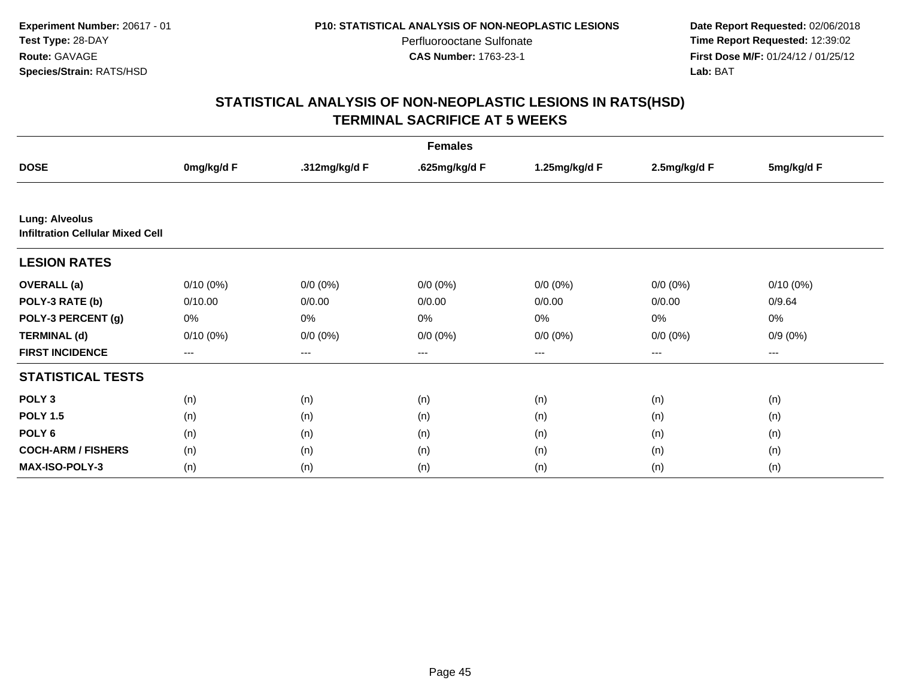**Experiment Number:** 20617 - 01
**Test Type:** 28-DAY
**Route:** GAVAGE
**Species/Strain:** RATS/HSD

**P10: STATISTICAL ANALYSIS OF NON-NEOPLASTIC LESIONS**
Perfluorooctane Sulfonate
**CAS Number:** 1763-23-1

**Date Report Requested:** 02/06/2018
**Time Report Requested:** 12:39:02
**First Dose M/F:** 01/24/12 / 01/25/12
**Lab:** BAT

## STATISTICAL ANALYSIS OF NON-NEOPLASTIC LESIONS IN RATS(HSD)
## TERMINAL SACRIFICE AT 5 WEEKS

| | Females | | | | | |
|---|---|---|---|---|---|---|
| **DOSE** | **0mg/kg/d F** | **.312mg/kg/d F** | **.625mg/kg/d F** | **1.25mg/kg/d F** | **2.5mg/kg/d F** | **5mg/kg/d F** |
| **Lung: Alveolus** | | | | | | |
| **Infiltration Cellular Mixed Cell** | | | | | | |
| **LESION RATES** | | | | | | |
| **OVERALL (a)** | 0/10 (0%) | 0/0 (0%) | 0/0 (0%) | 0/0 (0%) | 0/0 (0%) | 0/10 (0%) |
| **POLY-3 RATE (b)** | 0/10.00 | 0/0.00 | 0/0.00 | 0/0.00 | 0/0.00 | 0/9.64 |
| **POLY-3 PERCENT (g)** | 0% | 0% | 0% | 0% | 0% | 0% |
| **TERMINAL (d)** | 0/10 (0%) | 0/0 (0%) | 0/0 (0%) | 0/0 (0%) | 0/0 (0%) | 0/9 (0%) |
| **FIRST INCIDENCE** | --- | --- | --- | --- | --- | --- |
| **STATISTICAL TESTS** | | | | | | |
| **POLY 3** | (n) | (n) | (n) | (n) | (n) | (n) |
| **POLY 1.5** | (n) | (n) | (n) | (n) | (n) | (n) |
| **POLY 6** | (n) | (n) | (n) | (n) | (n) | (n) |
| **COCH-ARM / FISHERS** | (n) | (n) | (n) | (n) | (n) | (n) |
| **MAX-ISO-POLY-3** | (n) | (n) | (n) | (n) | (n) | (n) |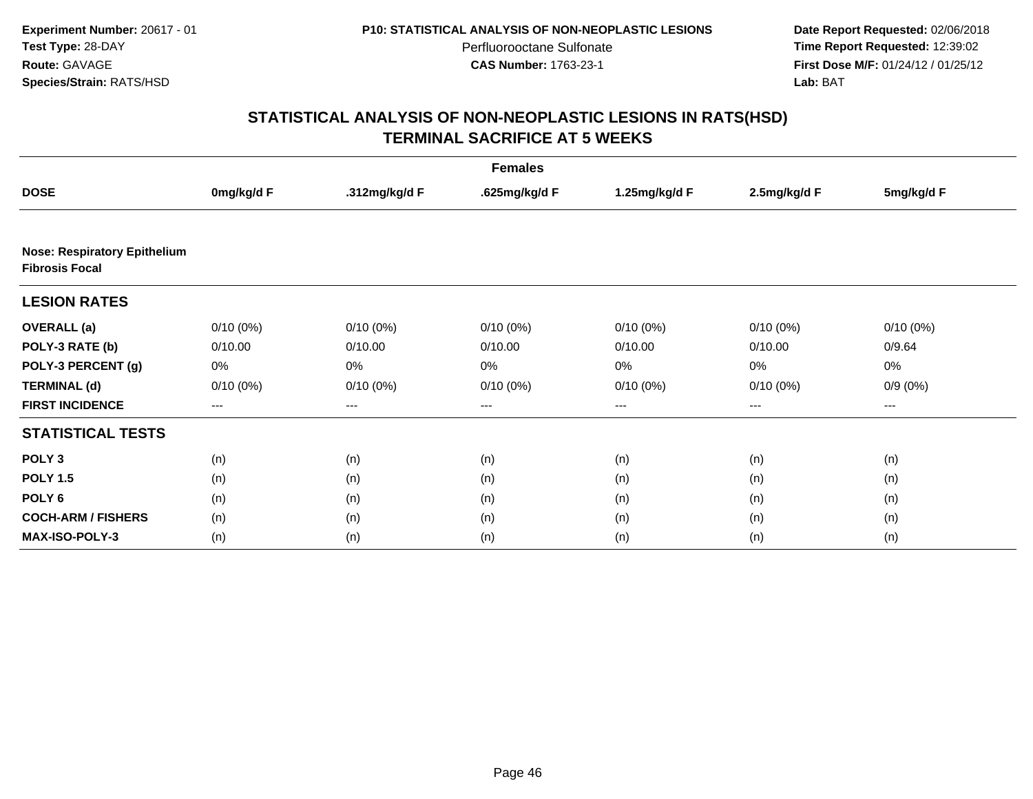**Experiment Number:** 20617 - 01
**Test Type:** 28-DAY
**Route:** GAVAGE
**Species/Strain:** RATS/HSD

**P10: STATISTICAL ANALYSIS OF NON-NEOPLASTIC LESIONS**
Perfluorooctane Sulfonate
**CAS Number:** 1763-23-1

**Date Report Requested:** 02/06/2018
**Time Report Requested:** 12:39:02
**First Dose M/F:** 01/24/12 / 01/25/12
**Lab:** BAT

## STATISTICAL ANALYSIS OF NON-NEOPLASTIC LESIONS IN RATS(HSD)
## TERMINAL SACRIFICE AT 5 WEEKS

| | Females | | | | | |
|---|---|---|---|---|---|---|
| **DOSE** | **0mg/kg/d F** | **.312mg/kg/d F** | **.625mg/kg/d F** | **1.25mg/kg/d F** | **2.5mg/kg/d F** | **5mg/kg/d F** |
| **Nose: Respiratory Epithelium Fibrosis Focal** | | | | | | |
| **LESION RATES** | | | | | | |
| **OVERALL (a)** | 0/10 (0%) | 0/10 (0%) | 0/10 (0%) | 0/10 (0%) | 0/10 (0%) | 0/10 (0%) |
| **POLY-3 RATE (b)** | 0/10.00 | 0/10.00 | 0/10.00 | 0/10.00 | 0/10.00 | 0/9.64 |
| **POLY-3 PERCENT (g)** | 0% | 0% | 0% | 0% | 0% | 0% |
| **TERMINAL (d)** | 0/10 (0%) | 0/10 (0%) | 0/10 (0%) | 0/10 (0%) | 0/10 (0%) | 0/9 (0%) |
| **FIRST INCIDENCE** | --- | --- | --- | --- | --- | --- |
| **STATISTICAL TESTS** | | | | | | |
| **POLY 3** | (n) | (n) | (n) | (n) | (n) | (n) |
| **POLY 1.5** | (n) | (n) | (n) | (n) | (n) | (n) |
| **POLY 6** | (n) | (n) | (n) | (n) | (n) | (n) |
| **COCH-ARM / FISHERS** | (n) | (n) | (n) | (n) | (n) | (n) |
| **MAX-ISO-POLY-3** | (n) | (n) | (n) | (n) | (n) | (n) |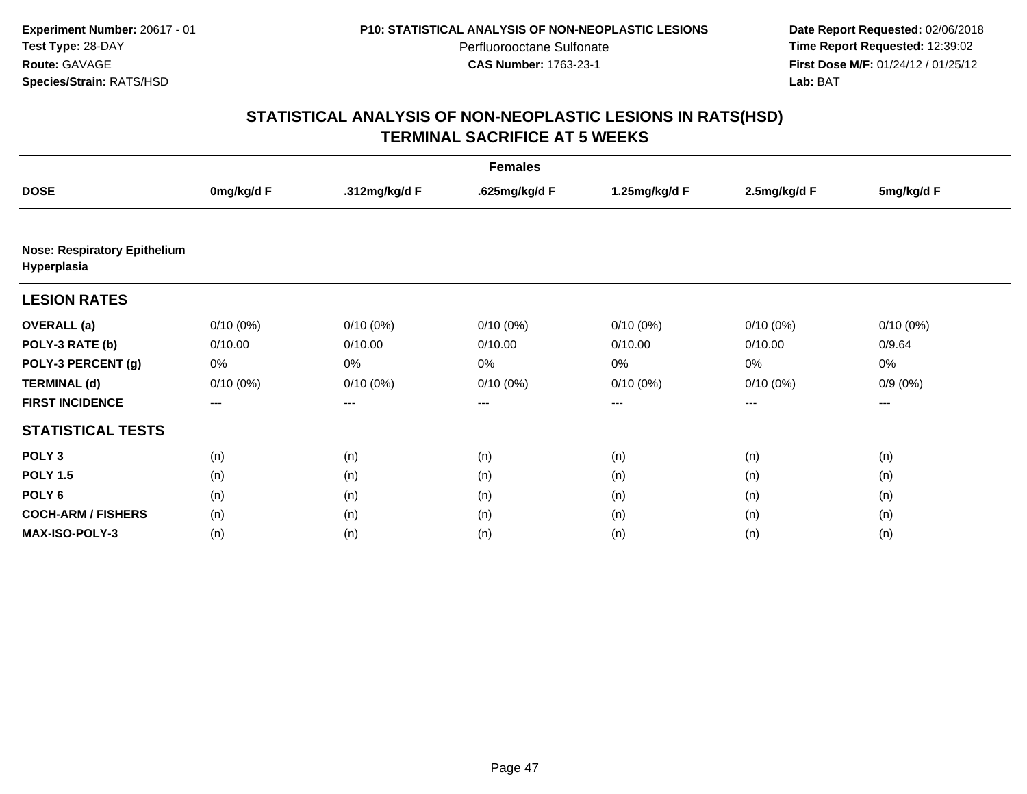**Experiment Number:** 20617 - 01
**Test Type:** 28-DAY
**Route:** GAVAGE
**Species/Strain:** RATS/HSD

**P10: STATISTICAL ANALYSIS OF NON-NEOPLASTIC LESIONS**
Perfluorooctane Sulfonate
**CAS Number:** 1763-23-1

**Date Report Requested:** 02/06/2018
**Time Report Requested:** 12:39:02
**First Dose M/F:** 01/24/12 / 01/25/12
**Lab:** BAT

## STATISTICAL ANALYSIS OF NON-NEOPLASTIC LESIONS IN RATS(HSD)
## TERMINAL SACRIFICE AT 5 WEEKS

| | Females | | | | | |
|---|---|---|---|---|---|---|
| **DOSE** | **0mg/kg/d F** | **.312mg/kg/d F** | **.625mg/kg/d F** | **1.25mg/kg/d F** | **2.5mg/kg/d F** | **5mg/kg/d F** |
| **Nose: Respiratory Epithelium Hyperplasia** | | | | | | |
| **LESION RATES** | | | | | | |
| **OVERALL (a)** | 0/10 (0%) | 0/10 (0%) | 0/10 (0%) | 0/10 (0%) | 0/10 (0%) | 0/10 (0%) |
| **POLY-3 RATE (b)** | 0/10.00 | 0/10.00 | 0/10.00 | 0/10.00 | 0/10.00 | 0/9.64 |
| **POLY-3 PERCENT (g)** | 0% | 0% | 0% | 0% | 0% | 0% |
| **TERMINAL (d)** | 0/10 (0%) | 0/10 (0%) | 0/10 (0%) | 0/10 (0%) | 0/10 (0%) | 0/9 (0%) |
| **FIRST INCIDENCE** | --- | --- | --- | --- | --- | --- |
| **STATISTICAL TESTS** | | | | | | |
| **POLY 3** | (n) | (n) | (n) | (n) | (n) | (n) |
| **POLY 1.5** | (n) | (n) | (n) | (n) | (n) | (n) |
| **POLY 6** | (n) | (n) | (n) | (n) | (n) | (n) |
| **COCH-ARM / FISHERS** | (n) | (n) | (n) | (n) | (n) | (n) |
| **MAX-ISO-POLY-3** | (n) | (n) | (n) | (n) | (n) | (n) |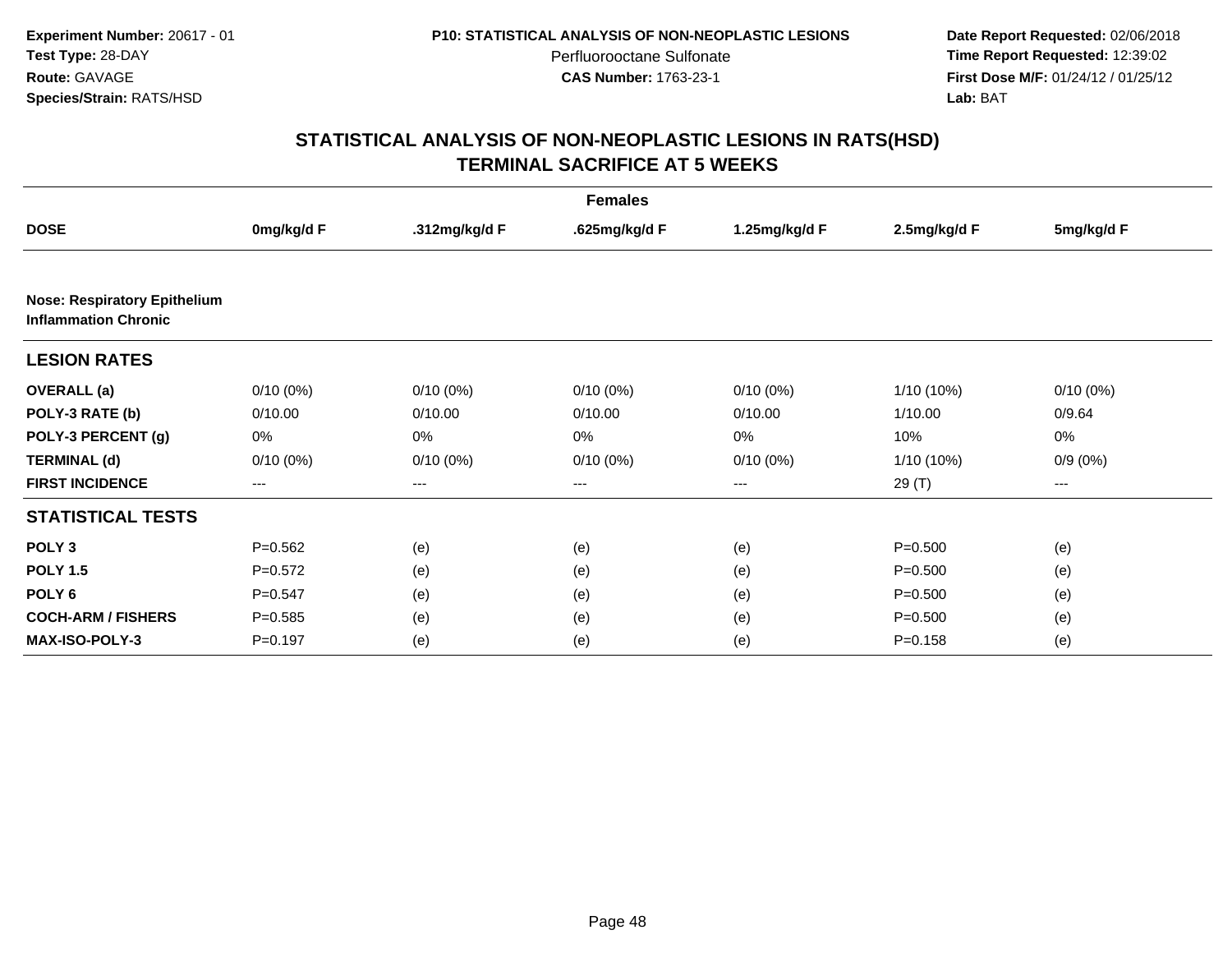**Experiment Number:** 20617 - 01
**Test Type:** 28-DAY
**Route:** GAVAGE
**Species/Strain:** RATS/HSD

**P10: STATISTICAL ANALYSIS OF NON-NEOPLASTIC LESIONS**
Perfluorooctane Sulfonate
**CAS Number:** 1763-23-1

**Date Report Requested:** 02/06/2018
**Time Report Requested:** 12:39:02
**First Dose M/F:** 01/24/12 / 01/25/12
**Lab:** BAT

## STATISTICAL ANALYSIS OF NON-NEOPLASTIC LESIONS IN RATS(HSD)
## TERMINAL SACRIFICE AT 5 WEEKS

| | Females | | | | | |
|---|---|---|---|---|---|---|
| **DOSE** | **0mg/kg/d F** | **.312mg/kg/d F** | **.625mg/kg/d F** | **1.25mg/kg/d F** | **2.5mg/kg/d F** | **5mg/kg/d F** |
| **Nose: Respiratory Epithelium Inflammation Chronic** | | | | | | |
| **LESION RATES** | | | | | | |
| **OVERALL (a)** | 0/10 (0%) | 0/10 (0%) | 0/10 (0%) | 0/10 (0%) | 1/10 (10%) | 0/10 (0%) |
| **POLY-3 RATE (b)** | 0/10.00 | 0/10.00 | 0/10.00 | 0/10.00 | 1/10.00 | 0/9.64 |
| **POLY-3 PERCENT (g)** | 0% | 0% | 0% | 0% | 10% | 0% |
| **TERMINAL (d)** | 0/10 (0%) | 0/10 (0%) | 0/10 (0%) | 0/10 (0%) | 1/10 (10%) | 0/9 (0%) |
| **FIRST INCIDENCE** | --- | --- | --- | --- | 29 (T) | --- |
| **STATISTICAL TESTS** | | | | | | |
| **POLY 3** | P=0.562 | (e) | (e) | (e) | P=0.500 | (e) |
| **POLY 1.5** | P=0.572 | (e) | (e) | (e) | P=0.500 | (e) |
| **POLY 6** | P=0.547 | (e) | (e) | (e) | P=0.500 | (e) |
| **COCH-ARM / FISHERS** | P=0.585 | (e) | (e) | (e) | P=0.500 | (e) |
| **MAX-ISO-POLY-3** | P=0.197 | (e) | (e) | (e) | P=0.158 | (e) |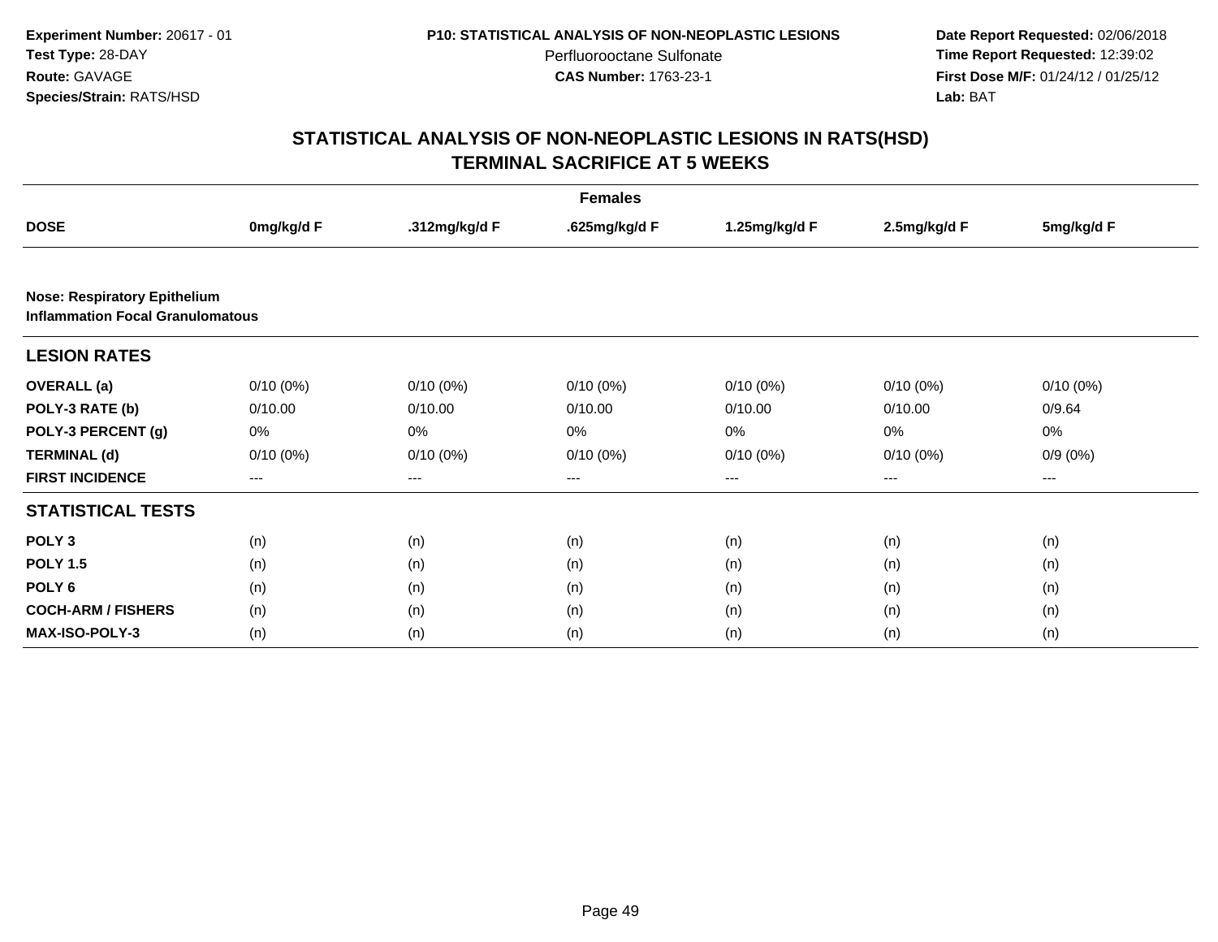**Experiment Number:** 20617 - 01
**Test Type:** 28-DAY
**Route:** GAVAGE
**Species/Strain:** RATS/HSD

**P10: STATISTICAL ANALYSIS OF NON-NEOPLASTIC LESIONS**
Perfluorooctane Sulfonate
**CAS Number:** 1763-23-1

**Date Report Requested:** 02/06/2018
**Time Report Requested:** 12:39:02
**First Dose M/F:** 01/24/12 / 01/25/12
**Lab:** BAT

# STATISTICAL ANALYSIS OF NON-NEOPLASTIC LESIONS IN RATS(HSD)
## TERMINAL SACRIFICE AT 5 WEEKS

| | Females | | | | | |
|---|---|---|---|---|---|---|
| **DOSE** | **0mg/kg/d F** | **.312mg/kg/d F** | **.625mg/kg/d F** | **1.25mg/kg/d F** | **2.5mg/kg/d F** | **5mg/kg/d F** |
| **Nose: Respiratory Epithelium Inflammation Focal Granulomatous** | | | | | | |
| **LESION RATES** | | | | | | |
| **OVERALL (a)** | 0/10 (0%) | 0/10 (0%) | 0/10 (0%) | 0/10 (0%) | 0/10 (0%) | 0/10 (0%) |
| **POLY-3 RATE (b)** | 0/10.00 | 0/10.00 | 0/10.00 | 0/10.00 | 0/10.00 | 0/9.64 |
| **POLY-3 PERCENT (g)** | 0% | 0% | 0% | 0% | 0% | 0% |
| **TERMINAL (d)** | 0/10 (0%) | 0/10 (0%) | 0/10 (0%) | 0/10 (0%) | 0/10 (0%) | 0/9 (0%) |
| **FIRST INCIDENCE** | --- | --- | --- | --- | --- | --- |
| **STATISTICAL TESTS** | | | | | | |
| **POLY 3** | (n) | (n) | (n) | (n) | (n) | (n) |
| **POLY 1.5** | (n) | (n) | (n) | (n) | (n) | (n) |
| **POLY 6** | (n) | (n) | (n) | (n) | (n) | (n) |
| **COCH-ARM / FISHERS** | (n) | (n) | (n) | (n) | (n) | (n) |
| **MAX-ISO-POLY-3** | (n) | (n) | (n) | (n) | (n) | (n) |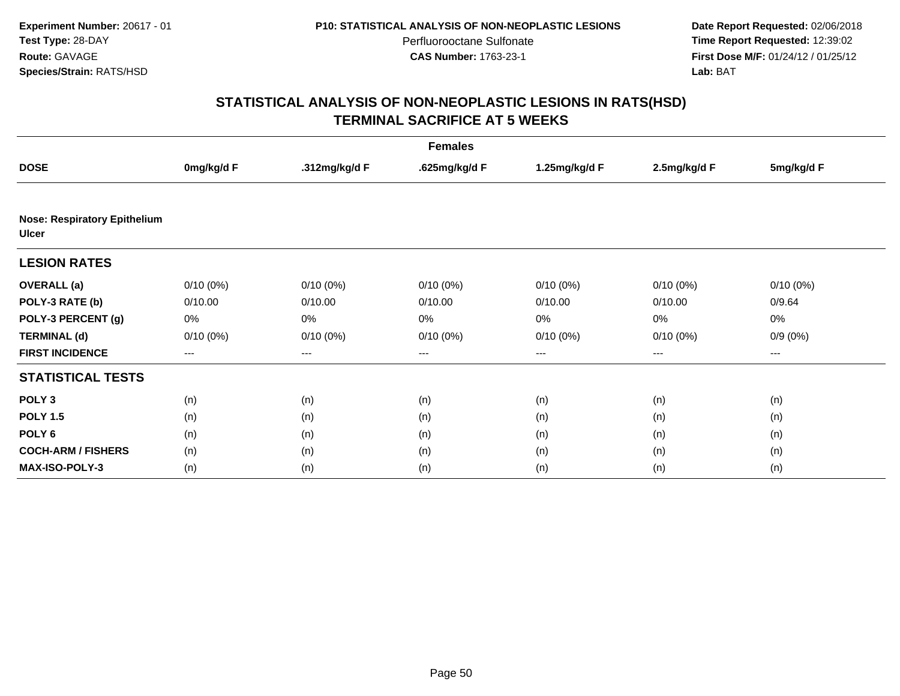**Experiment Number:** 20617 - 01
**Test Type:** 28-DAY
**Route:** GAVAGE
**Species/Strain:** RATS/HSD

**P10: STATISTICAL ANALYSIS OF NON-NEOPLASTIC LESIONS**
Perfluorooctane Sulfonate
**CAS Number:** 1763-23-1

**Date Report Requested:** 02/06/2018
**Time Report Requested:** 12:39:02
**First Dose M/F:** 01/24/12 / 01/25/12
**Lab:** BAT

# STATISTICAL ANALYSIS OF NON-NEOPLASTIC LESIONS IN RATS(HSD)
## TERMINAL SACRIFICE AT 5 WEEKS

| | Females | | | | | |
|---|---|---|---|---|---|---|
| **DOSE** | **0mg/kg/d F** | **.312mg/kg/d F** | **.625mg/kg/d F** | **1.25mg/kg/d F** | **2.5mg/kg/d F** | **5mg/kg/d F** |
| **Nose: Respiratory Epithelium Ulcer** | | | | | | |
| **LESION RATES** | | | | | | |
| **OVERALL (a)** | 0/10 (0%) | 0/10 (0%) | 0/10 (0%) | 0/10 (0%) | 0/10 (0%) | 0/10 (0%) |
| **POLY-3 RATE (b)** | 0/10.00 | 0/10.00 | 0/10.00 | 0/10.00 | 0/10.00 | 0/9.64 |
| **POLY-3 PERCENT (g)** | 0% | 0% | 0% | 0% | 0% | 0% |
| **TERMINAL (d)** | 0/10 (0%) | 0/10 (0%) | 0/10 (0%) | 0/10 (0%) | 0/10 (0%) | 0/9 (0%) |
| **FIRST INCIDENCE** | --- | --- | --- | --- | --- | --- |
| **STATISTICAL TESTS** | | | | | | |
| **POLY 3** | (n) | (n) | (n) | (n) | (n) | (n) |
| **POLY 1.5** | (n) | (n) | (n) | (n) | (n) | (n) |
| **POLY 6** | (n) | (n) | (n) | (n) | (n) | (n) |
| **COCH-ARM / FISHERS** | (n) | (n) | (n) | (n) | (n) | (n) |
| **MAX-ISO-POLY-3** | (n) | (n) | (n) | (n) | (n) | (n) |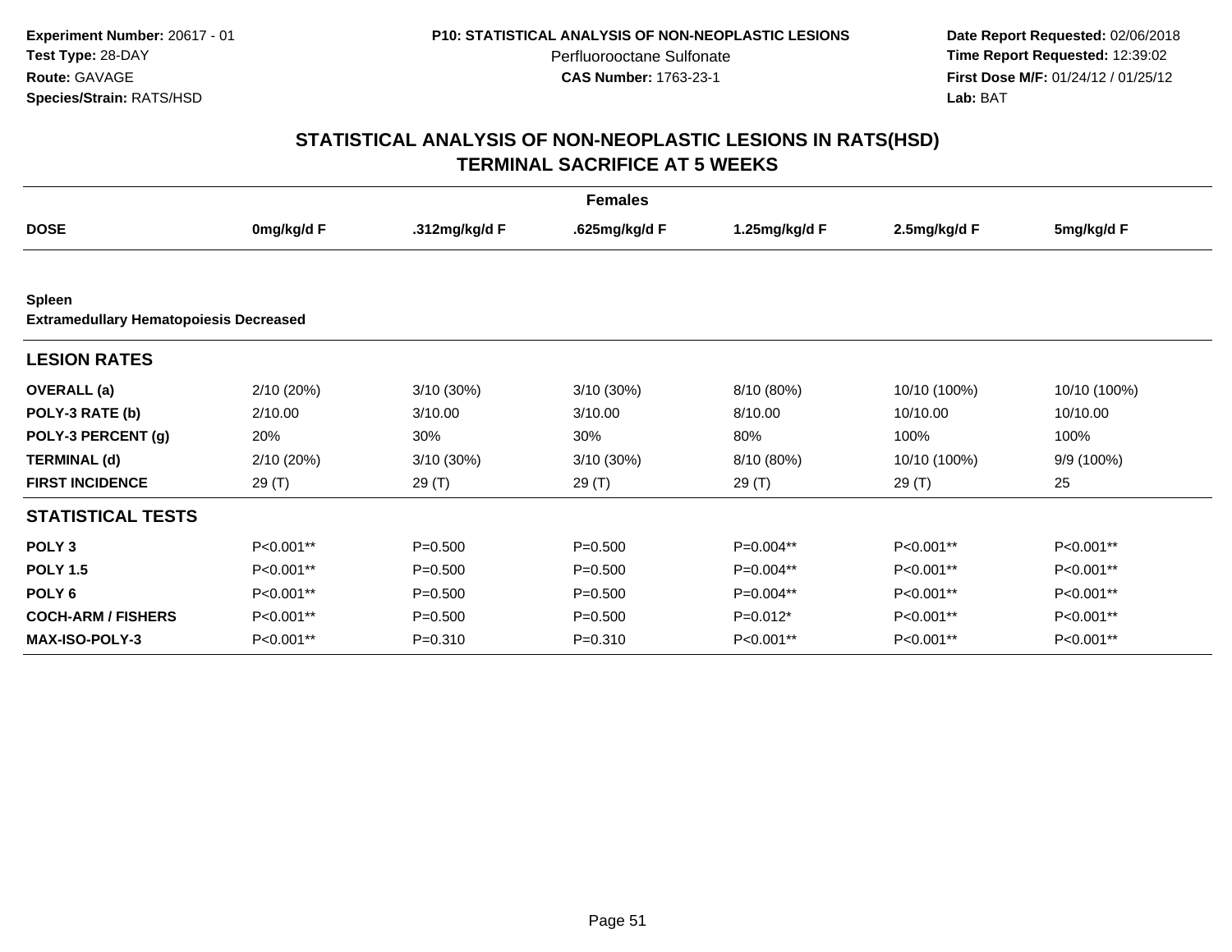**Experiment Number:** 20617 - 01
**Test Type:** 28-DAY
**Route:** GAVAGE
**Species/Strain:** RATS/HSD

**P10: STATISTICAL ANALYSIS OF NON-NEOPLASTIC LESIONS**
Perfluorooctane Sulfonate
**CAS Number:** 1763-23-1

**Date Report Requested:** 02/06/2018
**Time Report Requested:** 12:39:02
**First Dose M/F:** 01/24/12 / 01/25/12
**Lab:** BAT

## STATISTICAL ANALYSIS OF NON-NEOPLASTIC LESIONS IN RATS(HSD)
## TERMINAL SACRIFICE AT 5 WEEKS

| | Females | | | | | |
|---|---|---|---|---|---|---|
| **DOSE** | **0mg/kg/d F** | **.312mg/kg/d F** | **.625mg/kg/d F** | **1.25mg/kg/d F** | **2.5mg/kg/d F** | **5mg/kg/d F** |
| **Spleen** | | | | | | |
| **Extramedullary Hematopoiesis Decreased** | | | | | | |
| **LESION RATES** | | | | | | |
| **OVERALL (a)** | 2/10 (20%) | 3/10 (30%) | 3/10 (30%) | 8/10 (80%) | 10/10 (100%) | 10/10 (100%) |
| **POLY-3 RATE (b)** | 2/10.00 | 3/10.00 | 3/10.00 | 8/10.00 | 10/10.00 | 10/10.00 |
| **POLY-3 PERCENT (g)** | 20% | 30% | 30% | 80% | 100% | 100% |
| **TERMINAL (d)** | 2/10 (20%) | 3/10 (30%) | 3/10 (30%) | 8/10 (80%) | 10/10 (100%) | 9/9 (100%) |
| **FIRST INCIDENCE** | 29 (T) | 29 (T) | 29 (T) | 29 (T) | 29 (T) | 25 |
| **STATISTICAL TESTS** | | | | | | |
| **POLY 3** | P<0.001** | P=0.500 | P=0.500 | P=0.004** | P<0.001** | P<0.001** |
| **POLY 1.5** | P<0.001** | P=0.500 | P=0.500 | P=0.004** | P<0.001** | P<0.001** |
| **POLY 6** | P<0.001** | P=0.500 | P=0.500 | P=0.004** | P<0.001** | P<0.001** |
| **COCH-ARM / FISHERS** | P<0.001** | P=0.500 | P=0.500 | P=0.012* | P<0.001** | P<0.001** |
| **MAX-ISO-POLY-3** | P<0.001** | P=0.310 | P=0.310 | P<0.001** | P<0.001** | P<0.001** |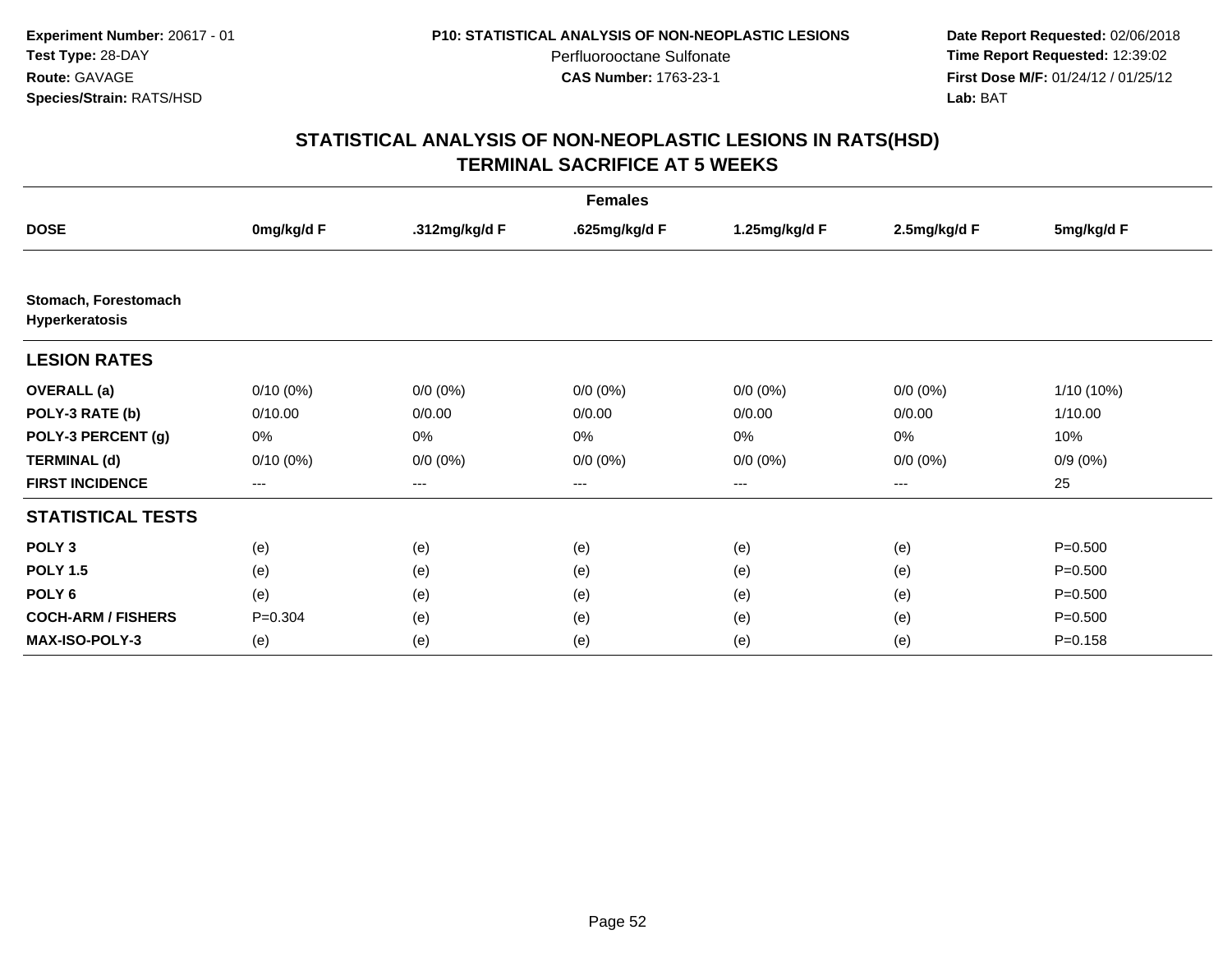**Experiment Number:** 20617 - 01
**Test Type:** 28-DAY
**Route:** GAVAGE
**Species/Strain:** RATS/HSD

**P10: STATISTICAL ANALYSIS OF NON-NEOPLASTIC LESIONS**
Perfluorooctane Sulfonate
**CAS Number:** 1763-23-1

**Date Report Requested:** 02/06/2018
**Time Report Requested:** 12:39:02
**First Dose M/F:** 01/24/12 / 01/25/12
**Lab:** BAT

## STATISTICAL ANALYSIS OF NON-NEOPLASTIC LESIONS IN RATS(HSD)
## TERMINAL SACRIFICE AT 5 WEEKS

| | Females | | | | | |
|---|---|---|---|---|---|---|
| **DOSE** | **0mg/kg/d F** | **.312mg/kg/d F** | **.625mg/kg/d F** | **1.25mg/kg/d F** | **2.5mg/kg/d F** | **5mg/kg/d F** |
| **Stomach, Forestomach Hyperkeratosis** | | | | | | |
| **LESION RATES** | | | | | | |
| **OVERALL (a)** | 0/10 (0%) | 0/0 (0%) | 0/0 (0%) | 0/0 (0%) | 0/0 (0%) | 1/10 (10%) |
| **POLY-3 RATE (b)** | 0/10.00 | 0/0.00 | 0/0.00 | 0/0.00 | 0/0.00 | 1/10.00 |
| **POLY-3 PERCENT (g)** | 0% | 0% | 0% | 0% | 0% | 10% |
| **TERMINAL (d)** | 0/10 (0%) | 0/0 (0%) | 0/0 (0%) | 0/0 (0%) | 0/0 (0%) | 0/9 (0%) |
| **FIRST INCIDENCE** | --- | --- | --- | --- | --- | 25 |
| **STATISTICAL TESTS** | | | | | | |
| **POLY 3** | (e) | (e) | (e) | (e) | (e) | P=0.500 |
| **POLY 1.5** | (e) | (e) | (e) | (e) | (e) | P=0.500 |
| **POLY 6** | (e) | (e) | (e) | (e) | (e) | P=0.500 |
| **COCH-ARM / FISHERS** | P=0.304 | (e) | (e) | (e) | (e) | P=0.500 |
| **MAX-ISO-POLY-3** | (e) | (e) | (e) | (e) | (e) | P=0.158 |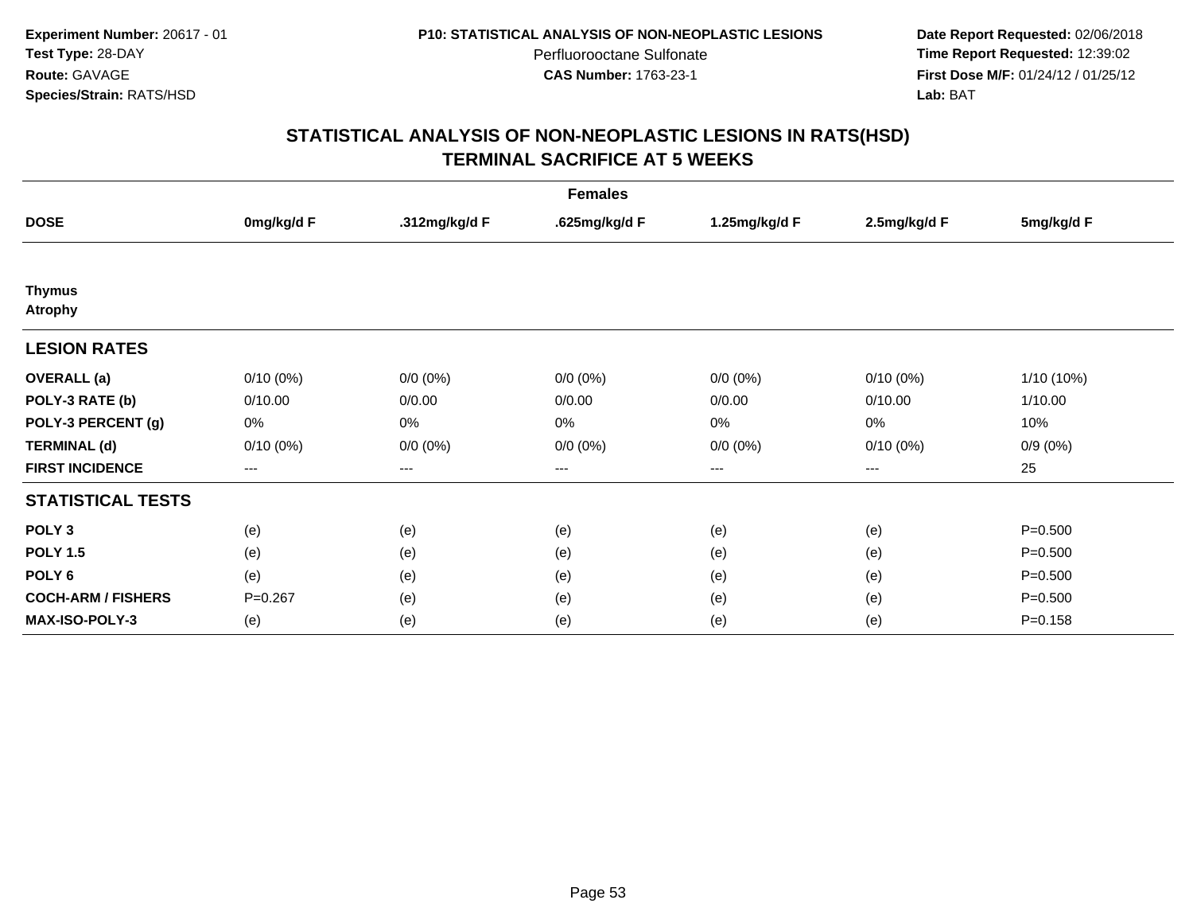**Experiment Number:** 20617 - 01
**Test Type:** 28-DAY
**Route:** GAVAGE
**Species/Strain:** RATS/HSD

**P10: STATISTICAL ANALYSIS OF NON-NEOPLASTIC LESIONS**
Perfluorooctane Sulfonate
**CAS Number:** 1763-23-1

**Date Report Requested:** 02/06/2018
**Time Report Requested:** 12:39:02
**First Dose M/F:** 01/24/12 / 01/25/12
**Lab:** BAT

## STATISTICAL ANALYSIS OF NON-NEOPLASTIC LESIONS IN RATS(HSD)
## TERMINAL SACRIFICE AT 5 WEEKS

| | Females | | | | | |
|---|---|---|---|---|---|---|
| **DOSE** | **0mg/kg/d F** | **.312mg/kg/d F** | **.625mg/kg/d F** | **1.25mg/kg/d F** | **2.5mg/kg/d F** | **5mg/kg/d F** |
| **Thymus** | | | | | | |
| **Atrophy** | | | | | | |
| **LESION RATES** | | | | | | |
| **OVERALL (a)** | 0/10 (0%) | 0/0 (0%) | 0/0 (0%) | 0/0 (0%) | 0/10 (0%) | 1/10 (10%) |
| **POLY-3 RATE (b)** | 0/10.00 | 0/0.00 | 0/0.00 | 0/0.00 | 0/10.00 | 1/10.00 |
| **POLY-3 PERCENT (g)** | 0% | 0% | 0% | 0% | 0% | 10% |
| **TERMINAL (d)** | 0/10 (0%) | 0/0 (0%) | 0/0 (0%) | 0/0 (0%) | 0/10 (0%) | 0/9 (0%) |
| **FIRST INCIDENCE** | --- | --- | --- | --- | --- | 25 |
| **STATISTICAL TESTS** | | | | | | |
| **POLY 3** | (e) | (e) | (e) | (e) | (e) | P=0.500 |
| **POLY 1.5** | (e) | (e) | (e) | (e) | (e) | P=0.500 |
| **POLY 6** | (e) | (e) | (e) | (e) | (e) | P=0.500 |
| **COCH-ARM / FISHERS** | P=0.267 | (e) | (e) | (e) | (e) | P=0.500 |
| **MAX-ISO-POLY-3** | (e) | (e) | (e) | (e) | (e) | P=0.158 |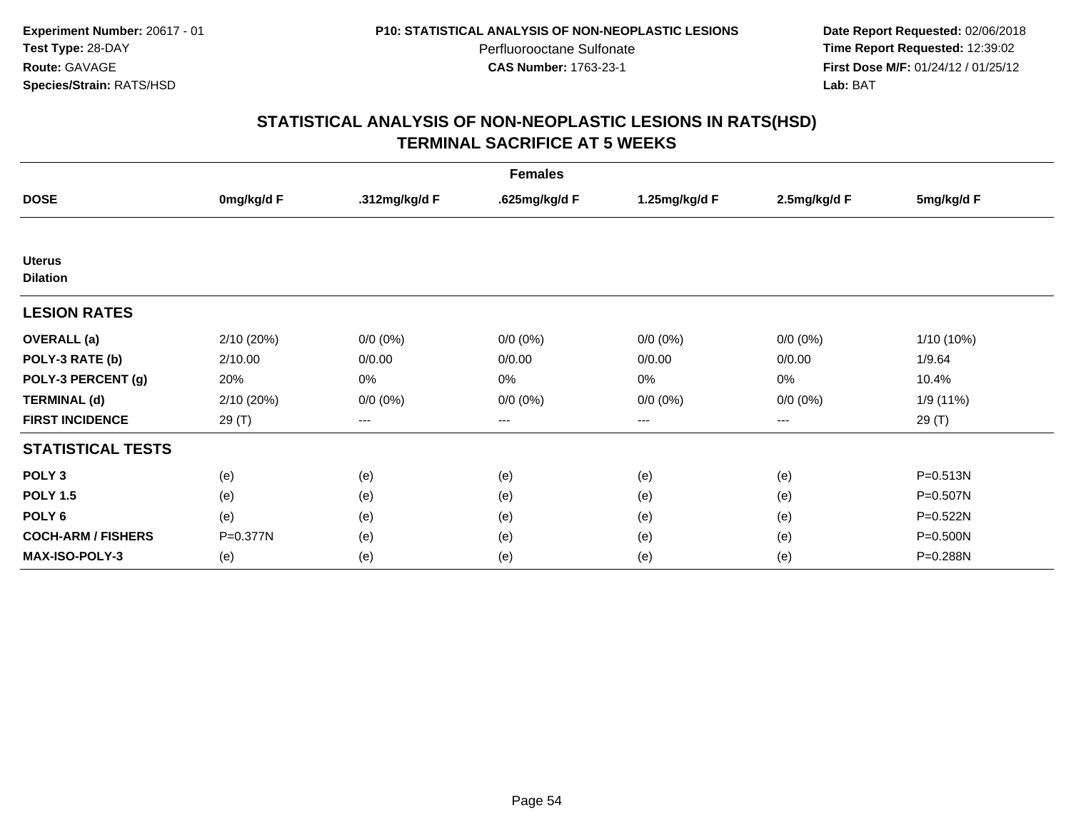**Experiment Number:** 20617 - 01
**Test Type:** 28-DAY
**Route:** GAVAGE
**Species/Strain:** RATS/HSD

**P10: STATISTICAL ANALYSIS OF NON-NEOPLASTIC LESIONS**
Perfluorooctane Sulfonate
**CAS Number:** 1763-23-1

**Date Report Requested:** 02/06/2018
**Time Report Requested:** 12:39:02
**First Dose M/F:** 01/24/12 / 01/25/12
**Lab:** BAT

## STATISTICAL ANALYSIS OF NON-NEOPLASTIC LESIONS IN RATS(HSD)
## TERMINAL SACRIFICE AT 5 WEEKS

| | Females | | | | | |
|---|---|---|---|---|---|---|
| **DOSE** | **0mg/kg/d F** | **.312mg/kg/d F** | **.625mg/kg/d F** | **1.25mg/kg/d F** | **2.5mg/kg/d F** | **5mg/kg/d F** |
| **Uterus** | | | | | | |
| **Dilation** | | | | | | |
| **LESION RATES** | | | | | | |
| **OVERALL (a)** | 2/10 (20%) | 0/0 (0%) | 0/0 (0%) | 0/0 (0%) | 0/0 (0%) | 1/10 (10%) |
| **POLY-3 RATE (b)** | 2/10.00 | 0/0.00 | 0/0.00 | 0/0.00 | 0/0.00 | 1/9.64 |
| **POLY-3 PERCENT (g)** | 20% | 0% | 0% | 0% | 0% | 10.4% |
| **TERMINAL (d)** | 2/10 (20%) | 0/0 (0%) | 0/0 (0%) | 0/0 (0%) | 0/0 (0%) | 1/9 (11%) |
| **FIRST INCIDENCE** | 29 (T) | --- | --- | --- | --- | 29 (T) |
| **STATISTICAL TESTS** | | | | | | |
| **POLY 3** | (e) | (e) | (e) | (e) | (e) | P=0.513N |
| **POLY 1.5** | (e) | (e) | (e) | (e) | (e) | P=0.507N |
| **POLY 6** | (e) | (e) | (e) | (e) | (e) | P=0.522N |
| **COCH-ARM / FISHERS** | P=0.377N | (e) | (e) | (e) | (e) | P=0.500N |
| **MAX-ISO-POLY-3** | (e) | (e) | (e) | (e) | (e) | P=0.288N |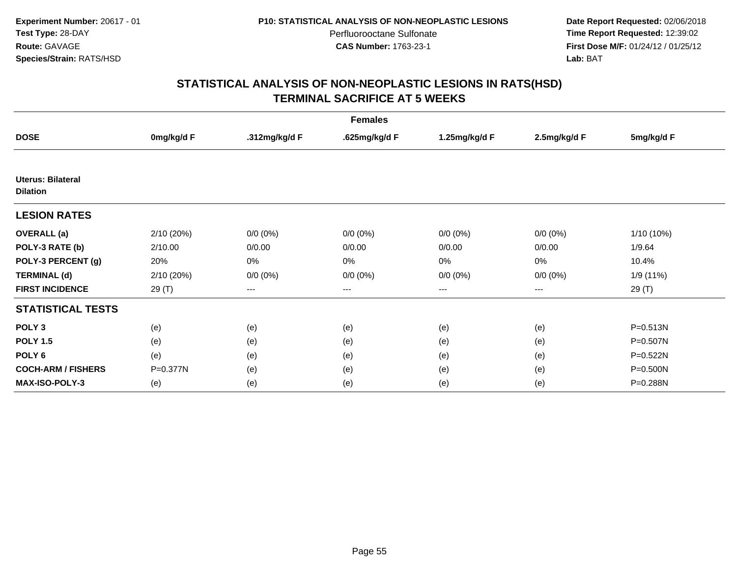**Experiment Number:** 20617 - 01
**Test Type:** 28-DAY
**Route:** GAVAGE
**Species/Strain:** RATS/HSD

**P10: STATISTICAL ANALYSIS OF NON-NEOPLASTIC LESIONS**
Perfluorooctane Sulfonate
**CAS Number:** 1763-23-1

**Date Report Requested:** 02/06/2018
**Time Report Requested:** 12:39:02
**First Dose M/F:** 01/24/12 / 01/25/12
**Lab:** BAT

# STATISTICAL ANALYSIS OF NON-NEOPLASTIC LESIONS IN RATS(HSD)
# TERMINAL SACRIFICE AT 5 WEEKS

| | Females | | | | | |
|---|---|---|---|---|---|---|
| **DOSE** | **0mg/kg/d F** | **.312mg/kg/d F** | **.625mg/kg/d F** | **1.25mg/kg/d F** | **2.5mg/kg/d F** | **5mg/kg/d F** |
| **Uterus: Bilateral** | | | | | | |
| **Dilation** | | | | | | |
| **LESION RATES** | | | | | | |
| **OVERALL (a)** | 2/10 (20%) | 0/0 (0%) | 0/0 (0%) | 0/0 (0%) | 0/0 (0%) | 1/10 (10%) |
| **POLY-3 RATE (b)** | 2/10.00 | 0/0.00 | 0/0.00 | 0/0.00 | 0/0.00 | 1/9.64 |
| **POLY-3 PERCENT (g)** | 20% | 0% | 0% | 0% | 0% | 10.4% |
| **TERMINAL (d)** | 2/10 (20%) | 0/0 (0%) | 0/0 (0%) | 0/0 (0%) | 0/0 (0%) | 1/9 (11%) |
| **FIRST INCIDENCE** | 29 (T) | --- | --- | --- | --- | 29 (T) |
| **STATISTICAL TESTS** | | | | | | |
| **POLY 3** | (e) | (e) | (e) | (e) | (e) | P=0.513N |
| **POLY 1.5** | (e) | (e) | (e) | (e) | (e) | P=0.507N |
| **POLY 6** | (e) | (e) | (e) | (e) | (e) | P=0.522N |
| **COCH-ARM / FISHERS** | P=0.377N | (e) | (e) | (e) | (e) | P=0.500N |
| **MAX-ISO-POLY-3** | (e) | (e) | (e) | (e) | (e) | P=0.288N |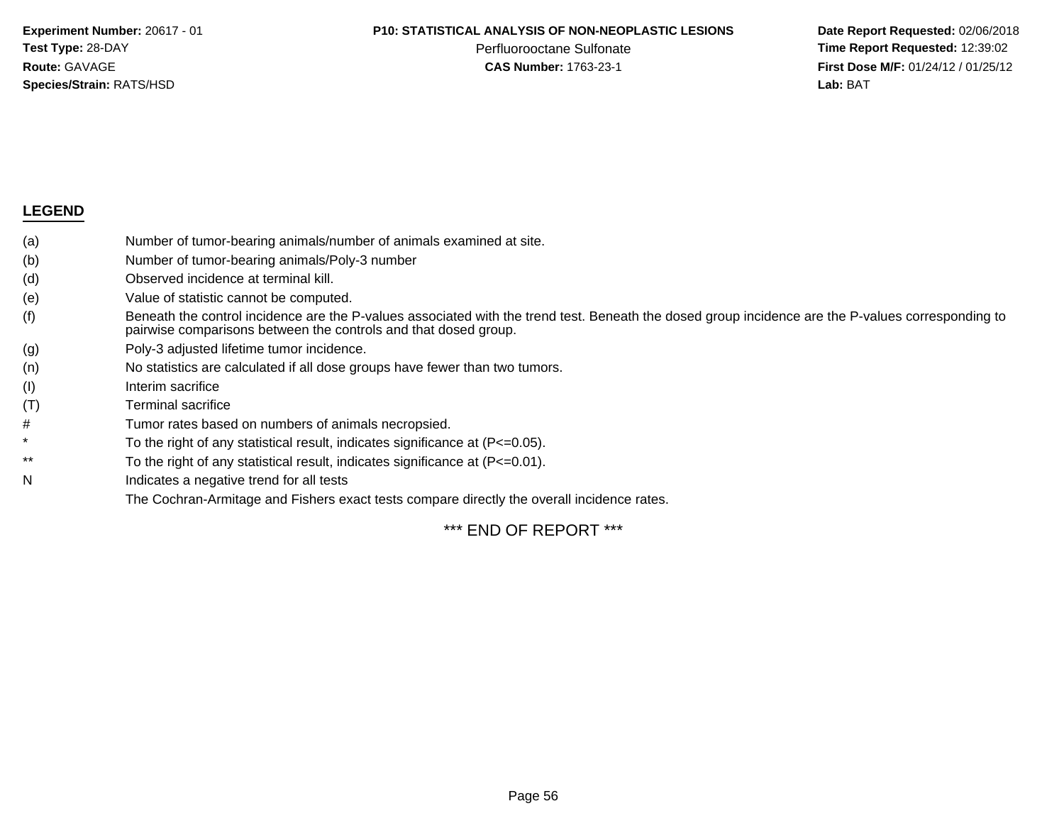## LEGEND

| | |
|---|---|
| (a) | Number of tumor-bearing animals/number of animals examined at site. |
| (b) | Number of tumor-bearing animals/Poly-3 number |
| (d) | Observed incidence at terminal kill. |
| (e) | Value of statistic cannot be computed. |
| (f) | Beneath the control incidence are the P-values associated with the trend test. Beneath the dosed group incidence are the P-values corresponding to pairwise comparisons between the controls and that dosed group. |
| (g) | Poly-3 adjusted lifetime tumor incidence. |
| (n) | No statistics are calculated if all dose groups have fewer than two tumors. |
| (I) | Interim sacrifice |
| (T) | Terminal sacrifice |
| # | Tumor rates based on numbers of animals necropsied. |
| * | To the right of any statistical result, indicates significance at (P<=0.05). |
| ** | To the right of any statistical result, indicates significance at (P<=0.01). |
| N | Indicates a negative trend for all tests |
| | The Cochran-Armitage and Fishers exact tests compare directly the overall incidence rates. |

*** END OF REPORT ***